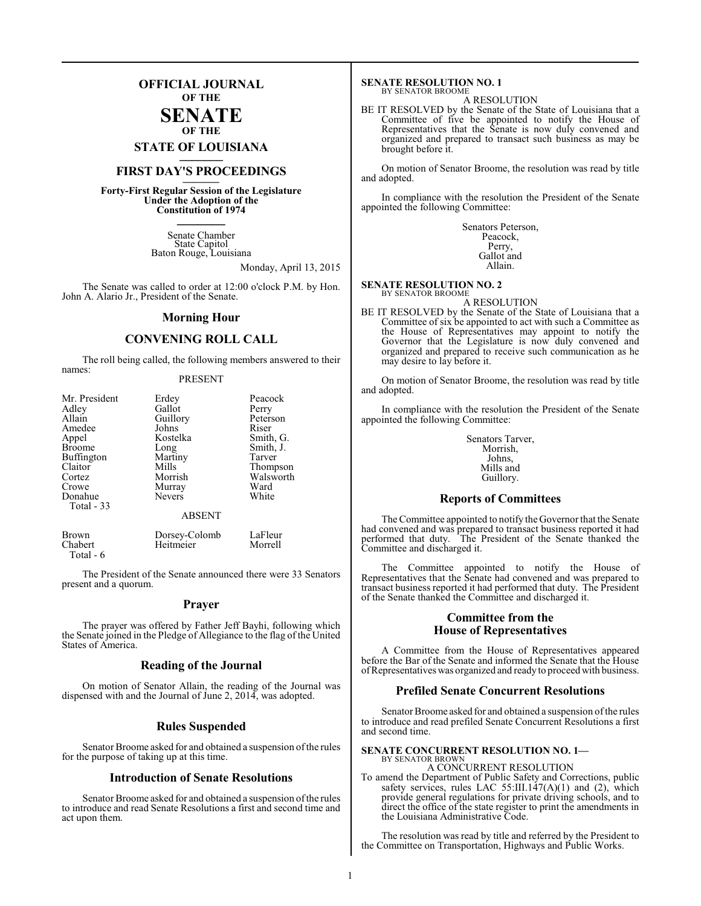# OFFICIAL JOURNAL OF THE SENATE OF THE STATE OF LOUISIANA

## FIRST DAY'S PROCEEDINGS

**Forty-First Regular Session of the Legislature Under the Adoption of the Constitution of 1974**

Senate Chamber
State Capitol
Baton Rouge, Louisiana

Monday, April 13, 2015

The Senate was called to order at 12:00 o'clock P.M. by Hon. John A. Alario Jr., President of the Senate.

## Morning Hour

## CONVENING ROLL CALL

The roll being called, the following members answered to their names:

PRESENT

| | | |
|---|---|---|
| Mr. President | Erdey | Peacock |
| Adley | Gallot | Perry |
| Allain | Guillory | Peterson |
| Amedee | Johns | Riser |
| Appel | Kostelka | Smith, G. |
| Broome | Long | Smith, J. |
| Buffington | Martiny | Tarver |
| Claitor | Mills | Thompson |
| Cortez | Morrish | Walsworth |
| Crowe | Murray | Ward |
| Donahue | Nevers | White |
| Total - 33 | | |

ABSENT

| | | |
|---|---|---|
| Brown | Dorsey-Colomb | LaFleur |
| Chabert | Heitmeier | Morrell |
| Total - 6 | | |

The President of the Senate announced there were 33 Senators present and a quorum.

## Prayer

The prayer was offered by Father Jeff Bayhi, following which the Senate joined in the Pledge of Allegiance to the flag of the United States of America.

## Reading of the Journal

On motion of Senator Allain, the reading of the Journal was dispensed with and the Journal of June 2, 2014, was adopted.

## Rules Suspended

Senator Broome asked for and obtained a suspension of the rules for the purpose of taking up at this time.

## Introduction of Senate Resolutions

Senator Broome asked for and obtained a suspension of the rules to introduce and read Senate Resolutions a first and second time and act upon them.

**SENATE RESOLUTION NO. 1**
BY SENATOR BROOME

A RESOLUTION

BE IT RESOLVED by the Senate of the State of Louisiana that a Committee of five be appointed to notify the House of Representatives that the Senate is now duly convened and organized and prepared to transact such business as may be brought before it.

On motion of Senator Broome, the resolution was read by title and adopted.

In compliance with the resolution the President of the Senate appointed the following Committee:

Senators Peterson,
Peacock,
Perry,
Gallot and
Allain.

**SENATE RESOLUTION NO. 2**
BY SENATOR BROOME

A RESOLUTION

BE IT RESOLVED by the Senate of the State of Louisiana that a Committee of six be appointed to act with such a Committee as the House of Representatives may appoint to notify the Governor that the Legislature is now duly convened and organized and prepared to receive such communication as he may desire to lay before it.

On motion of Senator Broome, the resolution was read by title and adopted.

In compliance with the resolution the President of the Senate appointed the following Committee:

Senators Tarver,
Morrish,
Johns,
Mills and
Guillory.

## Reports of Committees

The Committee appointed to notify the Governor that the Senate had convened and was prepared to transact business reported it had performed that duty. The President of the Senate thanked the Committee and discharged it.

The Committee appointed to notify the House of Representatives that the Senate had convened and was prepared to transact business reported it had performed that duty. The President of the Senate thanked the Committee and discharged it.

## Committee from the House of Representatives

A Committee from the House of Representatives appeared before the Bar of the Senate and informed the Senate that the House of Representatives was organized and ready to proceed with business.

## Prefiled Senate Concurrent Resolutions

Senator Broome asked for and obtained a suspension of the rules to introduce and read prefiled Senate Concurrent Resolutions a first and second time.

**SENATE CONCURRENT RESOLUTION NO. 1—**
BY SENATOR BROWN

A CONCURRENT RESOLUTION

To amend the Department of Public Safety and Corrections, public safety services, rules LAC 55:III.147(A)(1) and (2), which provide general regulations for private driving schools, and to direct the office of the state register to print the amendments in the Louisiana Administrative Code.

The resolution was read by title and referred by the President to the Committee on Transportation, Highways and Public Works.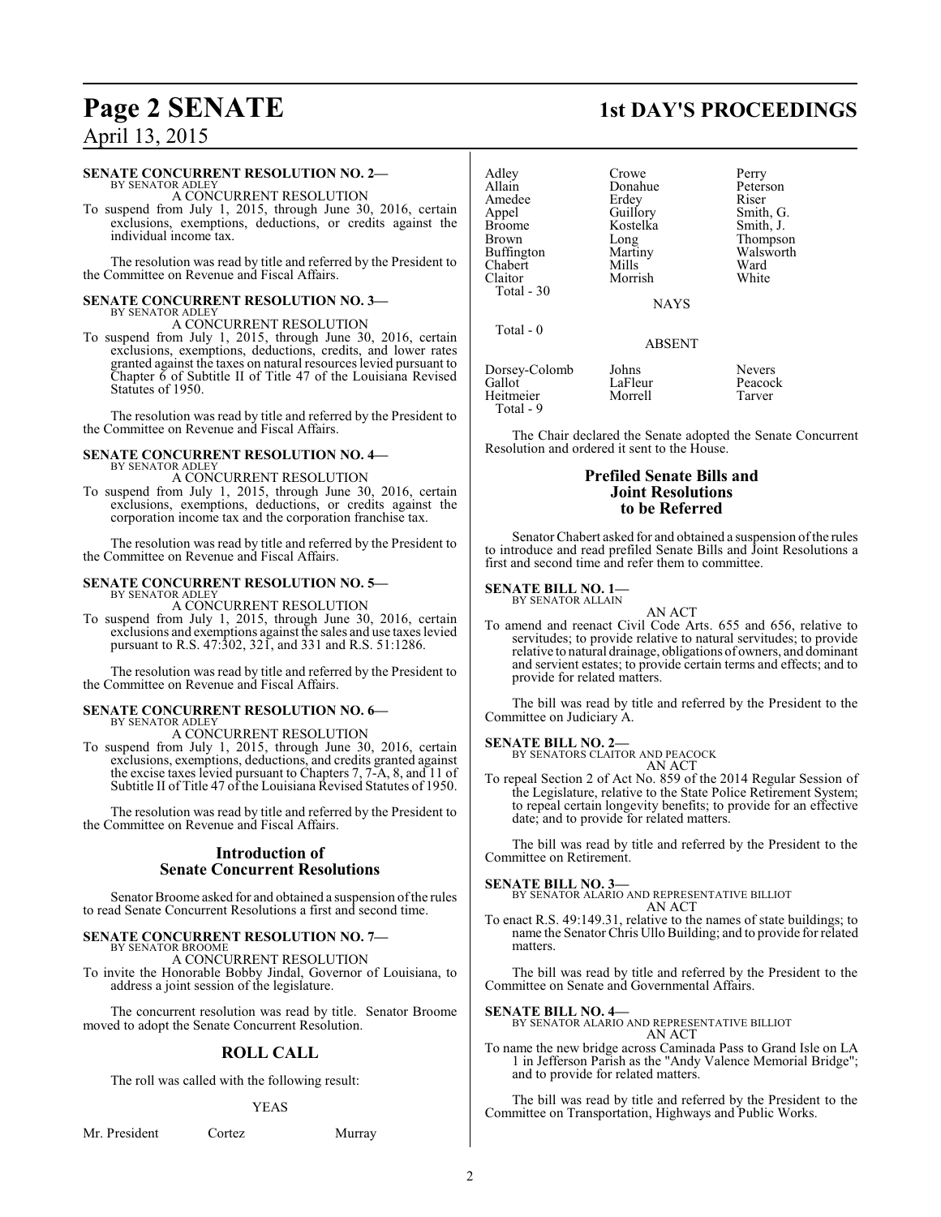**SENATE CONCURRENT RESOLUTION NO. 2—**
BY SENATOR ADLEY

A CONCURRENT RESOLUTION

To suspend from July 1, 2015, through June 30, 2016, certain exclusions, exemptions, deductions, or credits against the individual income tax.

The resolution was read by title and referred by the President to the Committee on Revenue and Fiscal Affairs.

**SENATE CONCURRENT RESOLUTION NO. 3—**
BY SENATOR ADLEY

A CONCURRENT RESOLUTION

To suspend from July 1, 2015, through June 30, 2016, certain exclusions, exemptions, deductions, credits, and lower rates granted against the taxes on natural resources levied pursuant to Chapter 6 of Subtitle II of Title 47 of the Louisiana Revised Statutes of 1950.

The resolution was read by title and referred by the President to the Committee on Revenue and Fiscal Affairs.

**SENATE CONCURRENT RESOLUTION NO. 4—**
BY SENATOR ADLEY

A CONCURRENT RESOLUTION

To suspend from July 1, 2015, through June 30, 2016, certain exclusions, exemptions, deductions, or credits against the corporation income tax and the corporation franchise tax.

The resolution was read by title and referred by the President to the Committee on Revenue and Fiscal Affairs.

**SENATE CONCURRENT RESOLUTION NO. 5—**
BY SENATOR ADLEY

A CONCURRENT RESOLUTION

To suspend from July 1, 2015, through June 30, 2016, certain exclusions and exemptions against the sales and use taxes levied pursuant to R.S. 47:302, 321, and 331 and R.S. 51:1286.

The resolution was read by title and referred by the President to the Committee on Revenue and Fiscal Affairs.

**SENATE CONCURRENT RESOLUTION NO. 6—**
BY SENATOR ADLEY

A CONCURRENT RESOLUTION

To suspend from July 1, 2015, through June 30, 2016, certain exclusions, exemptions, deductions, and credits granted against the excise taxes levied pursuant to Chapters 7, 7-A, 8, and 11 of Subtitle II of Title 47 of the Louisiana Revised Statutes of 1950.

The resolution was read by title and referred by the President to the Committee on Revenue and Fiscal Affairs.

## Introduction of Senate Concurrent Resolutions

Senator Broome asked for and obtained a suspension of the rules to read Senate Concurrent Resolutions a first and second time.

**SENATE CONCURRENT RESOLUTION NO. 7—**
BY SENATOR BROOME

A CONCURRENT RESOLUTION

To invite the Honorable Bobby Jindal, Governor of Louisiana, to address a joint session of the legislature.

The concurrent resolution was read by title. Senator Broome moved to adopt the Senate Concurrent Resolution.

## ROLL CALL

The roll was called with the following result:

YEAS

| | | |
|---|---|---|
| Mr. President | Cortez | Murray |
| Adley | Crowe | Perry |
| Allain | Donahue | Peterson |
| Amedee | Erdey | Riser |
| Appel | Guillory | Smith, G. |
| Broome | Kostelka | Smith, J. |
| Brown | Long | Thompson |
| Buffington | Martiny | Walsworth |
| Chabert | Mills | Ward |
| Claitor | Morrish | White |

Total - 30

NAYS

Total - 0

ABSENT

| | | |
|---|---|---|
| Dorsey-Colomb | Johns | Nevers |
| Gallot | LaFleur | Peacock |
| Heitmeier | Morrell | Tarver |

Total - 9

The Chair declared the Senate adopted the Senate Concurrent Resolution and ordered it sent to the House.

## Prefiled Senate Bills and Joint Resolutions to be Referred

Senator Chabert asked for and obtained a suspension of the rules to introduce and read prefiled Senate Bills and Joint Resolutions a first and second time and refer them to committee.

**SENATE BILL NO. 1—**
BY SENATOR ALLAIN

AN ACT

To amend and reenact Civil Code Arts. 655 and 656, relative to servitudes; to provide relative to natural servitudes; to provide relative to natural drainage, obligations of owners, and dominant and servient estates; to provide certain terms and effects; and to provide for related matters.

The bill was read by title and referred by the President to the Committee on Judiciary A.

**SENATE BILL NO. 2—**
BY SENATORS CLAITOR AND PEACOCK

AN ACT

To repeal Section 2 of Act No. 859 of the 2014 Regular Session of the Legislature, relative to the State Police Retirement System; to repeal certain longevity benefits; to provide for an effective date; and to provide for related matters.

The bill was read by title and referred by the President to the Committee on Retirement.

**SENATE BILL NO. 3—**
BY SENATOR ALARIO AND REPRESENTATIVE BILLIOT

AN ACT

To enact R.S. 49:149.31, relative to the names of state buildings; to name the Senator Chris Ullo Building; and to provide for related matters.

The bill was read by title and referred by the President to the Committee on Senate and Governmental Affairs.

**SENATE BILL NO. 4—**
BY SENATOR ALARIO AND REPRESENTATIVE BILLIOT

AN ACT

To name the new bridge across Caminada Pass to Grand Isle on LA 1 in Jefferson Parish as the "Andy Valence Memorial Bridge"; and to provide for related matters.

The bill was read by title and referred by the President to the Committee on Transportation, Highways and Public Works.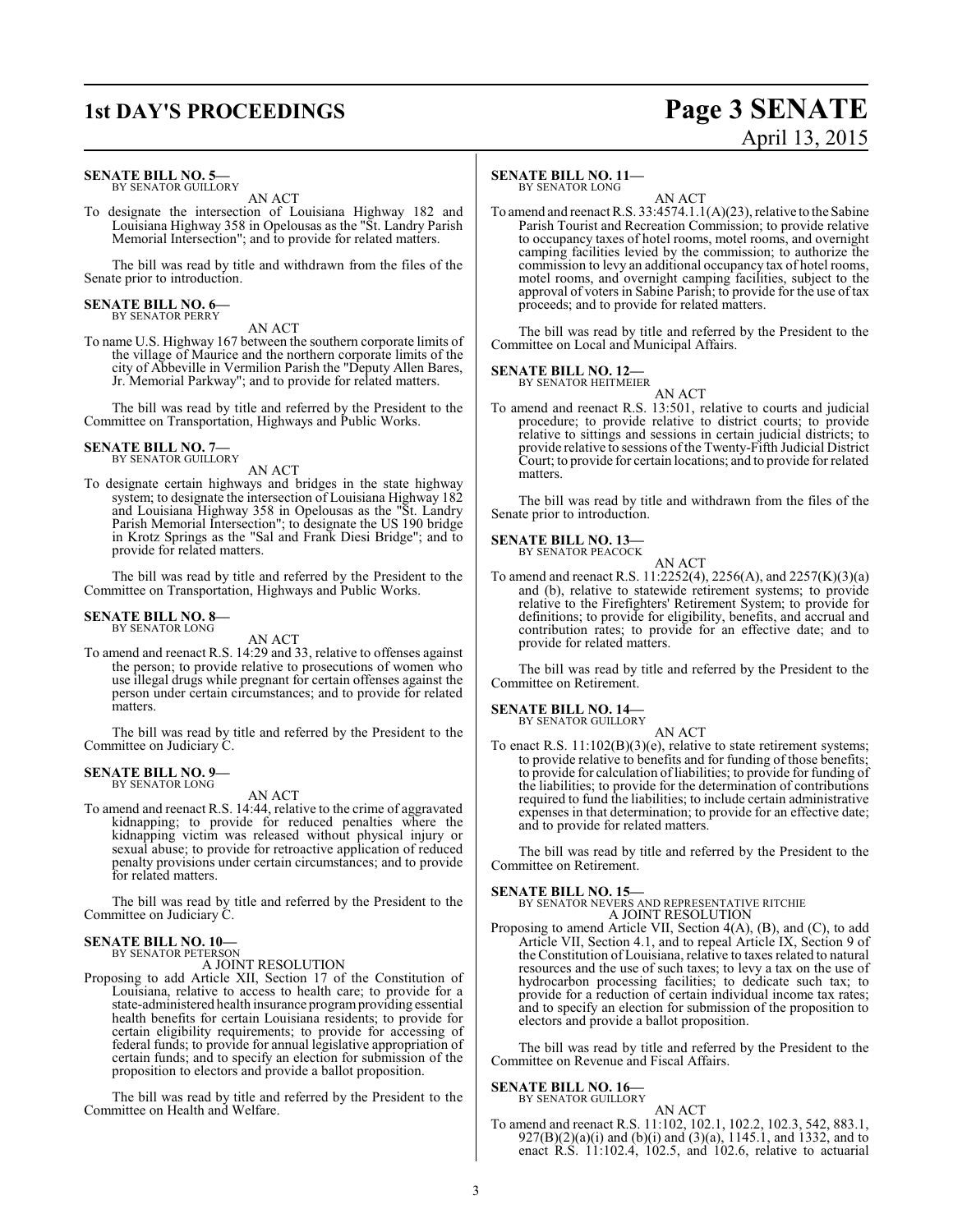**SENATE BILL NO. 5—**
BY SENATOR GUILLORY

AN ACT

To designate the intersection of Louisiana Highway 182 and Louisiana Highway 358 in Opelousas as the "St. Landry Parish Memorial Intersection"; and to provide for related matters.

The bill was read by title and withdrawn from the files of the Senate prior to introduction.

**SENATE BILL NO. 6—**
BY SENATOR PERRY

AN ACT

To name U.S. Highway 167 between the southern corporate limits of the village of Maurice and the northern corporate limits of the city of Abbeville in Vermilion Parish the "Deputy Allen Bares, Jr. Memorial Parkway"; and to provide for related matters.

The bill was read by title and referred by the President to the Committee on Transportation, Highways and Public Works.

**SENATE BILL NO. 7—**
BY SENATOR GUILLORY

AN ACT

To designate certain highways and bridges in the state highway system; to designate the intersection of Louisiana Highway 182 and Louisiana Highway 358 in Opelousas as the "St. Landry Parish Memorial Intersection"; to designate the US 190 bridge in Krotz Springs as the "Sal and Frank Diesi Bridge"; and to provide for related matters.

The bill was read by title and referred by the President to the Committee on Transportation, Highways and Public Works.

**SENATE BILL NO. 8—**
BY SENATOR LONG

AN ACT

To amend and reenact R.S. 14:29 and 33, relative to offenses against the person; to provide relative to prosecutions of women who use illegal drugs while pregnant for certain offenses against the person under certain circumstances; and to provide for related matters.

The bill was read by title and referred by the President to the Committee on Judiciary C.

**SENATE BILL NO. 9—**
BY SENATOR LONG

AN ACT

To amend and reenact R.S. 14:44, relative to the crime of aggravated kidnapping; to provide for reduced penalties where the kidnapping victim was released without physical injury or sexual abuse; to provide for retroactive application of reduced penalty provisions under certain circumstances; and to provide for related matters.

The bill was read by title and referred by the President to the Committee on Judiciary C.

**SENATE BILL NO. 10—**
BY SENATOR PETERSON

A JOINT RESOLUTION

Proposing to add Article XII, Section 17 of the Constitution of Louisiana, relative to access to health care; to provide for a state-administered health insurance program providing essential health benefits for certain Louisiana residents; to provide for certain eligibility requirements; to provide for accessing of federal funds; to provide for annual legislative appropriation of certain funds; and to specify an election for submission of the proposition to electors and provide a ballot proposition.

The bill was read by title and referred by the President to the Committee on Health and Welfare.

**SENATE BILL NO. 11—**
BY SENATOR LONG

AN ACT

To amend and reenact R.S. 33:4574.1.1(A)(23), relative to the Sabine Parish Tourist and Recreation Commission; to provide relative to occupancy taxes of hotel rooms, motel rooms, and overnight camping facilities levied by the commission; to authorize the commission to levy an additional occupancy tax of hotel rooms, motel rooms, and overnight camping facilities, subject to the approval of voters in Sabine Parish; to provide for the use of tax proceeds; and to provide for related matters.

The bill was read by title and referred by the President to the Committee on Local and Municipal Affairs.

**SENATE BILL NO. 12—**
BY SENATOR HEITMEIER

AN ACT

To amend and reenact R.S. 13:501, relative to courts and judicial procedure; to provide relative to district courts; to provide relative to sittings and sessions in certain judicial districts; to provide relative to sessions of the Twenty-Fifth Judicial District Court; to provide for certain locations; and to provide for related matters.

The bill was read by title and withdrawn from the files of the Senate prior to introduction.

**SENATE BILL NO. 13—**
BY SENATOR PEACOCK

AN ACT

To amend and reenact R.S. 11:2252(4), 2256(A), and 2257(K)(3)(a) and (b), relative to statewide retirement systems; to provide relative to the Firefighters' Retirement System; to provide for definitions; to provide for eligibility, benefits, and accrual and contribution rates; to provide for an effective date; and to provide for related matters.

The bill was read by title and referred by the President to the Committee on Retirement.

**SENATE BILL NO. 14—**
BY SENATOR GUILLORY

AN ACT

To enact R.S. 11:102(B)(3)(e), relative to state retirement systems; to provide relative to benefits and for funding of those benefits; to provide for calculation of liabilities; to provide for funding of the liabilities; to provide for the determination of contributions required to fund the liabilities; to include certain administrative expenses in that determination; to provide for an effective date; and to provide for related matters.

The bill was read by title and referred by the President to the Committee on Retirement.

**SENATE BILL NO. 15—**
BY SENATOR NEVERS AND REPRESENTATIVE RITCHIE

A JOINT RESOLUTION

Proposing to amend Article VII, Section 4(A), (B), and (C), to add Article VII, Section 4.1, and to repeal Article IX, Section 9 of the Constitution of Louisiana, relative to taxes related to natural resources and the use of such taxes; to levy a tax on the use of hydrocarbon processing facilities; to dedicate such tax; to provide for a reduction of certain individual income tax rates; and to specify an election for submission of the proposition to electors and provide a ballot proposition.

The bill was read by title and referred by the President to the Committee on Revenue and Fiscal Affairs.

**SENATE BILL NO. 16—**
BY SENATOR GUILLORY

AN ACT

To amend and reenact R.S. 11:102, 102.1, 102.2, 102.3, 542, 883.1, 927(B)(2)(a)(i) and (b)(i) and (3)(a), 1145.1, and 1332, and to enact R.S. 11:102.4, 102.5, and 102.6, relative to actuarial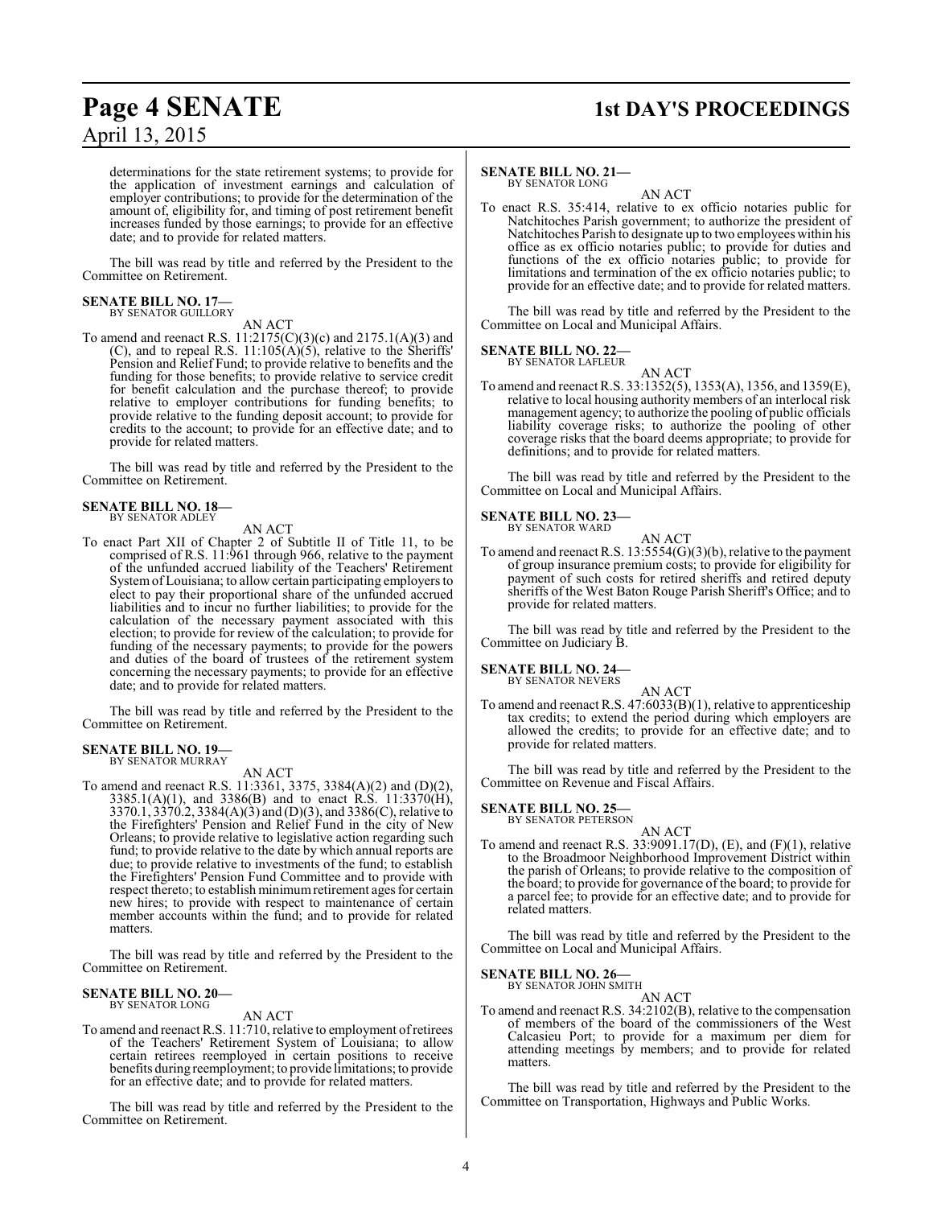determinations for the state retirement systems; to provide for the application of investment earnings and calculation of employer contributions; to provide for the determination of the amount of, eligibility for, and timing of post retirement benefit increases funded by those earnings; to provide for an effective date; and to provide for related matters.

The bill was read by title and referred by the President to the Committee on Retirement.

**SENATE BILL NO. 17—**
BY SENATOR GUILLORY

AN ACT

To amend and reenact R.S. 11:2175(C)(3)(c) and 2175.1(A)(3) and (C), and to repeal R.S. 11:105(A)(5), relative to the Sheriffs' Pension and Relief Fund; to provide relative to benefits and the funding for those benefits; to provide relative to service credit for benefit calculation and the purchase thereof; to provide relative to employer contributions for funding benefits; to provide relative to the funding deposit account; to provide for credits to the account; to provide for an effective date; and to provide for related matters.

The bill was read by title and referred by the President to the Committee on Retirement.

**SENATE BILL NO. 18—**
BY SENATOR ADLEY

AN ACT

To enact Part XII of Chapter 2 of Subtitle II of Title 11, to be comprised of R.S. 11:961 through 966, relative to the payment of the unfunded accrued liability of the Teachers' Retirement System of Louisiana; to allow certain participating employers to elect to pay their proportional share of the unfunded accrued liabilities and to incur no further liabilities; to provide for the calculation of the necessary payment associated with this election; to provide for review of the calculation; to provide for funding of the necessary payments; to provide for the powers and duties of the board of trustees of the retirement system concerning the necessary payments; to provide for an effective date; and to provide for related matters.

The bill was read by title and referred by the President to the Committee on Retirement.

**SENATE BILL NO. 19—**
BY SENATOR MURRAY

AN ACT

To amend and reenact R.S. 11:3361, 3375, 3384(A)(2) and (D)(2), 3385.1(A)(1), and 3386(B) and to enact R.S. 11:3370(H), 3370.1, 3370.2, 3384(A)(3) and (D)(3), and 3386(C), relative to the Firefighters' Pension and Relief Fund in the city of New Orleans; to provide relative to legislative action regarding such fund; to provide relative to the date by which annual reports are due; to provide relative to investments of the fund; to establish the Firefighters' Pension Fund Committee and to provide with respect thereto; to establish minimum retirement ages for certain new hires; to provide with respect to maintenance of certain member accounts within the fund; and to provide for related matters.

The bill was read by title and referred by the President to the Committee on Retirement.

**SENATE BILL NO. 20—**
BY SENATOR LONG

AN ACT

To amend and reenact R.S. 11:710, relative to employment of retirees of the Teachers' Retirement System of Louisiana; to allow certain retirees reemployed in certain positions to receive benefits during reemployment; to provide limitations; to provide for an effective date; and to provide for related matters.

The bill was read by title and referred by the President to the Committee on Retirement.

**SENATE BILL NO. 21—**
BY SENATOR LONG

AN ACT

To enact R.S. 35:414, relative to ex officio notaries public for Natchitoches Parish government; to authorize the president of Natchitoches Parish to designate up to two employees within his office as ex officio notaries public; to provide for duties and functions of the ex officio notaries public; to provide for limitations and termination of the ex officio notaries public; to provide for an effective date; and to provide for related matters.

The bill was read by title and referred by the President to the Committee on Local and Municipal Affairs.

**SENATE BILL NO. 22—**
BY SENATOR LAFLEUR

AN ACT

To amend and reenact R.S. 33:1352(5), 1353(A), 1356, and 1359(E), relative to local housing authority members of an interlocal risk management agency; to authorize the pooling of public officials liability coverage risks; to authorize the pooling of other coverage risks that the board deems appropriate; to provide for definitions; and to provide for related matters.

The bill was read by title and referred by the President to the Committee on Local and Municipal Affairs.

**SENATE BILL NO. 23—**
BY SENATOR WARD

AN ACT

To amend and reenact R.S. 13:5554(G)(3)(b), relative to the payment of group insurance premium costs; to provide for eligibility for payment of such costs for retired sheriffs and retired deputy sheriffs of the West Baton Rouge Parish Sheriff's Office; and to provide for related matters.

The bill was read by title and referred by the President to the Committee on Judiciary B.

**SENATE BILL NO. 24—**
BY SENATOR NEVERS

AN ACT

To amend and reenact R.S. 47:6033(B)(1), relative to apprenticeship tax credits; to extend the period during which employers are allowed the credits; to provide for an effective date; and to provide for related matters.

The bill was read by title and referred by the President to the Committee on Revenue and Fiscal Affairs.

**SENATE BILL NO. 25—**
BY SENATOR PETERSON

AN ACT

To amend and reenact R.S. 33:9091.17(D), (E), and (F)(1), relative to the Broadmoor Neighborhood Improvement District within the parish of Orleans; to provide relative to the composition of the board; to provide for governance of the board; to provide for a parcel fee; to provide for an effective date; and to provide for related matters.

The bill was read by title and referred by the President to the Committee on Local and Municipal Affairs.

**SENATE BILL NO. 26—**
BY SENATOR JOHN SMITH

AN ACT

To amend and reenact R.S. 34:2102(B), relative to the compensation of members of the board of the commissioners of the West Calcasieu Port; to provide for a maximum per diem for attending meetings by members; and to provide for related matters.

The bill was read by title and referred by the President to the Committee on Transportation, Highways and Public Works.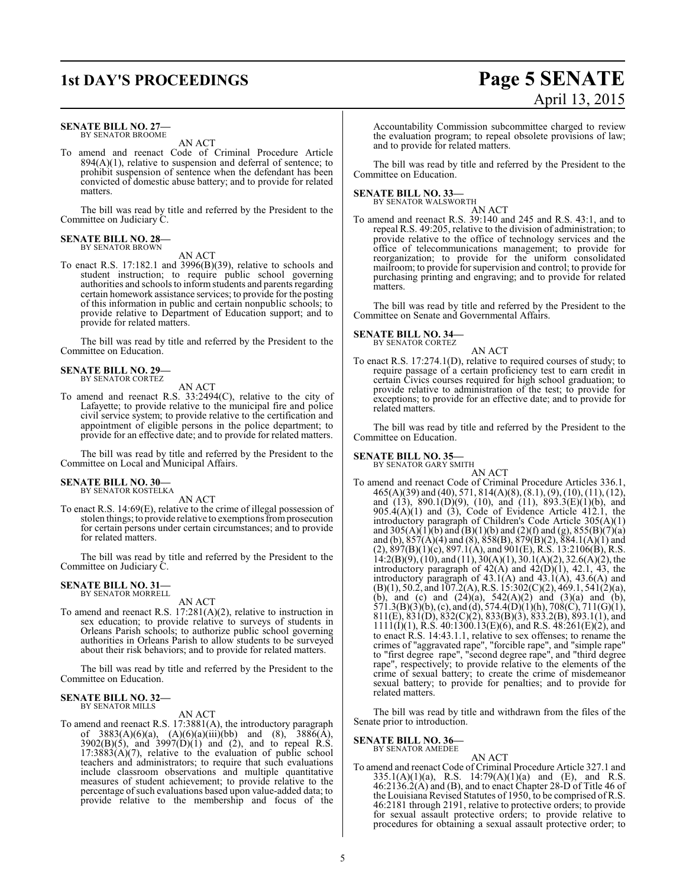**SENATE BILL NO. 27—**
BY SENATOR BROOME

AN ACT

To amend and reenact Code of Criminal Procedure Article 894(A)(1), relative to suspension and deferral of sentence; to prohibit suspension of sentence when the defendant has been convicted of domestic abuse battery; and to provide for related matters.

The bill was read by title and referred by the President to the Committee on Judiciary C.

**SENATE BILL NO. 28—**
BY SENATOR BROWN

AN ACT

To enact R.S. 17:182.1 and 3996(B)(39), relative to schools and student instruction; to require public school governing authorities and schools to inform students and parents regarding certain homework assistance services; to provide for the posting of this information in public and certain nonpublic schools; to provide relative to Department of Education support; and to provide for related matters.

The bill was read by title and referred by the President to the Committee on Education.

**SENATE BILL NO. 29—**
BY SENATOR CORTEZ

AN ACT

To amend and reenact R.S. 33:2494(C), relative to the city of Lafayette; to provide relative to the municipal fire and police civil service system; to provide relative to the certification and appointment of eligible persons in the police department; to provide for an effective date; and to provide for related matters.

The bill was read by title and referred by the President to the Committee on Local and Municipal Affairs.

**SENATE BILL NO. 30—**
BY SENATOR KOSTELKA

AN ACT

To enact R.S. 14:69(E), relative to the crime of illegal possession of stolen things; to provide relative to exemptions from prosecution for certain persons under certain circumstances; and to provide for related matters.

The bill was read by title and referred by the President to the Committee on Judiciary C.

**SENATE BILL NO. 31—**
BY SENATOR MORRELL

AN ACT

To amend and reenact R.S. 17:281(A)(2), relative to instruction in sex education; to provide relative to surveys of students in Orleans Parish schools; to authorize public school governing authorities in Orleans Parish to allow students to be surveyed about their risk behaviors; and to provide for related matters.

The bill was read by title and referred by the President to the Committee on Education.

**SENATE BILL NO. 32—**
BY SENATOR MILLS

AN ACT

To amend and reenact R.S. 17:3881(A), the introductory paragraph of 3883(A)(6)(a), (A)(6)(a)(iii)(bb) and (8), 3886(A), 3902(B)(5), and 3997(D)(1) and (2), and to repeal R.S. 17:3883(A)(7), relative to the evaluation of public school teachers and administrators; to require that such evaluations include classroom observations and multiple quantitative measures of student achievement; to provide relative to the percentage of such evaluations based upon value-added data; to provide relative to the membership and focus of the Accountability Commission subcommittee charged to review the evaluation program; to repeal obsolete provisions of law; and to provide for related matters.

The bill was read by title and referred by the President to the Committee on Education.

**SENATE BILL NO. 33—**
BY SENATOR WALSWORTH

AN ACT

To amend and reenact R.S. 39:140 and 245 and R.S. 43:1, and to repeal R.S. 49:205, relative to the division of administration; to provide relative to the office of technology services and the office of telecommunications management; to provide for reorganization; to provide for the uniform consolidated mailroom; to provide for supervision and control; to provide for purchasing printing and engraving; and to provide for related matters.

The bill was read by title and referred by the President to the Committee on Senate and Governmental Affairs.

**SENATE BILL NO. 34—**
BY SENATOR CORTEZ

AN ACT

To enact R.S. 17:274.1(D), relative to required courses of study; to require passage of a certain proficiency test to earn credit in certain Civics courses required for high school graduation; to provide relative to administration of the test; to provide for exceptions; to provide for an effective date; and to provide for related matters.

The bill was read by title and referred by the President to the Committee on Education.

**SENATE BILL NO. 35—**
BY SENATOR GARY SMITH

AN ACT

To amend and reenact Code of Criminal Procedure Articles 336.1, 465(A)(39) and (40), 571, 814(A)(8), (8.1), (9), (10), (11), (12), and (13), 890.1(D)(9), (10), and (11), 893.3(E)(1)(b), and 905.4(A)(1) and (3), Code of Evidence Article 412.1, the introductory paragraph of Children's Code Article 305(A)(1) and 305(A)(1)(b) and (B)(1)(b) and (2)(f) and (g), 855(B)(7)(a) and (b), 857(A)(4) and (8), 858(B), 879(B)(2), 884.1(A)(1) and (2), 897(B)(1)(c), 897.1(A), and 901(E), R.S. 13:2106(B), R.S. 14:2(B)(9), (10), and (11), 30(A)(1), 30.1(A)(2), 32.6(A)(2), the introductory paragraph of 42(A) and 42(D)(1), 42.1, 43, the introductory paragraph of 43.1(A) and 43.1(A), 43.6(A) and (B)(1), 50.2, and 107.2(A), R.S. 15:302(C)(2), 469.1, 541(2)(a), (b), and (c) and (24)(a), 542(A)(2) and (3)(a) and (b), 571.3(B)(3)(b), (c), and (d), 574.4(D)(1)(h), 708(C), 711(G)(1), 811(E), 831(D), 832(C)(2), 833(B)(3), 833.2(B), 893.1(1), and 1111(I)(1), R.S. 40:1300.13(E)(6), and R.S. 48:261(E)(2), and to enact R.S. 14:43.1.1, relative to sex offenses; to rename the crimes of "aggravated rape", "forcible rape", and "simple rape" to "first degree rape", "second degree rape", and "third degree rape", respectively; to provide relative to the elements of the crime of sexual battery; to create the crime of misdemeanor sexual battery; to provide for penalties; and to provide for related matters.

The bill was read by title and withdrawn from the files of the Senate prior to introduction.

**SENATE BILL NO. 36—**
BY SENATOR AMEDEE

AN ACT

To amend and reenact Code of Criminal Procedure Article 327.1 and 335.1(A)(1)(a), R.S. 14:79(A)(1)(a) and (E), and R.S. 46:2136.2(A) and (B), and to enact Chapter 28-D of Title 46 of the Louisiana Revised Statutes of 1950, to be comprised of R.S. 46:2181 through 2191, relative to protective orders; to provide for sexual assault protective orders; to provide relative to procedures for obtaining a sexual assault protective order; to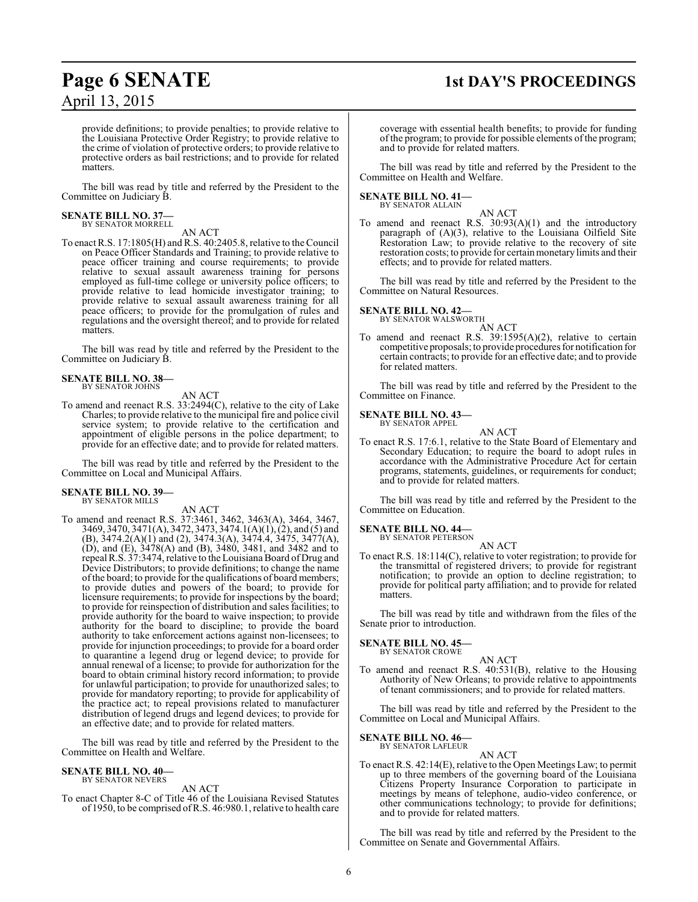provide definitions; to provide penalties; to provide relative to the Louisiana Protective Order Registry; to provide relative to the crime of violation of protective orders; to provide relative to protective orders as bail restrictions; and to provide for related matters.

The bill was read by title and referred by the President to the Committee on Judiciary B.

**SENATE BILL NO. 37—**
BY SENATOR MORRELL

AN ACT

To enact R.S. 17:1805(H) and R.S. 40:2405.8, relative to the Council on Peace Officer Standards and Training; to provide relative to peace officer training and course requirements; to provide relative to sexual assault awareness training for persons employed as full-time college or university police officers; to provide relative to lead homicide investigator training; to provide relative to sexual assault awareness training for all peace officers; to provide for the promulgation of rules and regulations and the oversight thereof; and to provide for related matters.

The bill was read by title and referred by the President to the Committee on Judiciary B.

**SENATE BILL NO. 38—**
BY SENATOR JOHNS

AN ACT

To amend and reenact R.S. 33:2494(C), relative to the city of Lake Charles; to provide relative to the municipal fire and police civil service system; to provide relative to the certification and appointment of eligible persons in the police department; to provide for an effective date; and to provide for related matters.

The bill was read by title and referred by the President to the Committee on Local and Municipal Affairs.

**SENATE BILL NO. 39—**
BY SENATOR MILLS

AN ACT

To amend and reenact R.S. 37:3461, 3462, 3463(A), 3464, 3467, 3469, 3470, 3471(A), 3472, 3473, 3474.1(A)(1), (2), and (5) and (B), 3474.2(A)(1) and (2), 3474.3(A), 3474.4, 3475, 3477(A), (D), and (E), 3478(A) and (B), 3480, 3481, and 3482 and to repeal R.S. 37:3474, relative to the Louisiana Board of Drug and Device Distributors; to provide definitions; to change the name of the board; to provide for the qualifications of board members; to provide duties and powers of the board; to provide for licensure requirements; to provide for inspections by the board; to provide for reinspection of distribution and sales facilities; to provide authority for the board to waive inspection; to provide authority for the board to discipline; to provide the board authority to take enforcement actions against non-licensees; to provide for injunction proceedings; to provide for a board order to quarantine a legend drug or legend device; to provide for annual renewal of a license; to provide for authorization for the board to obtain criminal history record information; to provide for unlawful participation; to provide for unauthorized sales; to provide for mandatory reporting; to provide for applicability of the practice act; to repeal provisions related to manufacturer distribution of legend drugs and legend devices; to provide for an effective date; and to provide for related matters.

The bill was read by title and referred by the President to the Committee on Health and Welfare.

**SENATE BILL NO. 40—**
BY SENATOR NEVERS

AN ACT

To enact Chapter 8-C of Title 46 of the Louisiana Revised Statutes of 1950, to be comprised of R.S. 46:980.1, relative to health care coverage with essential health benefits; to provide for funding of the program; to provide for possible elements of the program; and to provide for related matters.

The bill was read by title and referred by the President to the Committee on Health and Welfare.

**SENATE BILL NO. 41—**
BY SENATOR ALLAIN

AN ACT

To amend and reenact R.S. 30:93(A)(1) and the introductory paragraph of (A)(3), relative to the Louisiana Oilfield Site Restoration Law; to provide relative to the recovery of site restoration costs; to provide for certain monetary limits and their effects; and to provide for related matters.

The bill was read by title and referred by the President to the Committee on Natural Resources.

**SENATE BILL NO. 42—**
BY SENATOR WALSWORTH

AN ACT

To amend and reenact R.S. 39:1595(A)(2), relative to certain competitive proposals; to provide procedures for notification for certain contracts; to provide for an effective date; and to provide for related matters.

The bill was read by title and referred by the President to the Committee on Finance.

**SENATE BILL NO. 43—**
BY SENATOR APPEL

AN ACT

To enact R.S. 17:6.1, relative to the State Board of Elementary and Secondary Education; to require the board to adopt rules in accordance with the Administrative Procedure Act for certain programs, statements, guidelines, or requirements for conduct; and to provide for related matters.

The bill was read by title and referred by the President to the Committee on Education.

**SENATE BILL NO. 44—**
BY SENATOR PETERSON

AN ACT

To enact R.S. 18:114(C), relative to voter registration; to provide for the transmittal of registered drivers; to provide for registrant notification; to provide an option to decline registration; to provide for political party affiliation; and to provide for related matters.

The bill was read by title and withdrawn from the files of the Senate prior to introduction.

**SENATE BILL NO. 45—**
BY SENATOR CROWE

AN ACT

To amend and reenact R.S. 40:531(B), relative to the Housing Authority of New Orleans; to provide relative to appointments of tenant commissioners; and to provide for related matters.

The bill was read by title and referred by the President to the Committee on Local and Municipal Affairs.

**SENATE BILL NO. 46—**
BY SENATOR LAFLEUR

AN ACT

To enact R.S. 42:14(E), relative to the Open Meetings Law; to permit up to three members of the governing board of the Louisiana Citizens Property Insurance Corporation to participate in meetings by means of telephone, audio-video conference, or other communications technology; to provide for definitions; and to provide for related matters.

The bill was read by title and referred by the President to the Committee on Senate and Governmental Affairs.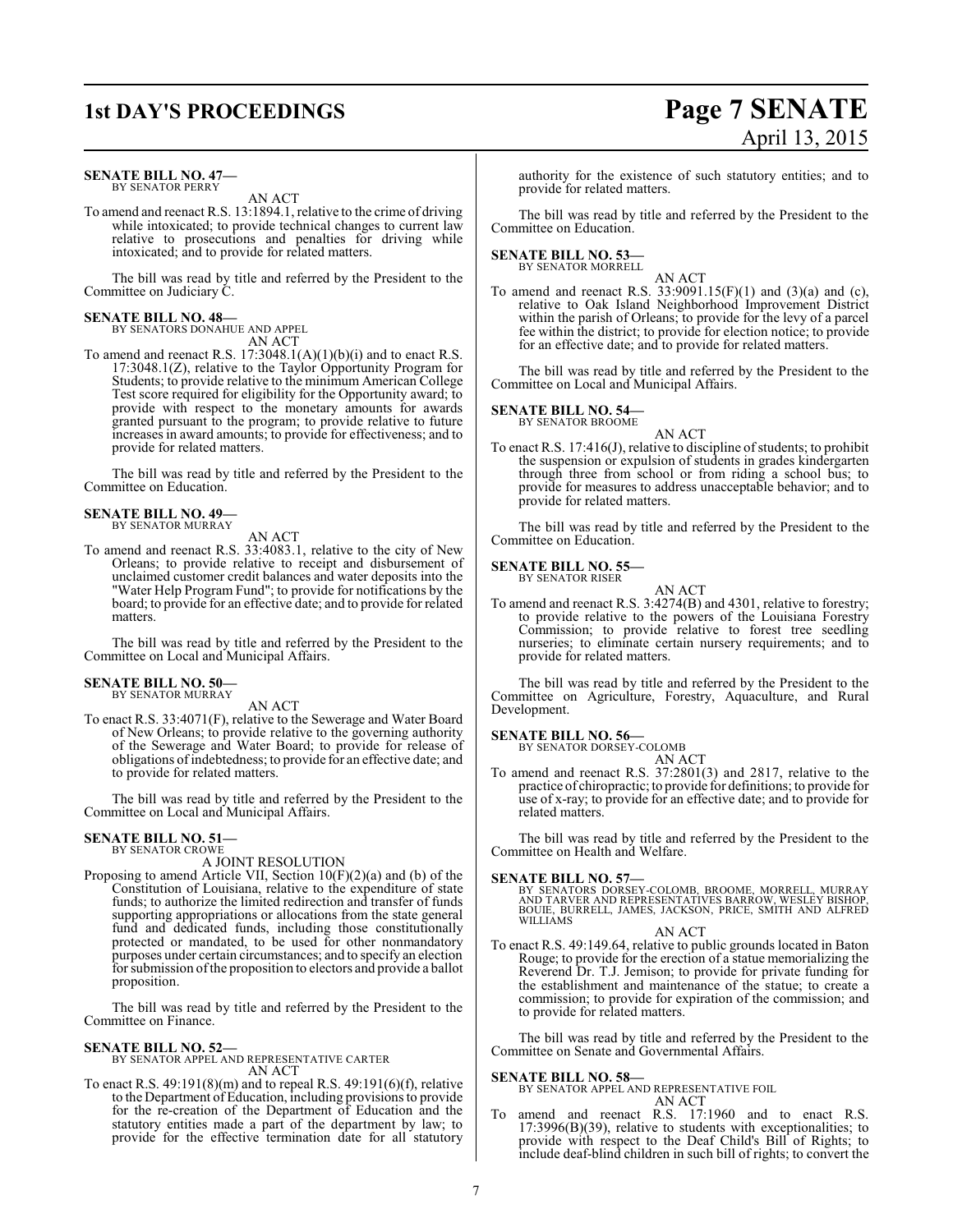**SENATE BILL NO. 47—**
BY SENATOR PERRY

AN ACT

To amend and reenact R.S. 13:1894.1, relative to the crime of driving while intoxicated; to provide technical changes to current law relative to prosecutions and penalties for driving while intoxicated; and to provide for related matters.

The bill was read by title and referred by the President to the Committee on Judiciary C.

**SENATE BILL NO. 48—**
BY SENATORS DONAHUE AND APPEL

AN ACT

To amend and reenact R.S. 17:3048.1(A)(1)(b)(i) and to enact R.S. 17:3048.1(Z), relative to the Taylor Opportunity Program for Students; to provide relative to the minimum American College Test score required for eligibility for the Opportunity award; to provide with respect to the monetary amounts for awards granted pursuant to the program; to provide relative to future increases in award amounts; to provide for effectiveness; and to provide for related matters.

The bill was read by title and referred by the President to the Committee on Education.

**SENATE BILL NO. 49—**
BY SENATOR MURRAY

AN ACT

To amend and reenact R.S. 33:4083.1, relative to the city of New Orleans; to provide relative to receipt and disbursement of unclaimed customer credit balances and water deposits into the "Water Help Program Fund"; to provide for notifications by the board; to provide for an effective date; and to provide for related matters.

The bill was read by title and referred by the President to the Committee on Local and Municipal Affairs.

**SENATE BILL NO. 50—**
BY SENATOR MURRAY

AN ACT

To enact R.S. 33:4071(F), relative to the Sewerage and Water Board of New Orleans; to provide relative to the governing authority of the Sewerage and Water Board; to provide for release of obligations of indebtedness; to provide for an effective date; and to provide for related matters.

The bill was read by title and referred by the President to the Committee on Local and Municipal Affairs.

**SENATE BILL NO. 51—**
BY SENATOR CROWE

A JOINT RESOLUTION

Proposing to amend Article VII, Section 10(F)(2)(a) and (b) of the Constitution of Louisiana, relative to the expenditure of state funds; to authorize the limited redirection and transfer of funds supporting appropriations or allocations from the state general fund and dedicated funds, including those constitutionally protected or mandated, to be used for other nonmandatory purposes under certain circumstances; and to specify an election for submission of the proposition to electors and provide a ballot proposition.

The bill was read by title and referred by the President to the Committee on Finance.

**SENATE BILL NO. 52—**
BY SENATOR APPEL AND REPRESENTATIVE CARTER

AN ACT

To enact R.S. 49:191(8)(m) and to repeal R.S. 49:191(6)(f), relative to the Department of Education, including provisions to provide for the re-creation of the Department of Education and the statutory entities made a part of the department by law; to provide for the effective termination date for all statutory authority for the existence of such statutory entities; and to provide for related matters.

The bill was read by title and referred by the President to the Committee on Education.

**SENATE BILL NO. 53—**
BY SENATOR MORRELL

AN ACT

To amend and reenact R.S. 33:9091.15(F)(1) and (3)(a) and (c), relative to Oak Island Neighborhood Improvement District within the parish of Orleans; to provide for the levy of a parcel fee within the district; to provide for election notice; to provide for an effective date; and to provide for related matters.

The bill was read by title and referred by the President to the Committee on Local and Municipal Affairs.

**SENATE BILL NO. 54—**
BY SENATOR BROOME

AN ACT

To enact R.S. 17:416(J), relative to discipline of students; to prohibit the suspension or expulsion of students in grades kindergarten through three from school or from riding a school bus; to provide for measures to address unacceptable behavior; and to provide for related matters.

The bill was read by title and referred by the President to the Committee on Education.

**SENATE BILL NO. 55—**
BY SENATOR RISER

AN ACT

To amend and reenact R.S. 3:4274(B) and 4301, relative to forestry; to provide relative to the powers of the Louisiana Forestry Commission; to provide relative to forest tree seedling nurseries; to eliminate certain nursery requirements; and to provide for related matters.

The bill was read by title and referred by the President to the Committee on Agriculture, Forestry, Aquaculture, and Rural Development.

**SENATE BILL NO. 56—**
BY SENATOR DORSEY-COLOMB

AN ACT

To amend and reenact R.S. 37:2801(3) and 2817, relative to the practice of chiropractic; to provide for definitions; to provide for use of x-ray; to provide for an effective date; and to provide for related matters.

The bill was read by title and referred by the President to the Committee on Health and Welfare.

**SENATE BILL NO. 57—**
BY SENATORS DORSEY-COLOMB, BROOME, MORRELL, MURRAY AND TARVER AND REPRESENTATIVES BARROW, WESLEY BISHOP, BOUIE, BURRELL, JAMES, JACKSON, PRICE, SMITH AND ALFRED WILLIAMS

AN ACT

To enact R.S. 49:149.64, relative to public grounds located in Baton Rouge; to provide for the erection of a statue memorializing the Reverend Dr. T.J. Jemison; to provide for private funding for the establishment and maintenance of the statue; to create a commission; to provide for expiration of the commission; and to provide for related matters.

The bill was read by title and referred by the President to the Committee on Senate and Governmental Affairs.

**SENATE BILL NO. 58—**
BY SENATOR APPEL AND REPRESENTATIVE FOIL

AN ACT

To amend and reenact R.S. 17:1960 and to enact R.S. 17:3996(B)(39), relative to students with exceptionalities; to provide with respect to the Deaf Child's Bill of Rights; to include deaf-blind children in such bill of rights; to convert the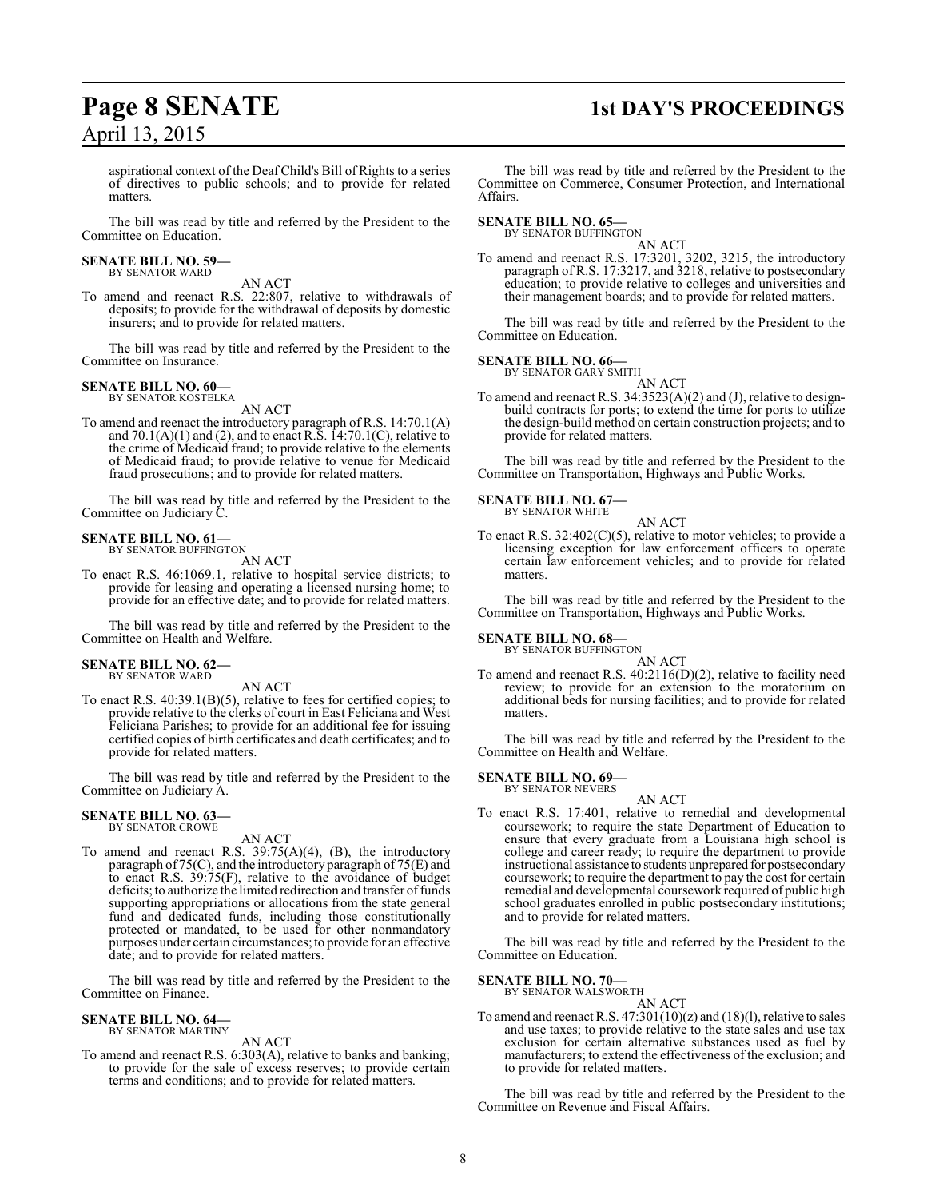aspirational context of the Deaf Child's Bill of Rights to a series of directives to public schools; and to provide for related matters.

The bill was read by title and referred by the President to the Committee on Education.

**SENATE BILL NO. 59—**
BY SENATOR WARD

AN ACT

To amend and reenact R.S. 22:807, relative to withdrawals of deposits; to provide for the withdrawal of deposits by domestic insurers; and to provide for related matters.

The bill was read by title and referred by the President to the Committee on Insurance.

**SENATE BILL NO. 60—**
BY SENATOR KOSTELKA

AN ACT

To amend and reenact the introductory paragraph of R.S. 14:70.1(A) and 70.1(A)(1) and (2), and to enact R.S. 14:70.1(C), relative to the crime of Medicaid fraud; to provide relative to the elements of Medicaid fraud; to provide relative to venue for Medicaid fraud prosecutions; and to provide for related matters.

The bill was read by title and referred by the President to the Committee on Judiciary C.

**SENATE BILL NO. 61—**
BY SENATOR BUFFINGTON

AN ACT

To enact R.S. 46:1069.1, relative to hospital service districts; to provide for leasing and operating a licensed nursing home; to provide for an effective date; and to provide for related matters.

The bill was read by title and referred by the President to the Committee on Health and Welfare.

**SENATE BILL NO. 62—**
BY SENATOR WARD

AN ACT

To enact R.S. 40:39.1(B)(5), relative to fees for certified copies; to provide relative to the clerks of court in East Feliciana and West Feliciana Parishes; to provide for an additional fee for issuing certified copies of birth certificates and death certificates; and to provide for related matters.

The bill was read by title and referred by the President to the Committee on Judiciary A.

**SENATE BILL NO. 63—**
BY SENATOR CROWE

AN ACT

To amend and reenact R.S. 39:75(A)(4), (B), the introductory paragraph of 75(C), and the introductory paragraph of 75(E) and to enact R.S. 39:75(F), relative to the avoidance of budget deficits; to authorize the limited redirection and transfer of funds supporting appropriations or allocations from the state general fund and dedicated funds, including those constitutionally protected or mandated, to be used for other nonmandatory purposes under certain circumstances; to provide for an effective date; and to provide for related matters.

The bill was read by title and referred by the President to the Committee on Finance.

**SENATE BILL NO. 64—**
BY SENATOR MARTINY

AN ACT

To amend and reenact R.S. 6:303(A), relative to banks and banking; to provide for the sale of excess reserves; to provide certain terms and conditions; and to provide for related matters.

The bill was read by title and referred by the President to the Committee on Commerce, Consumer Protection, and International Affairs.

**SENATE BILL NO. 65—**
BY SENATOR BUFFINGTON

AN ACT

To amend and reenact R.S. 17:3201, 3202, 3215, the introductory paragraph of R.S. 17:3217, and 3218, relative to postsecondary education; to provide relative to colleges and universities and their management boards; and to provide for related matters.

The bill was read by title and referred by the President to the Committee on Education.

**SENATE BILL NO. 66—**
BY SENATOR GARY SMITH

AN ACT

To amend and reenact R.S. 34:3523(A)(2) and (J), relative to design-build contracts for ports; to extend the time for ports to utilize the design-build method on certain construction projects; and to provide for related matters.

The bill was read by title and referred by the President to the Committee on Transportation, Highways and Public Works.

**SENATE BILL NO. 67—**
BY SENATOR WHITE

AN ACT

To enact R.S. 32:402(C)(5), relative to motor vehicles; to provide a licensing exception for law enforcement officers to operate certain law enforcement vehicles; and to provide for related matters.

The bill was read by title and referred by the President to the Committee on Transportation, Highways and Public Works.

**SENATE BILL NO. 68—**
BY SENATOR BUFFINGTON

AN ACT

To amend and reenact R.S. 40:2116(D)(2), relative to facility need review; to provide for an extension to the moratorium on additional beds for nursing facilities; and to provide for related matters.

The bill was read by title and referred by the President to the Committee on Health and Welfare.

**SENATE BILL NO. 69—**
BY SENATOR NEVERS

AN ACT

To enact R.S. 17:401, relative to remedial and developmental coursework; to require the state Department of Education to ensure that every graduate from a Louisiana high school is college and career ready; to require the department to provide instructional assistance to students unprepared for postsecondary coursework; to require the department to pay the cost for certain remedial and developmental coursework required of public high school graduates enrolled in public postsecondary institutions; and to provide for related matters.

The bill was read by title and referred by the President to the Committee on Education.

**SENATE BILL NO. 70—**
BY SENATOR WALSWORTH

AN ACT

To amend and reenact R.S. 47:301(10)(z) and (18)(l), relative to sales and use taxes; to provide relative to the state sales and use tax exclusion for certain alternative substances used as fuel by manufacturers; to extend the effectiveness of the exclusion; and to provide for related matters.

The bill was read by title and referred by the President to the Committee on Revenue and Fiscal Affairs.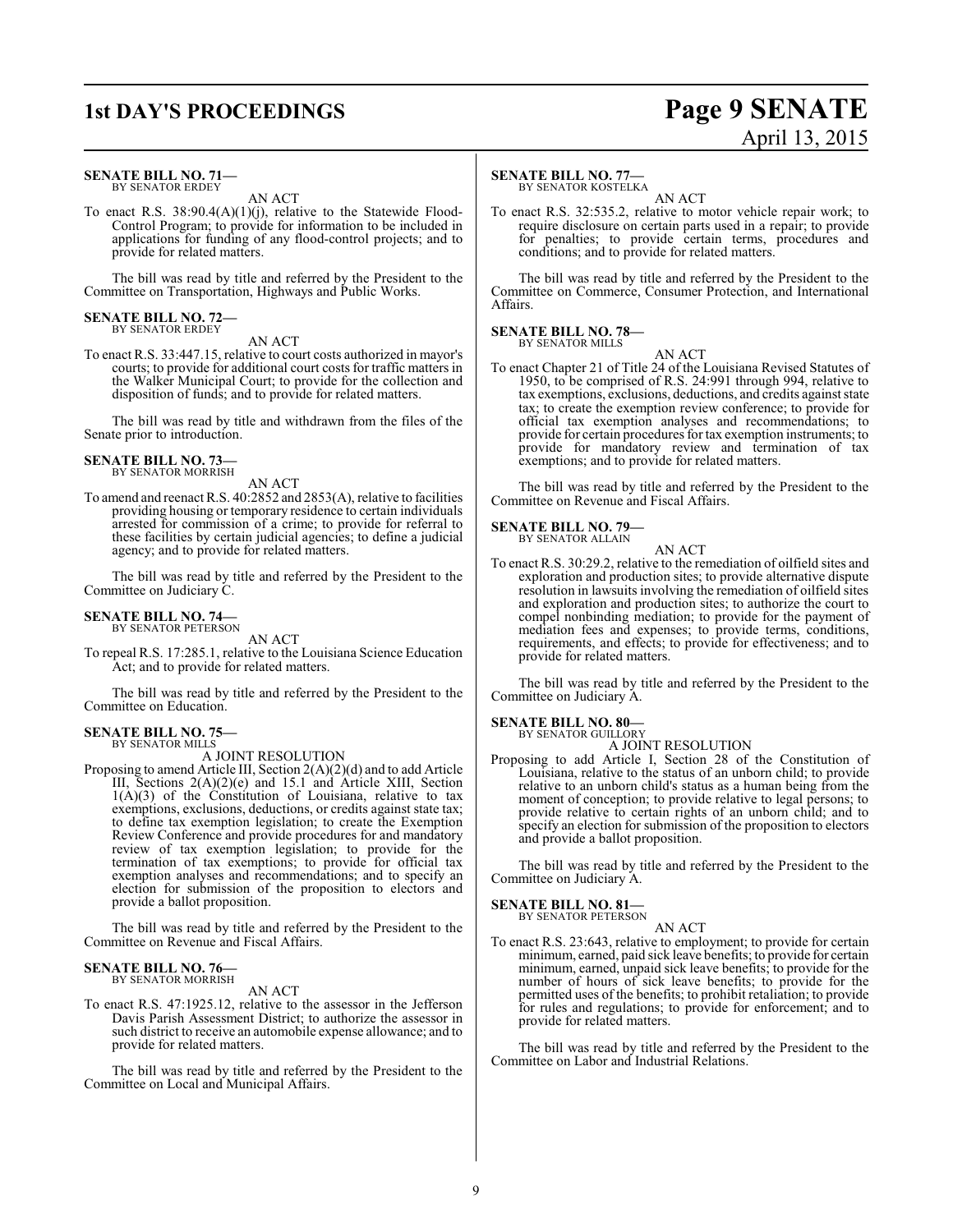**SENATE BILL NO. 71—**
BY SENATOR ERDEY

AN ACT

To enact R.S. 38:90.4(A)(1)(j), relative to the Statewide Flood-Control Program; to provide for information to be included in applications for funding of any flood-control projects; and to provide for related matters.

The bill was read by title and referred by the President to the Committee on Transportation, Highways and Public Works.

**SENATE BILL NO. 72—**
BY SENATOR ERDEY

AN ACT

To enact R.S. 33:447.15, relative to court costs authorized in mayor's courts; to provide for additional court costs for traffic matters in the Walker Municipal Court; to provide for the collection and disposition of funds; and to provide for related matters.

The bill was read by title and withdrawn from the files of the Senate prior to introduction.

**SENATE BILL NO. 73—**
BY SENATOR MORRISH

AN ACT

To amend and reenact R.S. 40:2852 and 2853(A), relative to facilities providing housing or temporary residence to certain individuals arrested for commission of a crime; to provide for referral to these facilities by certain judicial agencies; to define a judicial agency; and to provide for related matters.

The bill was read by title and referred by the President to the Committee on Judiciary C.

**SENATE BILL NO. 74—**
BY SENATOR PETERSON

AN ACT

To repeal R.S. 17:285.1, relative to the Louisiana Science Education Act; and to provide for related matters.

The bill was read by title and referred by the President to the Committee on Education.

**SENATE BILL NO. 75—**
BY SENATOR MILLS

A JOINT RESOLUTION

Proposing to amend Article III, Section 2(A)(2)(d) and to add Article III, Sections 2(A)(2)(e) and 15.1 and Article XIII, Section 1(A)(3) of the Constitution of Louisiana, relative to tax exemptions, exclusions, deductions, or credits against state tax; to define tax exemption legislation; to create the Exemption Review Conference and provide procedures for and mandatory review of tax exemption legislation; to provide for the termination of tax exemptions; to provide for official tax exemption analyses and recommendations; and to specify an election for submission of the proposition to electors and provide a ballot proposition.

The bill was read by title and referred by the President to the Committee on Revenue and Fiscal Affairs.

**SENATE BILL NO. 76—**
BY SENATOR MORRISH

AN ACT

To enact R.S. 47:1925.12, relative to the assessor in the Jefferson Davis Parish Assessment District; to authorize the assessor in such district to receive an automobile expense allowance; and to provide for related matters.

The bill was read by title and referred by the President to the Committee on Local and Municipal Affairs.

**SENATE BILL NO. 77—**
BY SENATOR KOSTELKA

AN ACT

To enact R.S. 32:535.2, relative to motor vehicle repair work; to require disclosure on certain parts used in a repair; to provide for penalties; to provide certain terms, procedures and conditions; and to provide for related matters.

The bill was read by title and referred by the President to the Committee on Commerce, Consumer Protection, and International Affairs.

**SENATE BILL NO. 78—**
BY SENATOR MILLS

AN ACT

To enact Chapter 21 of Title 24 of the Louisiana Revised Statutes of 1950, to be comprised of R.S. 24:991 through 994, relative to tax exemptions, exclusions, deductions, and credits against state tax; to create the exemption review conference; to provide for official tax exemption analyses and recommendations; to provide for certain procedures for tax exemption instruments; to provide for mandatory review and termination of tax exemptions; and to provide for related matters.

The bill was read by title and referred by the President to the Committee on Revenue and Fiscal Affairs.

**SENATE BILL NO. 79—**
BY SENATOR ALLAIN

AN ACT

To enact R.S. 30:29.2, relative to the remediation of oilfield sites and exploration and production sites; to provide alternative dispute resolution in lawsuits involving the remediation of oilfield sites and exploration and production sites; to authorize the court to compel nonbinding mediation; to provide for the payment of mediation fees and expenses; to provide terms, conditions, requirements, and effects; to provide for effectiveness; and to provide for related matters.

The bill was read by title and referred by the President to the Committee on Judiciary A.

**SENATE BILL NO. 80—**
BY SENATOR GUILLORY

A JOINT RESOLUTION

Proposing to add Article I, Section 28 of the Constitution of Louisiana, relative to the status of an unborn child; to provide relative to an unborn child's status as a human being from the moment of conception; to provide relative to legal persons; to provide relative to certain rights of an unborn child; and to specify an election for submission of the proposition to electors and provide a ballot proposition.

The bill was read by title and referred by the President to the Committee on Judiciary A.

**SENATE BILL NO. 81—**
BY SENATOR PETERSON

AN ACT

To enact R.S. 23:643, relative to employment; to provide for certain minimum, earned, paid sick leave benefits; to provide for certain minimum, earned, unpaid sick leave benefits; to provide for the number of hours of sick leave benefits; to provide for the permitted uses of the benefits; to prohibit retaliation; to provide for rules and regulations; to provide for enforcement; and to provide for related matters.

The bill was read by title and referred by the President to the Committee on Labor and Industrial Relations.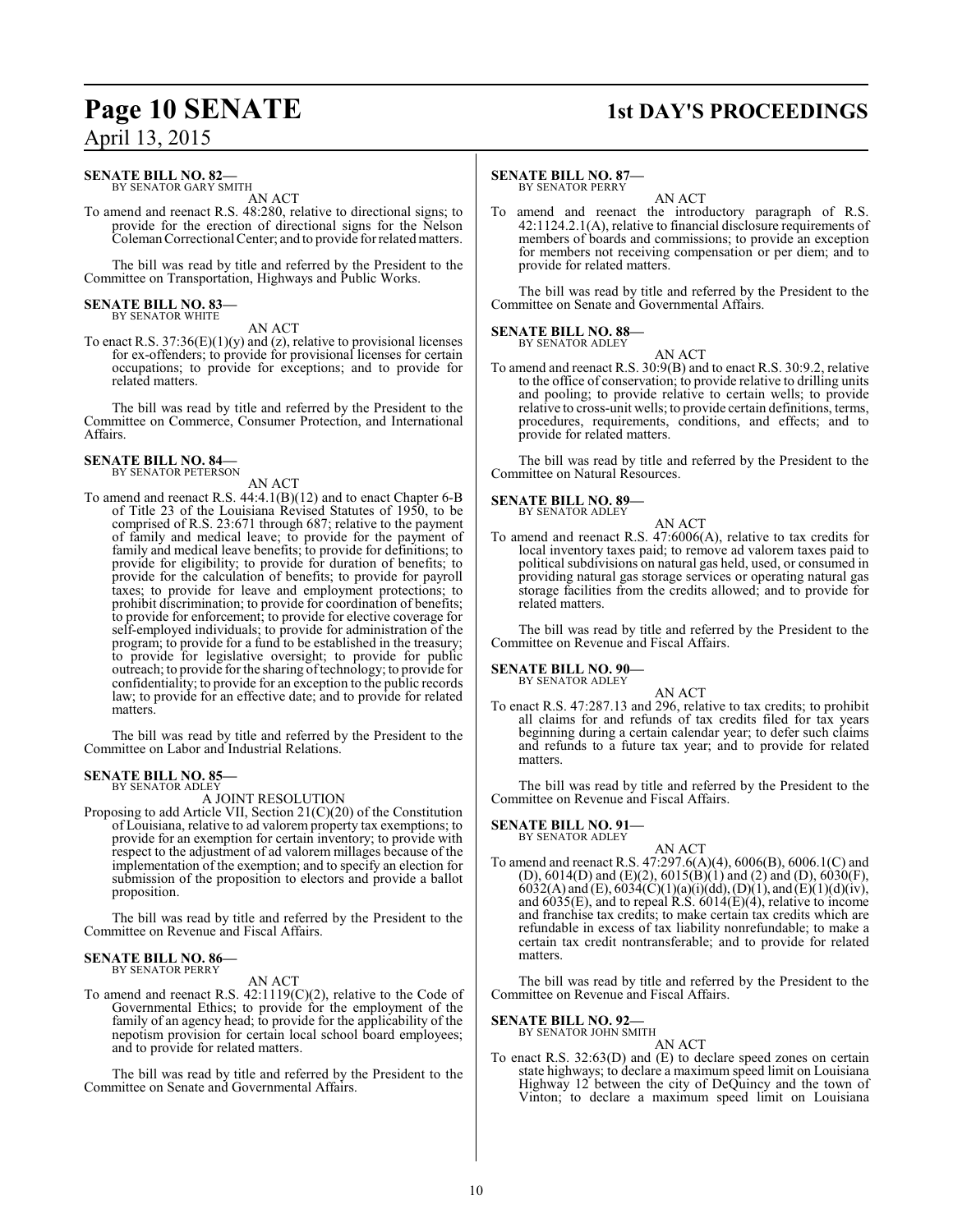**SENATE BILL NO. 82—**
BY SENATOR GARY SMITH

AN ACT

To amend and reenact R.S. 48:280, relative to directional signs; to provide for the erection of directional signs for the Nelson Coleman Correctional Center; and to provide for related matters.

The bill was read by title and referred by the President to the Committee on Transportation, Highways and Public Works.

**SENATE BILL NO. 83—**
BY SENATOR WHITE

AN ACT

To enact R.S. 37:36(E)(1)(y) and (z), relative to provisional licenses for ex-offenders; to provide for provisional licenses for certain occupations; to provide for exceptions; and to provide for related matters.

The bill was read by title and referred by the President to the Committee on Commerce, Consumer Protection, and International Affairs.

**SENATE BILL NO. 84—**
BY SENATOR PETERSON

AN ACT

To amend and reenact R.S. 44:4.1(B)(12) and to enact Chapter 6-B of Title 23 of the Louisiana Revised Statutes of 1950, to be comprised of R.S. 23:671 through 687; relative to the payment of family and medical leave; to provide for the payment of family and medical leave benefits; to provide for definitions; to provide for eligibility; to provide for duration of benefits; to provide for the calculation of benefits; to provide for payroll taxes; to provide for leave and employment protections; to prohibit discrimination; to provide for coordination of benefits; to provide for enforcement; to provide for elective coverage for self-employed individuals; to provide for administration of the program; to provide for a fund to be established in the treasury; to provide for legislative oversight; to provide for public outreach; to provide for the sharing of technology; to provide for confidentiality; to provide for an exception to the public records law; to provide for an effective date; and to provide for related matters.

The bill was read by title and referred by the President to the Committee on Labor and Industrial Relations.

**SENATE BILL NO. 85—**
BY SENATOR ADLEY

A JOINT RESOLUTION

Proposing to add Article VII, Section 21(C)(20) of the Constitution of Louisiana, relative to ad valorem property tax exemptions; to provide for an exemption for certain inventory; to provide with respect to the adjustment of ad valorem millages because of the implementation of the exemption; and to specify an election for submission of the proposition to electors and provide a ballot proposition.

The bill was read by title and referred by the President to the Committee on Revenue and Fiscal Affairs.

**SENATE BILL NO. 86—**
BY SENATOR PERRY

AN ACT

To amend and reenact R.S. 42:1119(C)(2), relative to the Code of Governmental Ethics; to provide for the employment of the family of an agency head; to provide for the applicability of the nepotism provision for certain local school board employees; and to provide for related matters.

The bill was read by title and referred by the President to the Committee on Senate and Governmental Affairs.

**SENATE BILL NO. 87—**
BY SENATOR PERRY

AN ACT

To amend and reenact the introductory paragraph of R.S. 42:1124.2.1(A), relative to financial disclosure requirements of members of boards and commissions; to provide an exception for members not receiving compensation or per diem; and to provide for related matters.

The bill was read by title and referred by the President to the Committee on Senate and Governmental Affairs.

**SENATE BILL NO. 88—**
BY SENATOR ADLEY

AN ACT

To amend and reenact R.S. 30:9(B) and to enact R.S. 30:9.2, relative to the office of conservation; to provide relative to drilling units and pooling; to provide relative to certain wells; to provide relative to cross-unit wells; to provide certain definitions, terms, procedures, requirements, conditions, and effects; and to provide for related matters.

The bill was read by title and referred by the President to the Committee on Natural Resources.

**SENATE BILL NO. 89—**
BY SENATOR ADLEY

AN ACT

To amend and reenact R.S. 47:6006(A), relative to tax credits for local inventory taxes paid; to remove ad valorem taxes paid to political subdivisions on natural gas held, used, or consumed in providing natural gas storage services or operating natural gas storage facilities from the credits allowed; and to provide for related matters.

The bill was read by title and referred by the President to the Committee on Revenue and Fiscal Affairs.

**SENATE BILL NO. 90—**
BY SENATOR ADLEY

AN ACT

To enact R.S. 47:287.13 and 296, relative to tax credits; to prohibit all claims for and refunds of tax credits filed for tax years beginning during a certain calendar year; to defer such claims and refunds to a future tax year; and to provide for related matters.

The bill was read by title and referred by the President to the Committee on Revenue and Fiscal Affairs.

**SENATE BILL NO. 91—**
BY SENATOR ADLEY

AN ACT

To amend and reenact R.S. 47:297.6(A)(4), 6006(B), 6006.1(C) and (D), 6014(D) and (E)(2), 6015(B)(1) and (2) and (D), 6030(F), 6032(A) and (E), 6034(C)(1)(a)(i)(dd), (D)(1), and (E)(1)(d)(iv), and 6035(E), and to repeal R.S. 6014(E)(4), relative to income and franchise tax credits; to make certain tax credits which are refundable in excess of tax liability nonrefundable; to make a certain tax credit nontransferable; and to provide for related matters.

The bill was read by title and referred by the President to the Committee on Revenue and Fiscal Affairs.

**SENATE BILL NO. 92—**
BY SENATOR JOHN SMITH

AN ACT

To enact R.S. 32:63(D) and (E) to declare speed zones on certain state highways; to declare a maximum speed limit on Louisiana Highway 12 between the city of DeQuincy and the town of Vinton; to declare a maximum speed limit on Louisiana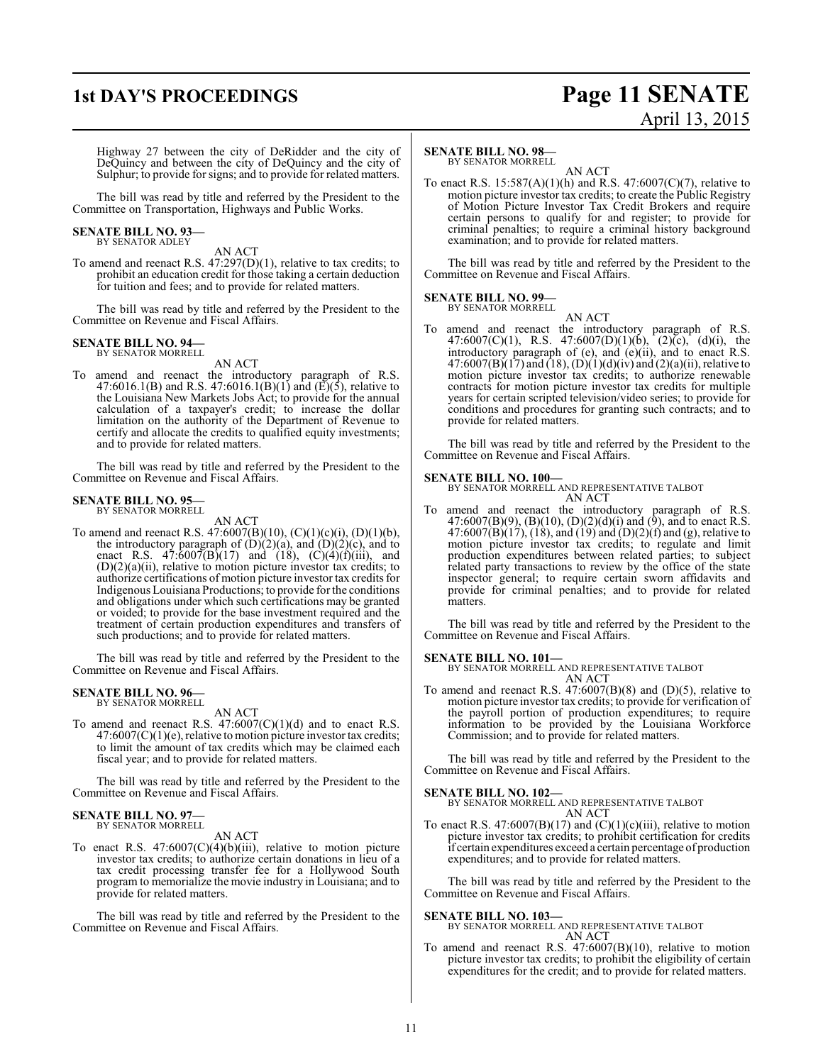Highway 27 between the city of DeRidder and the city of DeQuincy and between the city of DeQuincy and the city of Sulphur; to provide for signs; and to provide for related matters.

The bill was read by title and referred by the President to the Committee on Transportation, Highways and Public Works.

**SENATE BILL NO. 93—**
BY SENATOR ADLEY

AN ACT

To amend and reenact R.S. 47:297(D)(1), relative to tax credits; to prohibit an education credit for those taking a certain deduction for tuition and fees; and to provide for related matters.

The bill was read by title and referred by the President to the Committee on Revenue and Fiscal Affairs.

**SENATE BILL NO. 94—**
BY SENATOR MORRELL

AN ACT

To amend and reenact the introductory paragraph of R.S. 47:6016.1(B) and R.S. 47:6016.1(B)(1) and (E)(5), relative to the Louisiana New Markets Jobs Act; to provide for the annual calculation of a taxpayer's credit; to increase the dollar limitation on the authority of the Department of Revenue to certify and allocate the credits to qualified equity investments; and to provide for related matters.

The bill was read by title and referred by the President to the Committee on Revenue and Fiscal Affairs.

**SENATE BILL NO. 95—**
BY SENATOR MORRELL

AN ACT

To amend and reenact R.S. 47:6007(B)(10), (C)(1)(c)(i), (D)(1)(b), the introductory paragraph of (D)(2)(a), and (D)(2)(c), and to enact R.S. 47:6007(B)(17) and (18), (C)(4)(f)(iii), and (D)(2)(a)(ii), relative to motion picture investor tax credits; to authorize certifications of motion picture investor tax credits for Indigenous Louisiana Productions; to provide for the conditions and obligations under which such certifications may be granted or voided; to provide for the base investment required and the treatment of certain production expenditures and transfers of such productions; and to provide for related matters.

The bill was read by title and referred by the President to the Committee on Revenue and Fiscal Affairs.

**SENATE BILL NO. 96—**
BY SENATOR MORRELL

AN ACT

To amend and reenact R.S. 47:6007(C)(1)(d) and to enact R.S. 47:6007(C)(1)(e), relative to motion picture investor tax credits; to limit the amount of tax credits which may be claimed each fiscal year; and to provide for related matters.

The bill was read by title and referred by the President to the Committee on Revenue and Fiscal Affairs.

**SENATE BILL NO. 97—**
BY SENATOR MORRELL

AN ACT

To enact R.S. 47:6007(C)(4)(b)(iii), relative to motion picture investor tax credits; to authorize certain donations in lieu of a tax credit processing transfer fee for a Hollywood South program to memorialize the movie industry in Louisiana; and to provide for related matters.

The bill was read by title and referred by the President to the Committee on Revenue and Fiscal Affairs.

**SENATE BILL NO. 98—**
BY SENATOR MORRELL

AN ACT

To enact R.S. 15:587(A)(1)(h) and R.S. 47:6007(C)(7), relative to motion picture investor tax credits; to create the Public Registry of Motion Picture Investor Tax Credit Brokers and require certain persons to qualify for and register; to provide for criminal penalties; to require a criminal history background examination; and to provide for related matters.

The bill was read by title and referred by the President to the Committee on Revenue and Fiscal Affairs.

**SENATE BILL NO. 99—**
BY SENATOR MORRELL

AN ACT

To amend and reenact the introductory paragraph of R.S. 47:6007(C)(1), R.S. 47:6007(D)(1)(b), (2)(c), (d)(i), the introductory paragraph of (e), and (e)(ii), and to enact R.S. 47:6007(B)(17) and (18), (D)(1)(d)(iv) and (2)(a)(ii), relative to motion picture investor tax credits; to authorize renewable contracts for motion picture investor tax credits for multiple years for certain scripted television/video series; to provide for conditions and procedures for granting such contracts; and to provide for related matters.

The bill was read by title and referred by the President to the Committee on Revenue and Fiscal Affairs.

**SENATE BILL NO. 100—**
BY SENATOR MORRELL AND REPRESENTATIVE TALBOT

AN ACT

To amend and reenact the introductory paragraph of R.S. 47:6007(B)(9), (B)(10), (D)(2)(d)(i) and (9), and to enact R.S. 47:6007(B)(17), (18), and (19) and (D)(2)(f) and (g), relative to motion picture investor tax credits; to regulate and limit production expenditures between related parties; to subject related party transactions to review by the office of the state inspector general; to require certain sworn affidavits and provide for criminal penalties; and to provide for related matters.

The bill was read by title and referred by the President to the Committee on Revenue and Fiscal Affairs.

**SENATE BILL NO. 101—**
BY SENATOR MORRELL AND REPRESENTATIVE TALBOT

AN ACT

To amend and reenact R.S. 47:6007(B)(8) and (D)(5), relative to motion picture investor tax credits; to provide for verification of the payroll portion of production expenditures; to require information to be provided by the Louisiana Workforce Commission; and to provide for related matters.

The bill was read by title and referred by the President to the Committee on Revenue and Fiscal Affairs.

**SENATE BILL NO. 102—**
BY SENATOR MORRELL AND REPRESENTATIVE TALBOT

AN ACT

To enact R.S. 47:6007(B)(17) and (C)(1)(c)(iii), relative to motion picture investor tax credits; to prohibit certification for credits if certain expenditures exceed a certain percentage of production expenditures; and to provide for related matters.

The bill was read by title and referred by the President to the Committee on Revenue and Fiscal Affairs.

**SENATE BILL NO. 103—**
BY SENATOR MORRELL AND REPRESENTATIVE TALBOT

AN ACT

To amend and reenact R.S. 47:6007(B)(10), relative to motion picture investor tax credits; to prohibit the eligibility of certain expenditures for the credit; and to provide for related matters.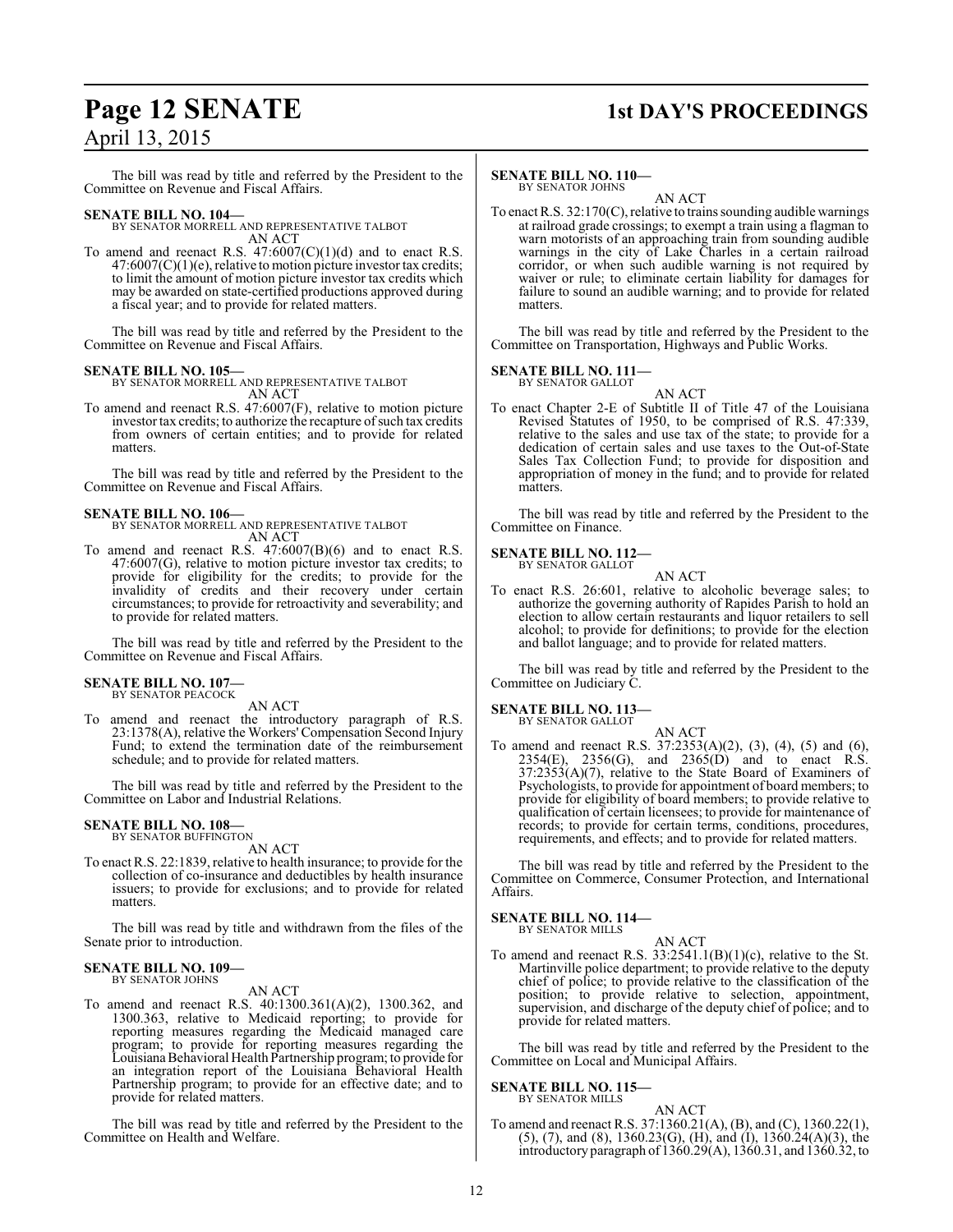The bill was read by title and referred by the President to the Committee on Revenue and Fiscal Affairs.

**SENATE BILL NO. 104—**
BY SENATOR MORRELL AND REPRESENTATIVE TALBOT

AN ACT

To amend and reenact R.S. 47:6007(C)(1)(d) and to enact R.S. 47:6007(C)(1)(e), relative to motion picture investor tax credits; to limit the amount of motion picture investor tax credits which may be awarded on state-certified productions approved during a fiscal year; and to provide for related matters.

The bill was read by title and referred by the President to the Committee on Revenue and Fiscal Affairs.

**SENATE BILL NO. 105—**
BY SENATOR MORRELL AND REPRESENTATIVE TALBOT

AN ACT

To amend and reenact R.S. 47:6007(F), relative to motion picture investor tax credits; to authorize the recapture of such tax credits from owners of certain entities; and to provide for related matters.

The bill was read by title and referred by the President to the Committee on Revenue and Fiscal Affairs.

**SENATE BILL NO. 106—**
BY SENATOR MORRELL AND REPRESENTATIVE TALBOT

AN ACT

To amend and reenact R.S. 47:6007(B)(6) and to enact R.S. 47:6007(G), relative to motion picture investor tax credits; to provide for eligibility for the credits; to provide for the invalidity of credits and their recovery under certain circumstances; to provide for retroactivity and severability; and to provide for related matters.

The bill was read by title and referred by the President to the Committee on Revenue and Fiscal Affairs.

**SENATE BILL NO. 107—**
BY SENATOR PEACOCK

AN ACT

To amend and reenact the introductory paragraph of R.S. 23:1378(A), relative the Workers' Compensation Second Injury Fund; to extend the termination date of the reimbursement schedule; and to provide for related matters.

The bill was read by title and referred by the President to the Committee on Labor and Industrial Relations.

**SENATE BILL NO. 108—**
BY SENATOR BUFFINGTON

AN ACT

To enact R.S. 22:1839, relative to health insurance; to provide for the collection of co-insurance and deductibles by health insurance issuers; to provide for exclusions; and to provide for related matters.

The bill was read by title and withdrawn from the files of the Senate prior to introduction.

**SENATE BILL NO. 109—**
BY SENATOR JOHNS

AN ACT

To amend and reenact R.S. 40:1300.361(A)(2), 1300.362, and 1300.363, relative to Medicaid reporting; to provide for reporting measures regarding the Medicaid managed care program; to provide for reporting measures regarding the Louisiana Behavioral Health Partnership program; to provide for an integration report of the Louisiana Behavioral Health Partnership program; to provide for an effective date; and to provide for related matters.

The bill was read by title and referred by the President to the Committee on Health and Welfare.

**SENATE BILL NO. 110—**
BY SENATOR JOHNS

AN ACT

To enact R.S. 32:170(C), relative to trains sounding audible warnings at railroad grade crossings; to exempt a train using a flagman to warn motorists of an approaching train from sounding audible warnings in the city of Lake Charles in a certain railroad corridor, or when such audible warning is not required by waiver or rule; to eliminate certain liability for damages for failure to sound an audible warning; and to provide for related matters.

The bill was read by title and referred by the President to the Committee on Transportation, Highways and Public Works.

**SENATE BILL NO. 111—**
BY SENATOR GALLOT

AN ACT

To enact Chapter 2-E of Subtitle II of Title 47 of the Louisiana Revised Statutes of 1950, to be comprised of R.S. 47:339, relative to the sales and use tax of the state; to provide for a dedication of certain sales and use taxes to the Out-of-State Sales Tax Collection Fund; to provide for disposition and appropriation of money in the fund; and to provide for related matters.

The bill was read by title and referred by the President to the Committee on Finance.

**SENATE BILL NO. 112—**
BY SENATOR GALLOT

AN ACT

To enact R.S. 26:601, relative to alcoholic beverage sales; to authorize the governing authority of Rapides Parish to hold an election to allow certain restaurants and liquor retailers to sell alcohol; to provide for definitions; to provide for the election and ballot language; and to provide for related matters.

The bill was read by title and referred by the President to the Committee on Judiciary C.

**SENATE BILL NO. 113—**
BY SENATOR GALLOT

AN ACT

To amend and reenact R.S. 37:2353(A)(2), (3), (4), (5) and (6), 2354(E), 2356(G), and 2365(D) and to enact R.S. 37:2353(A)(7), relative to the State Board of Examiners of Psychologists, to provide for appointment of board members; to provide for eligibility of board members; to provide relative to qualification of certain licensees; to provide for maintenance of records; to provide for certain terms, conditions, procedures, requirements, and effects; and to provide for related matters.

The bill was read by title and referred by the President to the Committee on Commerce, Consumer Protection, and International Affairs.

**SENATE BILL NO. 114—**
BY SENATOR MILLS

AN ACT

To amend and reenact R.S. 33:2541.1(B)(1)(c), relative to the St. Martinville police department; to provide relative to the deputy chief of police; to provide relative to the classification of the position; to provide relative to selection, appointment, supervision, and discharge of the deputy chief of police; and to provide for related matters.

The bill was read by title and referred by the President to the Committee on Local and Municipal Affairs.

**SENATE BILL NO. 115—**
BY SENATOR MILLS

AN ACT

To amend and reenact R.S. 37:1360.21(A), (B), and (C), 1360.22(1), (5), (7), and (8), 1360.23(G), (H), and (I), 1360.24(A)(3), the introductory paragraph of 1360.29(A), 1360.31, and 1360.32, to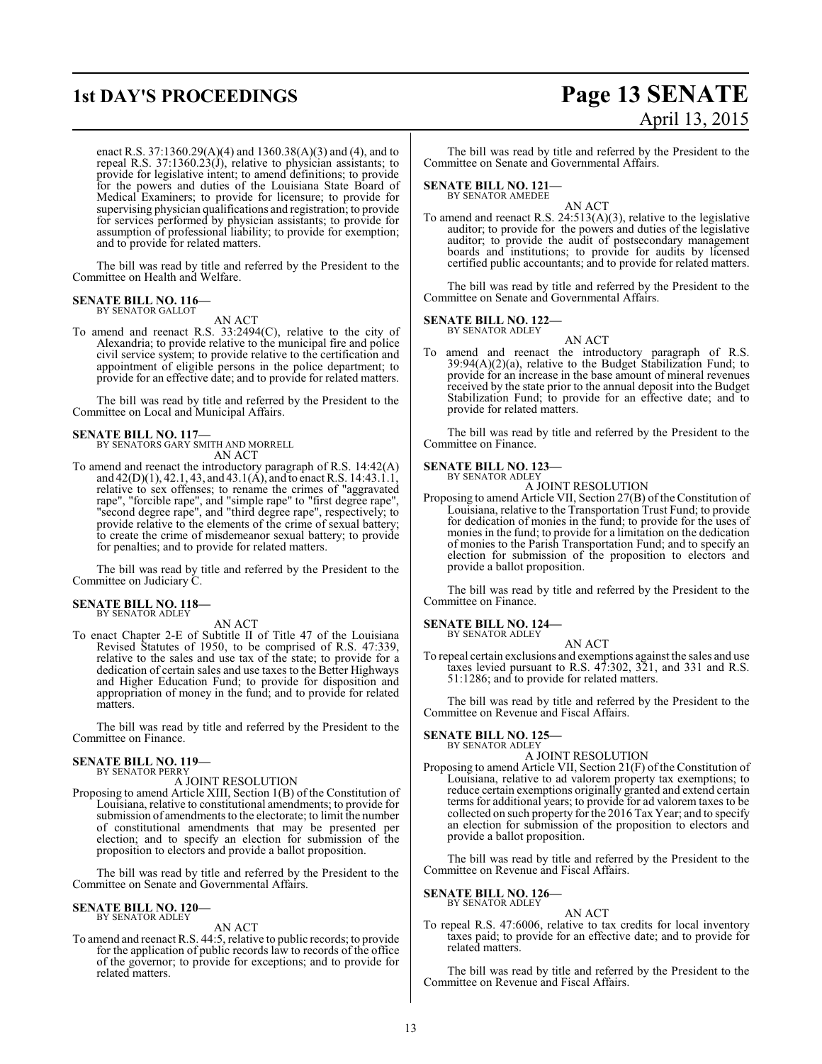enact R.S. 37:1360.29(A)(4) and 1360.38(A)(3) and (4), and to repeal R.S. 37:1360.23(J), relative to physician assistants; to provide for legislative intent; to amend definitions; to provide for the powers and duties of the Louisiana State Board of Medical Examiners; to provide for licensure; to provide for supervising physician qualifications and registration; to provide for services performed by physician assistants; to provide for assumption of professional liability; to provide for exemption; and to provide for related matters.

The bill was read by title and referred by the President to the Committee on Health and Welfare.

**SENATE BILL NO. 116—**
BY SENATOR GALLOT

AN ACT

To amend and reenact R.S. 33:2494(C), relative to the city of Alexandria; to provide relative to the municipal fire and police civil service system; to provide relative to the certification and appointment of eligible persons in the police department; to provide for an effective date; and to provide for related matters.

The bill was read by title and referred by the President to the Committee on Local and Municipal Affairs.

**SENATE BILL NO. 117—**
BY SENATORS GARY SMITH AND MORRELL

AN ACT

To amend and reenact the introductory paragraph of R.S. 14:42(A) and 42(D)(1), 42.1, 43, and 43.1(A), and to enact R.S. 14:43.1.1, relative to sex offenses; to rename the crimes of "aggravated rape", "forcible rape", and "simple rape" to "first degree rape", "second degree rape", and "third degree rape", respectively; to provide relative to the elements of the crime of sexual battery; to create the crime of misdemeanor sexual battery; to provide for penalties; and to provide for related matters.

The bill was read by title and referred by the President to the Committee on Judiciary C.

**SENATE BILL NO. 118—**
BY SENATOR ADLEY

AN ACT

To enact Chapter 2-E of Subtitle II of Title 47 of the Louisiana Revised Statutes of 1950, to be comprised of R.S. 47:339, relative to the sales and use tax of the state; to provide for a dedication of certain sales and use taxes to the Better Highways and Higher Education Fund; to provide for disposition and appropriation of money in the fund; and to provide for related matters.

The bill was read by title and referred by the President to the Committee on Finance.

**SENATE BILL NO. 119—**
BY SENATOR PERRY

A JOINT RESOLUTION

Proposing to amend Article XIII, Section 1(B) of the Constitution of Louisiana, relative to constitutional amendments; to provide for submission of amendments to the electorate; to limit the number of constitutional amendments that may be presented per election; and to specify an election for submission of the proposition to electors and provide a ballot proposition.

The bill was read by title and referred by the President to the Committee on Senate and Governmental Affairs.

**SENATE BILL NO. 120—**
BY SENATOR ADLEY

AN ACT

To amend and reenact R.S. 44:5, relative to public records; to provide for the application of public records law to records of the office of the governor; to provide for exceptions; and to provide for related matters.

The bill was read by title and referred by the President to the Committee on Senate and Governmental Affairs.

**SENATE BILL NO. 121—**
BY SENATOR AMEDEE

AN ACT

To amend and reenact R.S. 24:513(A)(3), relative to the legislative auditor; to provide for the powers and duties of the legislative auditor; to provide the audit of postsecondary management boards and institutions; to provide for audits by licensed certified public accountants; and to provide for related matters.

The bill was read by title and referred by the President to the Committee on Senate and Governmental Affairs.

**SENATE BILL NO. 122—**
BY SENATOR ADLEY

AN ACT

To amend and reenact the introductory paragraph of R.S. 39:94(A)(2)(a), relative to the Budget Stabilization Fund; to provide for an increase in the base amount of mineral revenues received by the state prior to the annual deposit into the Budget Stabilization Fund; to provide for an effective date; and to provide for related matters.

The bill was read by title and referred by the President to the Committee on Finance.

**SENATE BILL NO. 123—**
BY SENATOR ADLEY

A JOINT RESOLUTION

Proposing to amend Article VII, Section 27(B) of the Constitution of Louisiana, relative to the Transportation Trust Fund; to provide for dedication of monies in the fund; to provide for the uses of monies in the fund; to provide for a limitation on the dedication of monies to the Parish Transportation Fund; and to specify an election for submission of the proposition to electors and provide a ballot proposition.

The bill was read by title and referred by the President to the Committee on Finance.

**SENATE BILL NO. 124—**
BY SENATOR ADLEY

AN ACT

To repeal certain exclusions and exemptions against the sales and use taxes levied pursuant to R.S. 47:302, 321, and 331 and R.S. 51:1286; and to provide for related matters.

The bill was read by title and referred by the President to the Committee on Revenue and Fiscal Affairs.

**SENATE BILL NO. 125—**
BY SENATOR ADLEY

A JOINT RESOLUTION

Proposing to amend Article VII, Section 21(F) of the Constitution of Louisiana, relative to ad valorem property tax exemptions; to reduce certain exemptions originally granted and extend certain terms for additional years; to provide for ad valorem taxes to be collected on such property for the 2016 Tax Year; and to specify an election for submission of the proposition to electors and provide a ballot proposition.

The bill was read by title and referred by the President to the Committee on Revenue and Fiscal Affairs.

**SENATE BILL NO. 126—**
BY SENATOR ADLEY

AN ACT

To repeal R.S. 47:6006, relative to tax credits for local inventory taxes paid; to provide for an effective date; and to provide for related matters.

The bill was read by title and referred by the President to the Committee on Revenue and Fiscal Affairs.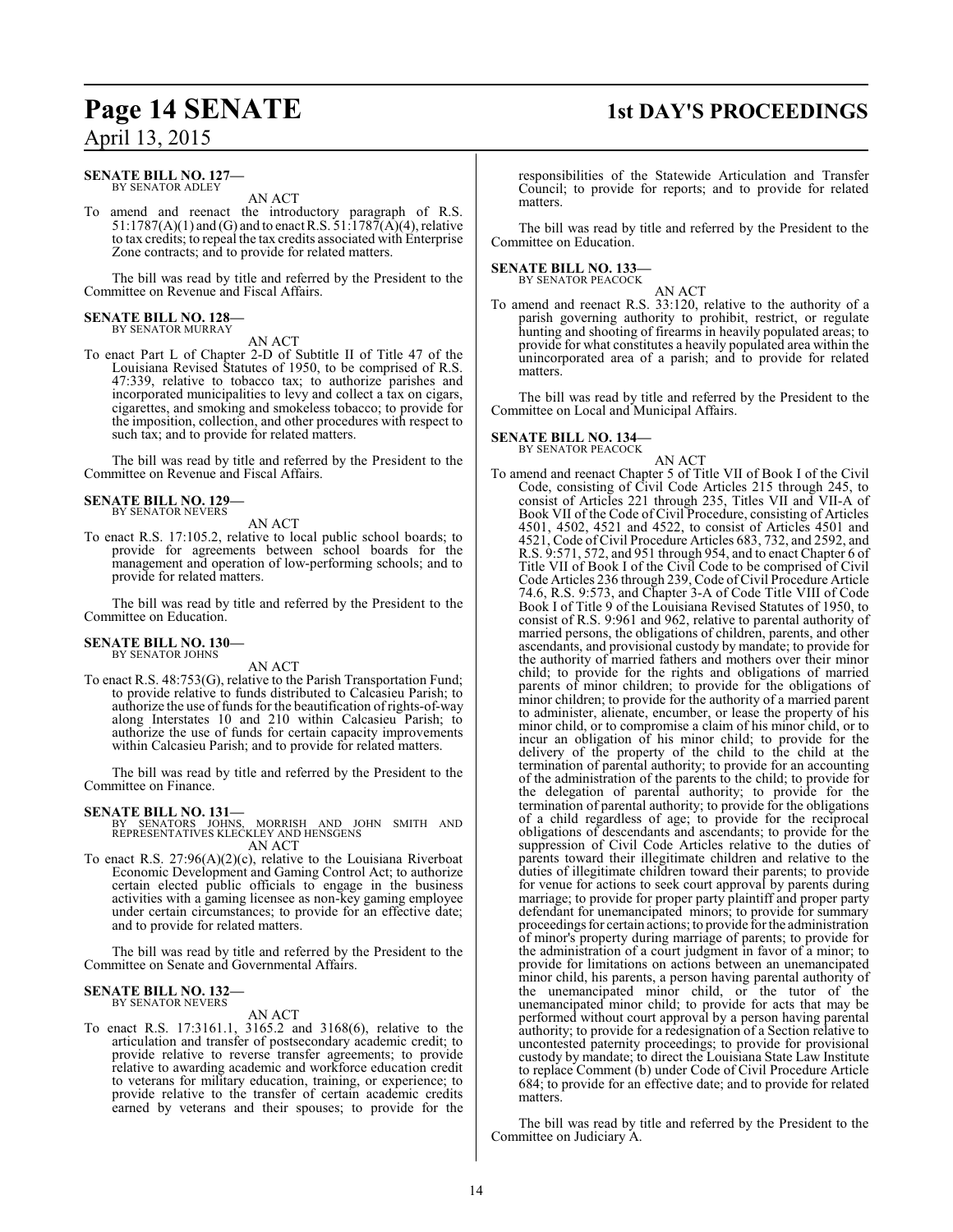**SENATE BILL NO. 127—**
BY SENATOR ADLEY

AN ACT

To amend and reenact the introductory paragraph of R.S. 51:1787(A)(1) and (G) and to enact R.S. 51:1787(A)(4), relative to tax credits; to repeal the tax credits associated with Enterprise Zone contracts; and to provide for related matters.

The bill was read by title and referred by the President to the Committee on Revenue and Fiscal Affairs.

**SENATE BILL NO. 128—**
BY SENATOR MURRAY

AN ACT

To enact Part L of Chapter 2-D of Subtitle II of Title 47 of the Louisiana Revised Statutes of 1950, to be comprised of R.S. 47:339, relative to tobacco tax; to authorize parishes and incorporated municipalities to levy and collect a tax on cigars, cigarettes, and smoking and smokeless tobacco; to provide for the imposition, collection, and other procedures with respect to such tax; and to provide for related matters.

The bill was read by title and referred by the President to the Committee on Revenue and Fiscal Affairs.

**SENATE BILL NO. 129—**
BY SENATOR NEVERS

AN ACT

To enact R.S. 17:105.2, relative to local public school boards; to provide for agreements between school boards for the management and operation of low-performing schools; and to provide for related matters.

The bill was read by title and referred by the President to the Committee on Education.

**SENATE BILL NO. 130—**
BY SENATOR JOHNS

AN ACT

To enact R.S. 48:753(G), relative to the Parish Transportation Fund; to provide relative to funds distributed to Calcasieu Parish; to authorize the use of funds for the beautification of rights-of-way along Interstates 10 and 210 within Calcasieu Parish; to authorize the use of funds for certain capacity improvements within Calcasieu Parish; and to provide for related matters.

The bill was read by title and referred by the President to the Committee on Finance.

**SENATE BILL NO. 131—**
BY SENATORS JOHNS, MORRISH AND JOHN SMITH AND REPRESENTATIVES KLECKLEY AND HENSGENS

AN ACT

To enact R.S. 27:96(A)(2)(c), relative to the Louisiana Riverboat Economic Development and Gaming Control Act; to authorize certain elected public officials to engage in the business activities with a gaming licensee as non-key gaming employee under certain circumstances; to provide for an effective date; and to provide for related matters.

The bill was read by title and referred by the President to the Committee on Senate and Governmental Affairs.

**SENATE BILL NO. 132—**
BY SENATOR NEVERS

AN ACT

To enact R.S. 17:3161.1, 3165.2 and 3168(6), relative to the articulation and transfer of postsecondary academic credit; to provide relative to reverse transfer agreements; to provide relative to awarding academic and workforce education credit to veterans for military education, training, or experience; to provide relative to the transfer of certain academic credits earned by veterans and their spouses; to provide for the responsibilities of the Statewide Articulation and Transfer Council; to provide for reports; and to provide for related matters.

The bill was read by title and referred by the President to the Committee on Education.

**SENATE BILL NO. 133—**
BY SENATOR PEACOCK

AN ACT

To amend and reenact R.S. 33:120, relative to the authority of a parish governing authority to prohibit, restrict, or regulate hunting and shooting of firearms in heavily populated areas; to provide for what constitutes a heavily populated area within the unincorporated area of a parish; and to provide for related matters.

The bill was read by title and referred by the President to the Committee on Local and Municipal Affairs.

**SENATE BILL NO. 134—**
BY SENATOR PEACOCK

AN ACT

To amend and reenact Chapter 5 of Title VII of Book I of the Civil Code, consisting of Civil Code Articles 215 through 245, to consist of Articles 221 through 235, Titles VII and VII-A of Book VII of the Code of Civil Procedure, consisting of Articles 4501, 4502, 4521 and 4522, to consist of Articles 4501 and 4521, Code of Civil Procedure Articles 683, 732, and 2592, and R.S. 9:571, 572, and 951 through 954, and to enact Chapter 6 of Title VII of Book I of the Civil Code to be comprised of Civil Code Articles 236 through 239, Code of Civil Procedure Article 74.6, R.S. 9:573, and Chapter 3-A of Code Title VIII of Code Book I of Title 9 of the Louisiana Revised Statutes of 1950, to consist of R.S. 9:961 and 962, relative to parental authority of married persons, the obligations of children, parents, and other ascendants, and provisional custody by mandate; to provide for the authority of married fathers and mothers over their minor child; to provide for the rights and obligations of married parents of minor children; to provide for the obligations of minor children; to provide for the authority of a married parent to administer, alienate, encumber, or lease the property of his minor child, or to compromise a claim of his minor child, or to incur an obligation of his minor child; to provide for the delivery of the property of the child to the child at the termination of parental authority; to provide for an accounting of the administration of the parents to the child; to provide for the delegation of parental authority; to provide for the termination of parental authority; to provide for the obligations of a child regardless of age; to provide for the reciprocal obligations of descendants and ascendants; to provide for the suppression of Civil Code Articles relative to the duties of parents toward their illegitimate children and relative to the duties of illegitimate children toward their parents; to provide for venue for actions to seek court approval by parents during marriage; to provide for proper party plaintiff and proper party defendant for unemancipated minors; to provide for summary proceedings for certain actions; to provide for the administration of minor's property during marriage of parents; to provide for the administration of a court judgment in favor of a minor; to provide for limitations on actions between an unemancipated minor child, his parents, a person having parental authority of the unemancipated minor child, or the tutor of the unemancipated minor child; to provide for acts that may be performed without court approval by a person having parental authority; to provide for a redesignation of a Section relative to uncontested paternity proceedings; to provide for provisional custody by mandate; to direct the Louisiana State Law Institute to replace Comment (b) under Code of Civil Procedure Article 684; to provide for an effective date; and to provide for related matters.

The bill was read by title and referred by the President to the Committee on Judiciary A.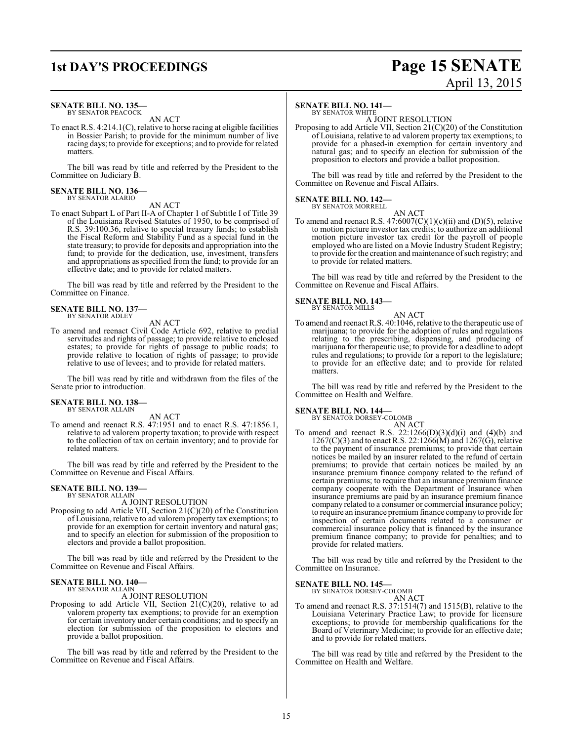**SENATE BILL NO. 135—**
BY SENATOR PEACOCK

AN ACT

To enact R.S. 4:214.1(C), relative to horse racing at eligible facilities in Bossier Parish; to provide for the minimum number of live racing days; to provide for exceptions; and to provide for related matters.

The bill was read by title and referred by the President to the Committee on Judiciary B.

**SENATE BILL NO. 136—**
BY SENATOR ALARIO

AN ACT

To enact Subpart L of Part II-A of Chapter 1 of Subtitle I of Title 39 of the Louisiana Revised Statutes of 1950, to be comprised of R.S. 39:100.36, relative to special treasury funds; to establish the Fiscal Reform and Stability Fund as a special fund in the state treasury; to provide for deposits and appropriation into the fund; to provide for the dedication, use, investment, transfers and appropriations as specified from the fund; to provide for an effective date; and to provide for related matters.

The bill was read by title and referred by the President to the Committee on Finance.

**SENATE BILL NO. 137—**
BY SENATOR ADLEY

AN ACT

To amend and reenact Civil Code Article 692, relative to predial servitudes and rights of passage; to provide relative to enclosed estates; to provide for rights of passage to public roads; to provide relative to location of rights of passage; to provide relative to use of levees; and to provide for related matters.

The bill was read by title and withdrawn from the files of the Senate prior to introduction.

**SENATE BILL NO. 138—**
BY SENATOR ALLAIN

AN ACT

To amend and reenact R.S. 47:1951 and to enact R.S. 47:1856.1, relative to ad valorem property taxation; to provide with respect to the collection of tax on certain inventory; and to provide for related matters.

The bill was read by title and referred by the President to the Committee on Revenue and Fiscal Affairs.

**SENATE BILL NO. 139—**
BY SENATOR ALLAIN

A JOINT RESOLUTION

Proposing to add Article VII, Section 21(C)(20) of the Constitution of Louisiana, relative to ad valorem property tax exemptions; to provide for an exemption for certain inventory and natural gas; and to specify an election for submission of the proposition to electors and provide a ballot proposition.

The bill was read by title and referred by the President to the Committee on Revenue and Fiscal Affairs.

**SENATE BILL NO. 140—**
BY SENATOR ALLAIN

A JOINT RESOLUTION

Proposing to add Article VII, Section 21(C)(20), relative to ad valorem property tax exemptions; to provide for an exemption for certain inventory under certain conditions; and to specify an election for submission of the proposition to electors and provide a ballot proposition.

The bill was read by title and referred by the President to the Committee on Revenue and Fiscal Affairs.

**SENATE BILL NO. 141—**
BY SENATOR WHITE

A JOINT RESOLUTION

Proposing to add Article VII, Section 21(C)(20) of the Constitution of Louisiana, relative to ad valorem property tax exemptions; to provide for a phased-in exemption for certain inventory and natural gas; and to specify an election for submission of the proposition to electors and provide a ballot proposition.

The bill was read by title and referred by the President to the Committee on Revenue and Fiscal Affairs.

**SENATE BILL NO. 142—**
BY SENATOR MORRELL

AN ACT

To amend and reenact R.S. 47:6007(C)(1)(c)(ii) and (D)(5), relative to motion picture investor tax credits; to authorize an additional motion picture investor tax credit for the payroll of people employed who are listed on a Movie Industry Student Registry; to provide for the creation and maintenance of such registry; and to provide for related matters.

The bill was read by title and referred by the President to the Committee on Revenue and Fiscal Affairs.

**SENATE BILL NO. 143—**
BY SENATOR MILLS

AN ACT

To amend and reenact R.S. 40:1046, relative to the therapeutic use of marijuana; to provide for the adoption of rules and regulations relating to the prescribing, dispensing, and producing of marijuana for therapeutic use; to provide for a deadline to adopt rules and regulations; to provide for a report to the legislature; to provide for an effective date; and to provide for related matters.

The bill was read by title and referred by the President to the Committee on Health and Welfare.

**SENATE BILL NO. 144—**
BY SENATOR DORSEY-COLOMB

AN ACT

To amend and reenact R.S. 22:1266(D)(3)(d)(i) and (4)(b) and 1267(C)(3) and to enact R.S. 22:1266(M) and 1267(G), relative to the payment of insurance premiums; to provide that certain notices be mailed by an insurer related to the refund of certain premiums; to provide that certain notices be mailed by an insurance premium finance company related to the refund of certain premiums; to require that an insurance premium finance company cooperate with the Department of Insurance when insurance premiums are paid by an insurance premium finance company related to a consumer or commercial insurance policy; to require an insurance premium finance company to provide for inspection of certain documents related to a consumer or commercial insurance policy that is financed by the insurance premium finance company; to provide for penalties; and to provide for related matters.

The bill was read by title and referred by the President to the Committee on Insurance.

**SENATE BILL NO. 145—**
BY SENATOR DORSEY-COLOMB

AN ACT

To amend and reenact R.S. 37:1514(7) and 1515(B), relative to the Louisiana Veterinary Practice Law; to provide for licensure exceptions; to provide for membership qualifications for the Board of Veterinary Medicine; to provide for an effective date; and to provide for related matters.

The bill was read by title and referred by the President to the Committee on Health and Welfare.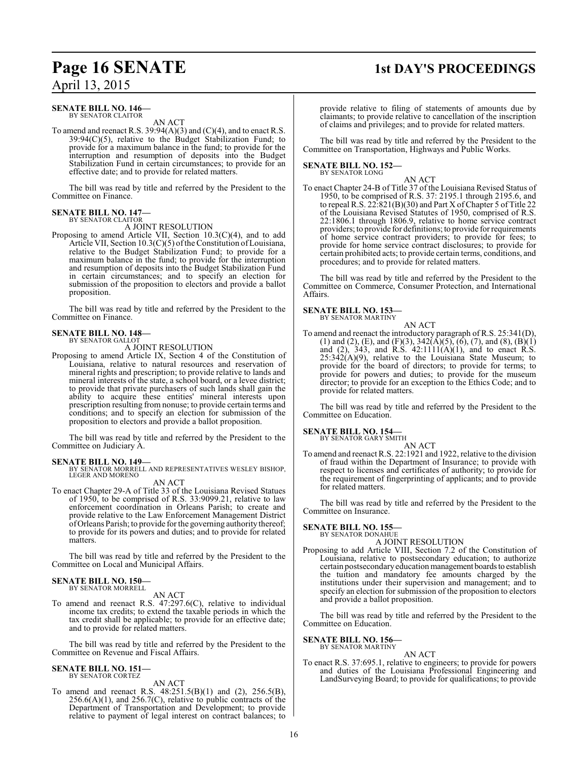**SENATE BILL NO. 146—**
BY SENATOR CLAITOR

AN ACT

To amend and reenact R.S. 39:94(A)(3) and (C)(4), and to enact R.S. 39:94(C)(5), relative to the Budget Stabilization Fund; to provide for a maximum balance in the fund; to provide for the interruption and resumption of deposits into the Budget Stabilization Fund in certain circumstances; to provide for an effective date; and to provide for related matters.

The bill was read by title and referred by the President to the Committee on Finance.

**SENATE BILL NO. 147—**
BY SENATOR CLAITOR

A JOINT RESOLUTION

Proposing to amend Article VII, Section 10.3(C)(4), and to add Article VII, Section 10.3(C)(5) of the Constitution of Louisiana, relative to the Budget Stabilization Fund; to provide for a maximum balance in the fund; to provide for the interruption and resumption of deposits into the Budget Stabilization Fund in certain circumstances; and to specify an election for submission of the proposition to electors and provide a ballot proposition.

The bill was read by title and referred by the President to the Committee on Finance.

**SENATE BILL NO. 148—**
BY SENATOR GALLOT

A JOINT RESOLUTION

Proposing to amend Article IX, Section 4 of the Constitution of Louisiana, relative to natural resources and reservation of mineral rights and prescription; to provide relative to lands and mineral interests of the state, a school board, or a levee district; to provide that private purchasers of such lands shall gain the ability to acquire these entities' mineral interests upon prescription resulting from nonuse; to provide certain terms and conditions; and to specify an election for submission of the proposition to electors and provide a ballot proposition.

The bill was read by title and referred by the President to the Committee on Judiciary A.

**SENATE BILL NO. 149—**
BY SENATOR MORRELL AND REPRESENTATIVES WESLEY BISHOP, LEGER AND MORENO

AN ACT

To enact Chapter 29-A of Title 33 of the Louisiana Revised Statues of 1950, to be comprised of R.S. 33:9099.21, relative to law enforcement coordination in Orleans Parish; to create and provide relative to the Law Enforcement Management District of Orleans Parish; to provide for the governing authority thereof; to provide for its powers and duties; and to provide for related matters.

The bill was read by title and referred by the President to the Committee on Local and Municipal Affairs.

**SENATE BILL NO. 150—**
BY SENATOR MORRELL

AN ACT

To amend and reenact R.S. 47:297.6(C), relative to individual income tax credits; to extend the taxable periods in which the tax credit shall be applicable; to provide for an effective date; and to provide for related matters.

The bill was read by title and referred by the President to the Committee on Revenue and Fiscal Affairs.

**SENATE BILL NO. 151—**
BY SENATOR CORTEZ

AN ACT

To amend and reenact R.S. 48:251.5(B)(1) and (2), 256.5(B), 256.6(A)(1), and 256.7(C), relative to public contracts of the Department of Transportation and Development; to provide relative to payment of legal interest on contract balances; to provide relative to filing of statements of amounts due by claimants; to provide relative to cancellation of the inscription of claims and privileges; and to provide for related matters.

The bill was read by title and referred by the President to the Committee on Transportation, Highways and Public Works.

**SENATE BILL NO. 152—**
BY SENATOR LONG

AN ACT

To enact Chapter 24-B of Title 37 of the Louisiana Revised Status of 1950, to be comprised of R.S. 37: 2195.1 through 2195.6, and to repeal R.S. 22:821(B)(30) and Part X of Chapter 5 of Title 22 of the Louisiana Revised Statutes of 1950, comprised of R.S. 22:1806.1 through 1806.9, relative to home service contract providers; to provide for definitions; to provide for requirements of home service contract providers; to provide for fees; to provide for home service contract disclosures; to provide for certain prohibited acts; to provide certain terms, conditions, and procedures; and to provide for related matters.

The bill was read by title and referred by the President to the Committee on Commerce, Consumer Protection, and International Affairs.

**SENATE BILL NO. 153—**
BY SENATOR MARTINY

AN ACT

To amend and reenact the introductory paragraph of R.S. 25:341(D), (1) and (2), (E), and (F)(3), 342(A)(5), (6), (7), and (8), (B)(1) and (2), 343, and R.S. 42:1111(A)(1), and to enact R.S. 25:342(A)(9), relative to the Louisiana State Museum; to provide for the board of directors; to provide for terms; to provide for powers and duties; to provide for the museum director; to provide for an exception to the Ethics Code; and to provide for related matters.

The bill was read by title and referred by the President to the Committee on Education.

**SENATE BILL NO. 154—**
BY SENATOR GARY SMITH

AN ACT

To amend and reenact R.S. 22:1921 and 1922, relative to the division of fraud within the Department of Insurance; to provide with respect to licenses and certificates of authority; to provide for the requirement of fingerprinting of applicants; and to provide for related matters.

The bill was read by title and referred by the President to the Committee on Insurance.

**SENATE BILL NO. 155—**
BY SENATOR DONAHUE

A JOINT RESOLUTION

Proposing to add Article VIII, Section 7.2 of the Constitution of Louisiana, relative to postsecondary education; to authorize certain postsecondary education management boards to establish the tuition and mandatory fee amounts charged by the institutions under their supervision and management; and to specify an election for submission of the proposition to electors and provide a ballot proposition.

The bill was read by title and referred by the President to the Committee on Education.

**SENATE BILL NO. 156—**
BY SENATOR MARTINY

AN ACT

To enact R.S. 37:695.1, relative to engineers; to provide for powers and duties of the Louisiana Professional Engineering and LandSurveying Board; to provide for qualifications; to provide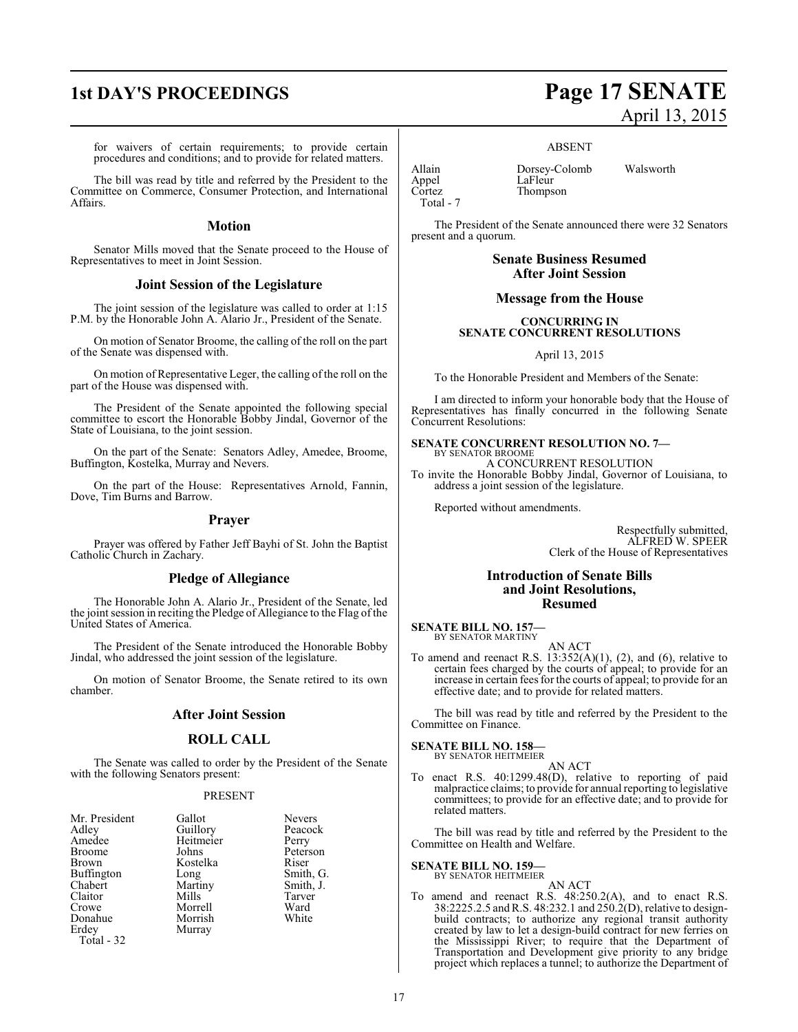for waivers of certain requirements; to provide certain procedures and conditions; and to provide for related matters.

The bill was read by title and referred by the President to the Committee on Commerce, Consumer Protection, and International Affairs.

## Motion

Senator Mills moved that the Senate proceed to the House of Representatives to meet in Joint Session.

## Joint Session of the Legislature

The joint session of the legislature was called to order at 1:15 P.M. by the Honorable John A. Alario Jr., President of the Senate.

On motion of Senator Broome, the calling of the roll on the part of the Senate was dispensed with.

On motion of Representative Leger, the calling of the roll on the part of the House was dispensed with.

The President of the Senate appointed the following special committee to escort the Honorable Bobby Jindal, Governor of the State of Louisiana, to the joint session.

On the part of the Senate: Senators Adley, Amedee, Broome, Buffington, Kostelka, Murray and Nevers.

On the part of the House: Representatives Arnold, Fannin, Dove, Tim Burns and Barrow.

## Prayer

Prayer was offered by Father Jeff Bayhi of St. John the Baptist Catholic Church in Zachary.

## Pledge of Allegiance

The Honorable John A. Alario Jr., President of the Senate, led the joint session in reciting the Pledge of Allegiance to the Flag of the United States of America.

The President of the Senate introduced the Honorable Bobby Jindal, who addressed the joint session of the legislature.

On motion of Senator Broome, the Senate retired to its own chamber.

## After Joint Session

## ROLL CALL

The Senate was called to order by the President of the Senate with the following Senators present:

PRESENT

| | | |
|---|---|---|
| Mr. President | Gallot | Nevers |
| Adley | Guillory | Peacock |
| Amedee | Heitmeier | Perry |
| Broome | Johns | Peterson |
| Brown | Kostelka | Riser |
| Buffington | Long | Smith, G. |
| Chabert | Martiny | Smith, J. |
| Claitor | Mills | Tarver |
| Crowe | Morrell | Ward |
| Donahue | Morrish | White |
| Erdey | Murray | |

Total - 32

ABSENT

| | | |
|---|---|---|
| Allain | Dorsey-Colomb | Walsworth |
| Appel | LaFleur | |
| Cortez | Thompson | |

Total - 7

The President of the Senate announced there were 32 Senators present and a quorum.

## Senate Business Resumed After Joint Session

## Message from the House

**CONCURRING IN SENATE CONCURRENT RESOLUTIONS**

April 13, 2015

To the Honorable President and Members of the Senate:

I am directed to inform your honorable body that the House of Representatives has finally concurred in the following Senate Concurrent Resolutions:

**SENATE CONCURRENT RESOLUTION NO. 7—**
BY SENATOR BROOME

A CONCURRENT RESOLUTION

To invite the Honorable Bobby Jindal, Governor of Louisiana, to address a joint session of the legislature.

Reported without amendments.

Respectfully submitted,
ALFRED W. SPEER
Clerk of the House of Representatives

## Introduction of Senate Bills and Joint Resolutions, Resumed

**SENATE BILL NO. 157—**
BY SENATOR MARTINY

AN ACT

To amend and reenact R.S. 13:352(A)(1), (2), and (6), relative to certain fees charged by the courts of appeal; to provide for an increase in certain fees for the courts of appeal; to provide for an effective date; and to provide for related matters.

The bill was read by title and referred by the President to the Committee on Finance.

**SENATE BILL NO. 158—**
BY SENATOR HEITMEIER

AN ACT

To enact R.S. 40:1299.48(D), relative to reporting of paid malpractice claims; to provide for annual reporting to legislative committees; to provide for an effective date; and to provide for related matters.

The bill was read by title and referred by the President to the Committee on Health and Welfare.

**SENATE BILL NO. 159—**
BY SENATOR HEITMEIER

AN ACT

To amend and reenact R.S. 48:250.2(A), and to enact R.S. 38:2225.2.5 and R.S. 48:232.1 and 250.2(D), relative to design-build contracts; to authorize any regional transit authority created by law to let a design-build contract for new ferries on the Mississippi River; to require that the Department of Transportation and Development give priority to any bridge project which replaces a tunnel; to authorize the Department of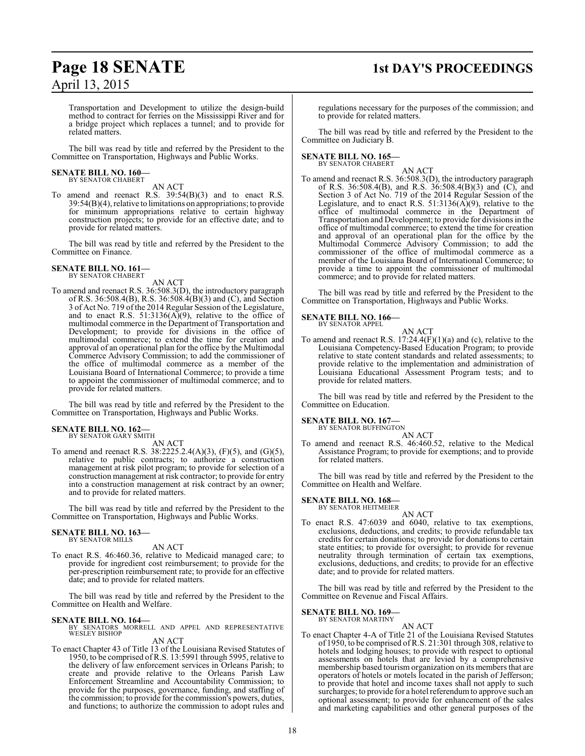Transportation and Development to utilize the design-build method to contract for ferries on the Mississippi River and for a bridge project which replaces a tunnel; and to provide for related matters.

The bill was read by title and referred by the President to the Committee on Transportation, Highways and Public Works.

**SENATE BILL NO. 160—**
BY SENATOR CHABERT

AN ACT

To amend and reenact R.S. 39:54(B)(3) and to enact R.S. 39:54(B)(4), relative to limitations on appropriations; to provide for minimum appropriations relative to certain highway construction projects; to provide for an effective date; and to provide for related matters.

The bill was read by title and referred by the President to the Committee on Finance.

**SENATE BILL NO. 161—**
BY SENATOR CHABERT

AN ACT

To amend and reenact R.S. 36:508.3(D), the introductory paragraph of R.S. 36:508.4(B), R.S. 36:508.4(B)(3) and (C), and Section 3 of Act No. 719 of the 2014 Regular Session of the Legislature, and to enact R.S. 51:3136(A)(9), relative to the office of multimodal commerce in the Department of Transportation and Development; to provide for divisions in the office of multimodal commerce; to extend the time for creation and approval of an operational plan for the office by the Multimodal Commerce Advisory Commission; to add the commissioner of the office of multimodal commerce as a member of the Louisiana Board of International Commerce; to provide a time to appoint the commissioner of multimodal commerce; and to provide for related matters.

The bill was read by title and referred by the President to the Committee on Transportation, Highways and Public Works.

**SENATE BILL NO. 162—**
BY SENATOR GARY SMITH

AN ACT

To amend and reenact R.S. 38:2225.2.4(A)(3), (F)(5), and (G)(5), relative to public contracts; to authorize a construction management at risk pilot program; to provide for selection of a construction management at risk contractor; to provide for entry into a construction management at risk contract by an owner; and to provide for related matters.

The bill was read by title and referred by the President to the Committee on Transportation, Highways and Public Works.

**SENATE BILL NO. 163—**
BY SENATOR MILLS

AN ACT

To enact R.S. 46:460.36, relative to Medicaid managed care; to provide for ingredient cost reimbursement; to provide for the per-prescription reimbursement rate; to provide for an effective date; and to provide for related matters.

The bill was read by title and referred by the President to the Committee on Health and Welfare.

**SENATE BILL NO. 164—**
BY SENATORS MORRELL AND APPEL AND REPRESENTATIVE WESLEY BISHOP

AN ACT

To enact Chapter 43 of Title 13 of the Louisiana Revised Statutes of 1950, to be comprised of R.S. 13:5991 through 5995, relative to the delivery of law enforcement services in Orleans Parish; to create and provide relative to the Orleans Parish Law Enforcement Streamline and Accountability Commission; to provide for the purposes, governance, funding, and staffing of the commission; to provide for the commission's powers, duties, and functions; to authorize the commission to adopt rules and regulations necessary for the purposes of the commission; and to provide for related matters.

The bill was read by title and referred by the President to the Committee on Judiciary B.

**SENATE BILL NO. 165—**
BY SENATOR CHABERT

AN ACT

To amend and reenact R.S. 36:508.3(D), the introductory paragraph of R.S. 36:508.4(B), and R.S. 36:508.4(B)(3) and (C), and Section 3 of Act No. 719 of the 2014 Regular Session of the Legislature, and to enact R.S. 51:3136(A)(9), relative to the office of multimodal commerce in the Department of Transportation and Development; to provide for divisions in the office of multimodal commerce; to extend the time for creation and approval of an operational plan for the office by the Multimodal Commerce Advisory Commission; to add the commissioner of the office of multimodal commerce as a member of the Louisiana Board of International Commerce; to provide a time to appoint the commissioner of multimodal commerce; and to provide for related matters.

The bill was read by title and referred by the President to the Committee on Transportation, Highways and Public Works.

**SENATE BILL NO. 166—**
BY SENATOR APPEL

AN ACT

To amend and reenact R.S. 17:24.4(F)(1)(a) and (c), relative to the Louisiana Competency-Based Education Program; to provide relative to state content standards and related assessments; to provide relative to the implementation and administration of Louisiana Educational Assessment Program tests; and to provide for related matters.

The bill was read by title and referred by the President to the Committee on Education.

**SENATE BILL NO. 167—**
BY SENATOR BUFFINGTON

AN ACT

To amend and reenact R.S. 46:460.52, relative to the Medical Assistance Program; to provide for exemptions; and to provide for related matters.

The bill was read by title and referred by the President to the Committee on Health and Welfare.

**SENATE BILL NO. 168—**
BY SENATOR HEITMEIER

AN ACT

To enact R.S. 47:6039 and 6040, relative to tax exemptions, exclusions, deductions, and credits; to provide refundable tax credits for certain donations; to provide for donations to certain state entities; to provide for oversight; to provide for revenue neutrality through termination of certain tax exemptions, exclusions, deductions, and credits; to provide for an effective date; and to provide for related matters.

The bill was read by title and referred by the President to the Committee on Revenue and Fiscal Affairs.

**SENATE BILL NO. 169—**
BY SENATOR MARTINY

AN ACT

To enact Chapter 4-A of Title 21 of the Louisiana Revised Statutes of 1950, to be comprised of R.S. 21:301 through 308, relative to hotels and lodging houses; to provide with respect to optional assessments on hotels that are levied by a comprehensive membership based tourism organization on its members that are operators of hotels or motels located in the parish of Jefferson; to provide that hotel and income taxes shall not apply to such surcharges; to provide for a hotel referendum to approve such an optional assessment; to provide for enhancement of the sales and marketing capabilities and other general purposes of the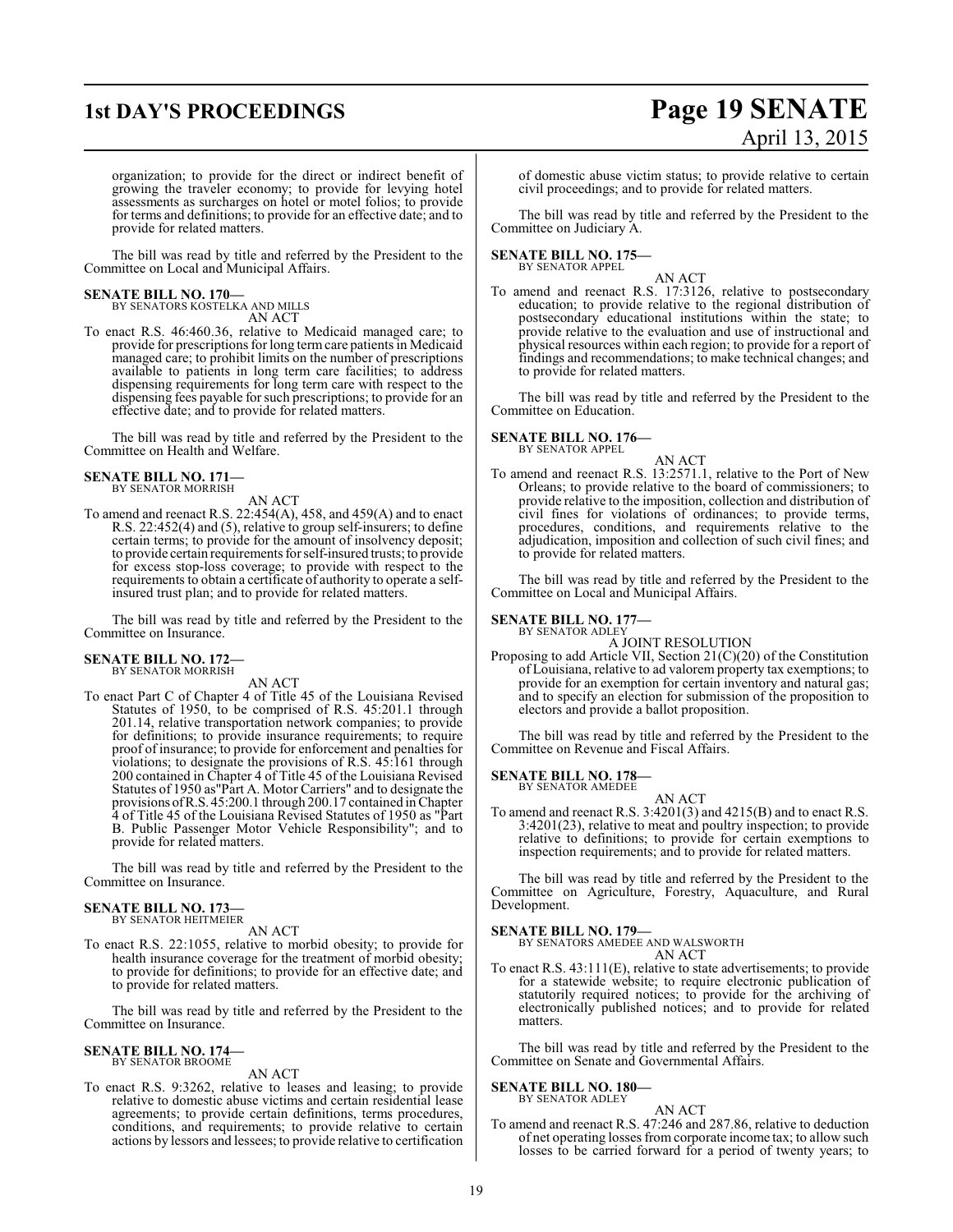organization; to provide for the direct or indirect benefit of growing the traveler economy; to provide for levying hotel assessments as surcharges on hotel or motel folios; to provide for terms and definitions; to provide for an effective date; and to provide for related matters.

The bill was read by title and referred by the President to the Committee on Local and Municipal Affairs.

**SENATE BILL NO. 170—**
BY SENATORS KOSTELKA AND MILLS
AN ACT
To enact R.S. 46:460.36, relative to Medicaid managed care; to provide for prescriptions for long term care patients in Medicaid managed care; to prohibit limits on the number of prescriptions available to patients in long term care facilities; to address dispensing requirements for long term care with respect to the dispensing fees payable for such prescriptions; to provide for an effective date; and to provide for related matters.

The bill was read by title and referred by the President to the Committee on Health and Welfare.

**SENATE BILL NO. 171—**
BY SENATOR MORRISH
AN ACT
To amend and reenact R.S. 22:454(A), 458, and 459(A) and to enact R.S. 22:452(4) and (5), relative to group self-insurers; to define certain terms; to provide for the amount of insolvency deposit; to provide certain requirements for self-insured trusts; to provide for excess stop-loss coverage; to provide with respect to the requirements to obtain a certificate of authority to operate a self-insured trust plan; and to provide for related matters.

The bill was read by title and referred by the President to the Committee on Insurance.

**SENATE BILL NO. 172—**
BY SENATOR MORRISH
AN ACT
To enact Part C of Chapter 4 of Title 45 of the Louisiana Revised Statutes of 1950, to be comprised of R.S. 45:201.1 through 201.14, relative transportation network companies; to provide for definitions; to provide insurance requirements; to require proof of insurance; to provide for enforcement and penalties for violations; to designate the provisions of R.S. 45:161 through 200 contained in Chapter 4 of Title 45 of the Louisiana Revised Statutes of 1950 as"Part A. Motor Carriers" and to designate the provisions of R.S. 45:200.1 through 200.17 contained in Chapter 4 of Title 45 of the Louisiana Revised Statutes of 1950 as "Part B. Public Passenger Motor Vehicle Responsibility"; and to provide for related matters.

The bill was read by title and referred by the President to the Committee on Insurance.

**SENATE BILL NO. 173—**
BY SENATOR HEITMEIER
AN ACT
To enact R.S. 22:1055, relative to morbid obesity; to provide for health insurance coverage for the treatment of morbid obesity; to provide for definitions; to provide for an effective date; and to provide for related matters.

The bill was read by title and referred by the President to the Committee on Insurance.

**SENATE BILL NO. 174—**
BY SENATOR BROOME
AN ACT
To enact R.S. 9:3262, relative to leases and leasing; to provide relative to domestic abuse victims and certain residential lease agreements; to provide certain definitions, terms procedures, conditions, and requirements; to provide relative to certain actions by lessors and lessees; to provide relative to certification of domestic abuse victim status; to provide relative to certain civil proceedings; and to provide for related matters.

The bill was read by title and referred by the President to the Committee on Judiciary A.

**SENATE BILL NO. 175—**
BY SENATOR APPEL
AN ACT
To amend and reenact R.S. 17:3126, relative to postsecondary education; to provide relative to the regional distribution of postsecondary educational institutions within the state; to provide relative to the evaluation and use of instructional and physical resources within each region; to provide for a report of findings and recommendations; to make technical changes; and to provide for related matters.

The bill was read by title and referred by the President to the Committee on Education.

**SENATE BILL NO. 176—**
BY SENATOR APPEL
AN ACT
To amend and reenact R.S. 13:2571.1, relative to the Port of New Orleans; to provide relative to the board of commissioners; to provide relative to the imposition, collection and distribution of civil fines for violations of ordinances; to provide terms, procedures, conditions, and requirements relative to the adjudication, imposition and collection of such civil fines; and to provide for related matters.

The bill was read by title and referred by the President to the Committee on Local and Municipal Affairs.

**SENATE BILL NO. 177—**
BY SENATOR ADLEY
A JOINT RESOLUTION
Proposing to add Article VII, Section 21(C)(20) of the Constitution of Louisiana, relative to ad valorem property tax exemptions; to provide for an exemption for certain inventory and natural gas; and to specify an election for submission of the proposition to electors and provide a ballot proposition.

The bill was read by title and referred by the President to the Committee on Revenue and Fiscal Affairs.

**SENATE BILL NO. 178—**
BY SENATOR AMEDEE
AN ACT
To amend and reenact R.S. 3:4201(3) and 4215(B) and to enact R.S. 3:4201(23), relative to meat and poultry inspection; to provide relative to definitions; to provide for certain exemptions to inspection requirements; and to provide for related matters.

The bill was read by title and referred by the President to the Committee on Agriculture, Forestry, Aquaculture, and Rural Development.

**SENATE BILL NO. 179—**
BY SENATORS AMEDEE AND WALSWORTH
AN ACT
To enact R.S. 43:111(E), relative to state advertisements; to provide for a statewide website; to require electronic publication of statutorily required notices; to provide for the archiving of electronically published notices; and to provide for related matters.

The bill was read by title and referred by the President to the Committee on Senate and Governmental Affairs.

**SENATE BILL NO. 180—**
BY SENATOR ADLEY
AN ACT
To amend and reenact R.S. 47:246 and 287.86, relative to deduction of net operating losses from corporate income tax; to allow such losses to be carried forward for a period of twenty years; to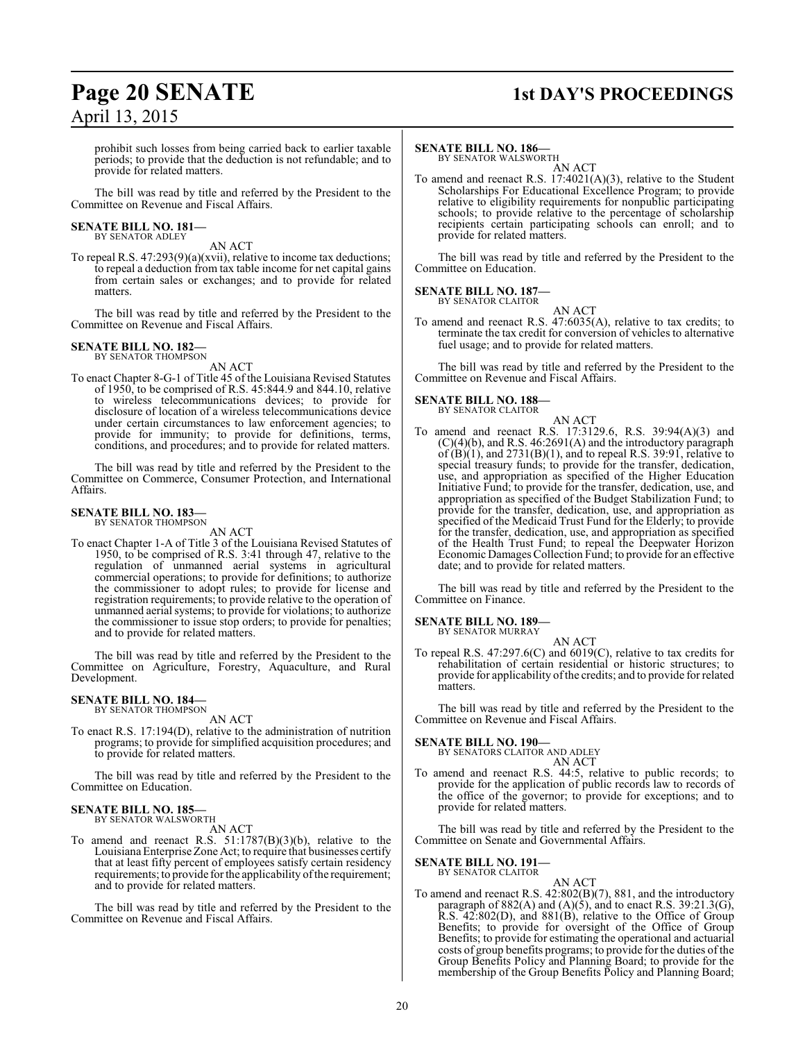prohibit such losses from being carried back to earlier taxable periods; to provide that the deduction is not refundable; and to provide for related matters.

The bill was read by title and referred by the President to the Committee on Revenue and Fiscal Affairs.

**SENATE BILL NO. 181—**
BY SENATOR ADLEY

AN ACT

To repeal R.S. 47:293(9)(a)(xvii), relative to income tax deductions; to repeal a deduction from tax table income for net capital gains from certain sales or exchanges; and to provide for related matters.

The bill was read by title and referred by the President to the Committee on Revenue and Fiscal Affairs.

**SENATE BILL NO. 182—**
BY SENATOR THOMPSON

AN ACT

To enact Chapter 8-G-1 of Title 45 of the Louisiana Revised Statutes of 1950, to be comprised of R.S. 45:844.9 and 844.10, relative to wireless telecommunications devices; to provide for disclosure of location of a wireless telecommunications device under certain circumstances to law enforcement agencies; to provide for immunity; to provide for definitions, terms, conditions, and procedures; and to provide for related matters.

The bill was read by title and referred by the President to the Committee on Commerce, Consumer Protection, and International Affairs.

**SENATE BILL NO. 183—**
BY SENATOR THOMPSON

AN ACT

To enact Chapter 1-A of Title 3 of the Louisiana Revised Statutes of 1950, to be comprised of R.S. 3:41 through 47, relative to the regulation of unmanned aerial systems in agricultural commercial operations; to provide for definitions; to authorize the commissioner to adopt rules; to provide for license and registration requirements; to provide relative to the operation of unmanned aerial systems; to provide for violations; to authorize the commissioner to issue stop orders; to provide for penalties; and to provide for related matters.

The bill was read by title and referred by the President to the Committee on Agriculture, Forestry, Aquaculture, and Rural Development.

**SENATE BILL NO. 184—**
BY SENATOR THOMPSON

AN ACT

To enact R.S. 17:194(D), relative to the administration of nutrition programs; to provide for simplified acquisition procedures; and to provide for related matters.

The bill was read by title and referred by the President to the Committee on Education.

**SENATE BILL NO. 185—**
BY SENATOR WALSWORTH

AN ACT

To amend and reenact R.S. 51:1787(B)(3)(b), relative to the Louisiana Enterprise Zone Act; to require that businesses certify that at least fifty percent of employees satisfy certain residency requirements; to provide for the applicability of the requirement; and to provide for related matters.

The bill was read by title and referred by the President to the Committee on Revenue and Fiscal Affairs.

**SENATE BILL NO. 186—**
BY SENATOR WALSWORTH

AN ACT

To amend and reenact R.S. 17:4021(A)(3), relative to the Student Scholarships For Educational Excellence Program; to provide relative to eligibility requirements for nonpublic participating schools; to provide relative to the percentage of scholarship recipients certain participating schools can enroll; and to provide for related matters.

The bill was read by title and referred by the President to the Committee on Education.

**SENATE BILL NO. 187—**
BY SENATOR CLAITOR

AN ACT

To amend and reenact R.S. 47:6035(A), relative to tax credits; to terminate the tax credit for conversion of vehicles to alternative fuel usage; and to provide for related matters.

The bill was read by title and referred by the President to the Committee on Revenue and Fiscal Affairs.

**SENATE BILL NO. 188—**
BY SENATOR CLAITOR

AN ACT

To amend and reenact R.S. 17:3129.6, R.S. 39:94(A)(3) and (C)(4)(b), and R.S. 46:2691(A) and the introductory paragraph of (B)(1), and 2731(B)(1), and to repeal R.S. 39:91, relative to special treasury funds; to provide for the transfer, dedication, use, and appropriation as specified of the Higher Education Initiative Fund; to provide for the transfer, dedication, use, and appropriation as specified of the Budget Stabilization Fund; to provide for the transfer, dedication, use, and appropriation as specified of the Medicaid Trust Fund for the Elderly; to provide for the transfer, dedication, use, and appropriation as specified of the Health Trust Fund; to repeal the Deepwater Horizon Economic Damages Collection Fund; to provide for an effective date; and to provide for related matters.

The bill was read by title and referred by the President to the Committee on Finance.

**SENATE BILL NO. 189—**
BY SENATOR MURRAY

AN ACT

To repeal R.S. 47:297.6(C) and 6019(C), relative to tax credits for rehabilitation of certain residential or historic structures; to provide for applicability of the credits; and to provide for related matters.

The bill was read by title and referred by the President to the Committee on Revenue and Fiscal Affairs.

**SENATE BILL NO. 190—**
BY SENATORS CLAITOR AND ADLEY

AN ACT

To amend and reenact R.S. 44:5, relative to public records; to provide for the application of public records law to records of the office of the governor; to provide for exceptions; and to provide for related matters.

The bill was read by title and referred by the President to the Committee on Senate and Governmental Affairs.

**SENATE BILL NO. 191—**
BY SENATOR CLAITOR

AN ACT

To amend and reenact R.S. 42:802(B)(7), 881, and the introductory paragraph of 882(A) and (A)(5), and to enact R.S. 39:21.3(G), R.S. 42:802(D), and 881(B), relative to the Office of Group Benefits; to provide for oversight of the Office of Group Benefits; to provide for estimating the operational and actuarial costs of group benefits programs; to provide for the duties of the Group Benefits Policy and Planning Board; to provide for the membership of the Group Benefits Policy and Planning Board;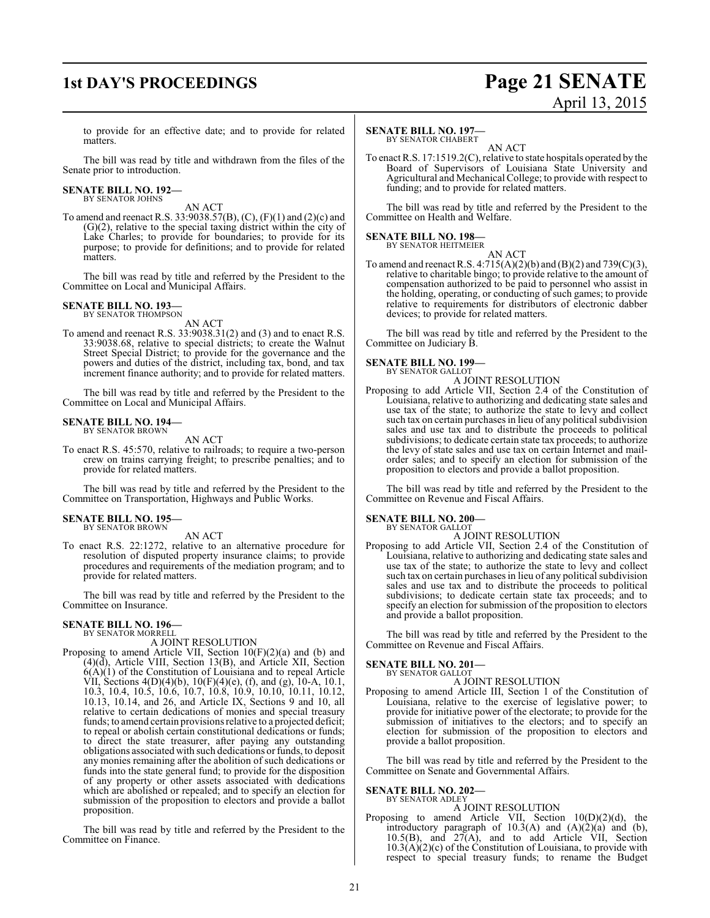to provide for an effective date; and to provide for related matters.

The bill was read by title and withdrawn from the files of the Senate prior to introduction.

**SENATE BILL NO. 192—**
BY SENATOR JOHNS

AN ACT

To amend and reenact R.S. 33:9038.57(B), (C), (F)(1) and (2)(c) and (G)(2), relative to the special taxing district within the city of Lake Charles; to provide for boundaries; to provide for its purpose; to provide for definitions; and to provide for related matters.

The bill was read by title and referred by the President to the Committee on Local and Municipal Affairs.

**SENATE BILL NO. 193—**
BY SENATOR THOMPSON

AN ACT

To amend and reenact R.S. 33:9038.31(2) and (3) and to enact R.S. 33:9038.68, relative to special districts; to create the Walnut Street Special District; to provide for the governance and the powers and duties of the district, including tax, bond, and tax increment finance authority; and to provide for related matters.

The bill was read by title and referred by the President to the Committee on Local and Municipal Affairs.

**SENATE BILL NO. 194—**
BY SENATOR BROWN

AN ACT

To enact R.S. 45:570, relative to railroads; to require a two-person crew on trains carrying freight; to prescribe penalties; and to provide for related matters.

The bill was read by title and referred by the President to the Committee on Transportation, Highways and Public Works.

**SENATE BILL NO. 195—**
BY SENATOR BROWN

AN ACT

To enact R.S. 22:1272, relative to an alternative procedure for resolution of disputed property insurance claims; to provide procedures and requirements of the mediation program; and to provide for related matters.

The bill was read by title and referred by the President to the Committee on Insurance.

**SENATE BILL NO. 196—**
BY SENATOR MORRELL

A JOINT RESOLUTION

Proposing to amend Article VII, Section 10(F)(2)(a) and (b) and (4)(d), Article VIII, Section 13(B), and Article XII, Section 6(A)(1) of the Constitution of Louisiana and to repeal Article VII, Sections 4(D)(4)(b), 10(F)(4)(e), (f), and (g), 10-A, 10.1, 10.3, 10.4, 10.5, 10.6, 10.7, 10.8, 10.9, 10.10, 10.11, 10.12, 10.13, 10.14, and 26, and Article IX, Sections 9 and 10, all relative to certain dedications of monies and special treasury funds; to amend certain provisions relative to a projected deficit; to repeal or abolish certain constitutional dedications or funds; to direct the state treasurer, after paying any outstanding obligations associated with such dedications or funds, to deposit any monies remaining after the abolition of such dedications or funds into the state general fund; to provide for the disposition of any property or other assets associated with dedications which are abolished or repealed; and to specify an election for submission of the proposition to electors and provide a ballot proposition.

The bill was read by title and referred by the President to the Committee on Finance.

**SENATE BILL NO. 197—**
BY SENATOR CHABERT

AN ACT

To enact R.S. 17:1519.2(C), relative to state hospitals operated by the Board of Supervisors of Louisiana State University and Agricultural and Mechanical College; to provide with respect to funding; and to provide for related matters.

The bill was read by title and referred by the President to the Committee on Health and Welfare.

**SENATE BILL NO. 198—**
BY SENATOR HEITMEIER

AN ACT

To amend and reenact R.S. 4:715(A)(2)(b) and (B)(2) and 739(C)(3), relative to charitable bingo; to provide relative to the amount of compensation authorized to be paid to personnel who assist in the holding, operating, or conducting of such games; to provide relative to requirements for distributors of electronic dabber devices; to provide for related matters.

The bill was read by title and referred by the President to the Committee on Judiciary B.

**SENATE BILL NO. 199—**
BY SENATOR GALLOT

A JOINT RESOLUTION

Proposing to add Article VII, Section 2.4 of the Constitution of Louisiana, relative to authorizing and dedicating state sales and use tax of the state; to authorize the state to levy and collect such tax on certain purchases in lieu of any political subdivision sales and use tax and to distribute the proceeds to political subdivisions; to dedicate certain state tax proceeds; to authorize the levy of state sales and use tax on certain Internet and mail-order sales; and to specify an election for submission of the proposition to electors and provide a ballot proposition.

The bill was read by title and referred by the President to the Committee on Revenue and Fiscal Affairs.

**SENATE BILL NO. 200—**
BY SENATOR GALLOT

A JOINT RESOLUTION

Proposing to add Article VII, Section 2.4 of the Constitution of Louisiana, relative to authorizing and dedicating state sales and use tax of the state; to authorize the state to levy and collect such tax on certain purchases in lieu of any political subdivision sales and use tax and to distribute the proceeds to political subdivisions; to dedicate certain state tax proceeds; and to specify an election for submission of the proposition to electors and provide a ballot proposition.

The bill was read by title and referred by the President to the Committee on Revenue and Fiscal Affairs.

**SENATE BILL NO. 201—**
BY SENATOR GALLOT

A JOINT RESOLUTION

Proposing to amend Article III, Section 1 of the Constitution of Louisiana, relative to the exercise of legislative power; to provide for initiative power of the electorate; to provide for the submission of initiatives to the electors; and to specify an election for submission of the proposition to electors and provide a ballot proposition.

The bill was read by title and referred by the President to the Committee on Senate and Governmental Affairs.

**SENATE BILL NO. 202—**
BY SENATOR ADLEY

A JOINT RESOLUTION

Proposing to amend Article VII, Section 10(D)(2)(d), the introductory paragraph of 10.3(A) and (A)(2)(a) and (b), 10.5(B), and 27(A), and to add Article VII, Section 10.3(A)(2)(c) of the Constitution of Louisiana, to provide with respect to special treasury funds; to rename the Budget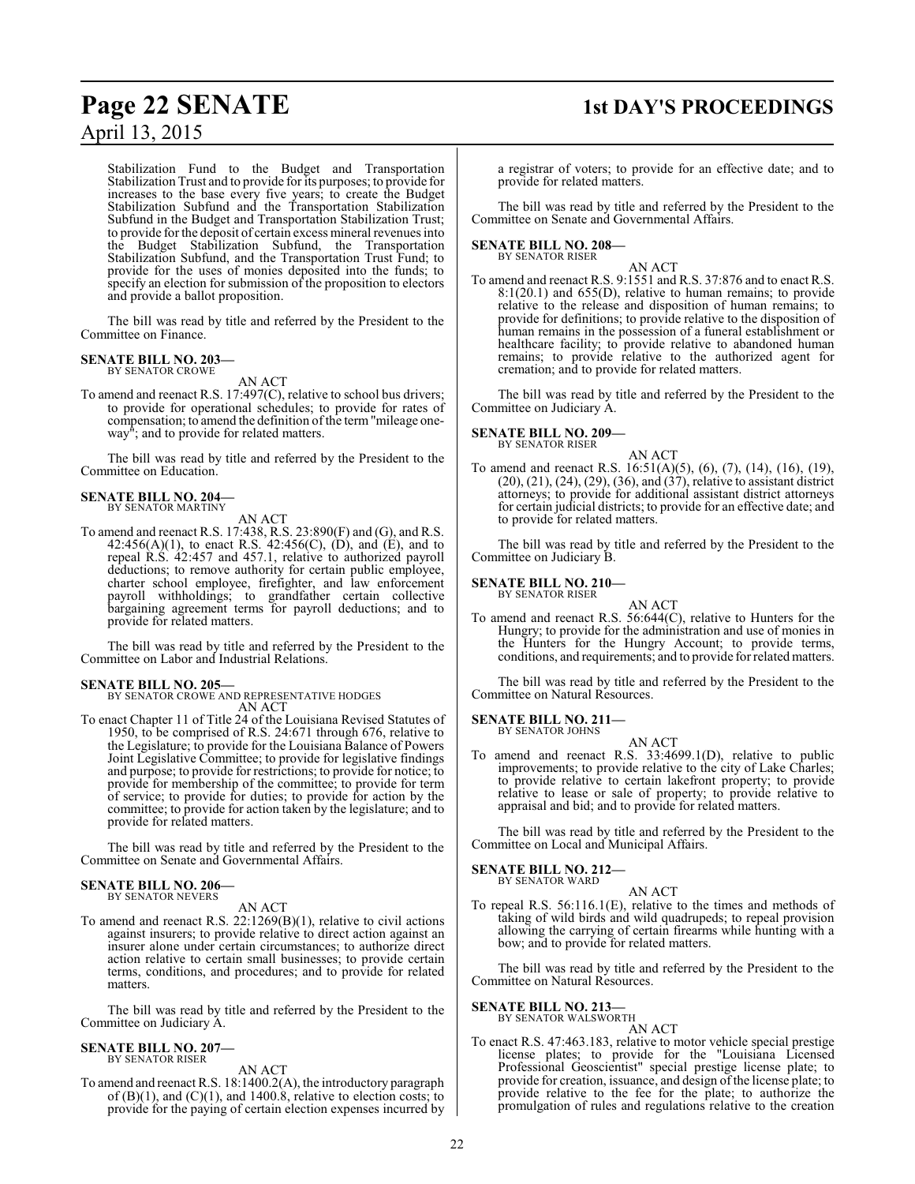Stabilization Fund to the Budget and Transportation Stabilization Trust and to provide for its purposes; to provide for increases to the base every five years; to create the Budget Stabilization Subfund and the Transportation Stabilization Subfund in the Budget and Transportation Stabilization Trust; to provide for the deposit of certain excess mineral revenues into the Budget Stabilization Subfund, the Transportation Stabilization Subfund, and the Transportation Trust Fund; to provide for the uses of monies deposited into the funds; to specify an election for submission of the proposition to electors and provide a ballot proposition.

The bill was read by title and referred by the President to the Committee on Finance.

**SENATE BILL NO. 203—**
BY SENATOR CROWE

AN ACT

To amend and reenact R.S. 17:497(C), relative to school bus drivers; to provide for operational schedules; to provide for rates of compensation; to amend the definition of the term "mileage one-way"; and to provide for related matters.

The bill was read by title and referred by the President to the Committee on Education.

**SENATE BILL NO. 204—**
BY SENATOR MARTINY

AN ACT

To amend and reenact R.S. 17:438, R.S. 23:890(F) and (G), and R.S. 42:456(A)(1), to enact R.S. 42:456(C), (D), and (E), and to repeal R.S. 42:457 and 457.1, relative to authorized payroll deductions; to remove authority for certain public employee, charter school employee, firefighter, and law enforcement payroll withholdings; to grandfather certain collective bargaining agreement terms for payroll deductions; and to provide for related matters.

The bill was read by title and referred by the President to the Committee on Labor and Industrial Relations.

**SENATE BILL NO. 205—**
BY SENATOR CROWE AND REPRESENTATIVE HODGES

AN ACT

To enact Chapter 11 of Title 24 of the Louisiana Revised Statutes of 1950, to be comprised of R.S. 24:671 through 676, relative to the Legislature; to provide for the Louisiana Balance of Powers Joint Legislative Committee; to provide for legislative findings and purpose; to provide for restrictions; to provide for notice; to provide for membership of the committee; to provide for term of service; to provide for duties; to provide for action by the committee; to provide for action taken by the legislature; and to provide for related matters.

The bill was read by title and referred by the President to the Committee on Senate and Governmental Affairs.

**SENATE BILL NO. 206—**
BY SENATOR NEVERS

AN ACT

To amend and reenact R.S. 22:1269(B)(1), relative to civil actions against insurers; to provide relative to direct action against an insurer alone under certain circumstances; to authorize direct action relative to certain small businesses; to provide certain terms, conditions, and procedures; and to provide for related matters.

The bill was read by title and referred by the President to the Committee on Judiciary A.

**SENATE BILL NO. 207—**
BY SENATOR RISER

AN ACT

To amend and reenact R.S. 18:1400.2(A), the introductory paragraph of (B)(1), and (C)(1), and 1400.8, relative to election costs; to provide for the paying of certain election expenses incurred by a registrar of voters; to provide for an effective date; and to provide for related matters.

The bill was read by title and referred by the President to the Committee on Senate and Governmental Affairs.

**SENATE BILL NO. 208—**
BY SENATOR RISER

AN ACT

To amend and reenact R.S. 9:1551 and R.S. 37:876 and to enact R.S. 8:1(20.1) and 655(D), relative to human remains; to provide relative to the release and disposition of human remains; to provide for definitions; to provide relative to the disposition of human remains in the possession of a funeral establishment or healthcare facility; to provide relative to abandoned human remains; to provide relative to the authorized agent for cremation; and to provide for related matters.

The bill was read by title and referred by the President to the Committee on Judiciary A.

**SENATE BILL NO. 209—**
BY SENATOR RISER

AN ACT

To amend and reenact R.S. 16:51(A)(5), (6), (7), (14), (16), (19), (20), (21), (24), (29), (36), and (37), relative to assistant district attorneys; to provide for additional assistant district attorneys for certain judicial districts; to provide for an effective date; and to provide for related matters.

The bill was read by title and referred by the President to the Committee on Judiciary B.

**SENATE BILL NO. 210—**
BY SENATOR RISER

AN ACT

To amend and reenact R.S. 56:644(C), relative to Hunters for the Hungry; to provide for the administration and use of monies in the Hunters for the Hungry Account; to provide terms, conditions, and requirements; and to provide for related matters.

The bill was read by title and referred by the President to the Committee on Natural Resources.

**SENATE BILL NO. 211—**
BY SENATOR JOHNS

AN ACT

To amend and reenact R.S. 33:4699.1(D), relative to public improvements; to provide relative to the city of Lake Charles; to provide relative to certain lakefront property; to provide relative to lease or sale of property; to provide relative to appraisal and bid; and to provide for related matters.

The bill was read by title and referred by the President to the Committee on Local and Municipal Affairs.

**SENATE BILL NO. 212—**
BY SENATOR WARD

AN ACT

To repeal R.S. 56:116.1(E), relative to the times and methods of taking of wild birds and wild quadrupeds; to repeal provision allowing the carrying of certain firearms while hunting with a bow; and to provide for related matters.

The bill was read by title and referred by the President to the Committee on Natural Resources.

**SENATE BILL NO. 213—**
BY SENATOR WALSWORTH

AN ACT

To enact R.S. 47:463.183, relative to motor vehicle special prestige license plates; to provide for the "Louisiana Licensed Professional Geoscientist" special prestige license plate; to provide for creation, issuance, and design of the license plate; to provide relative to the fee for the plate; to authorize the promulgation of rules and regulations relative to the creation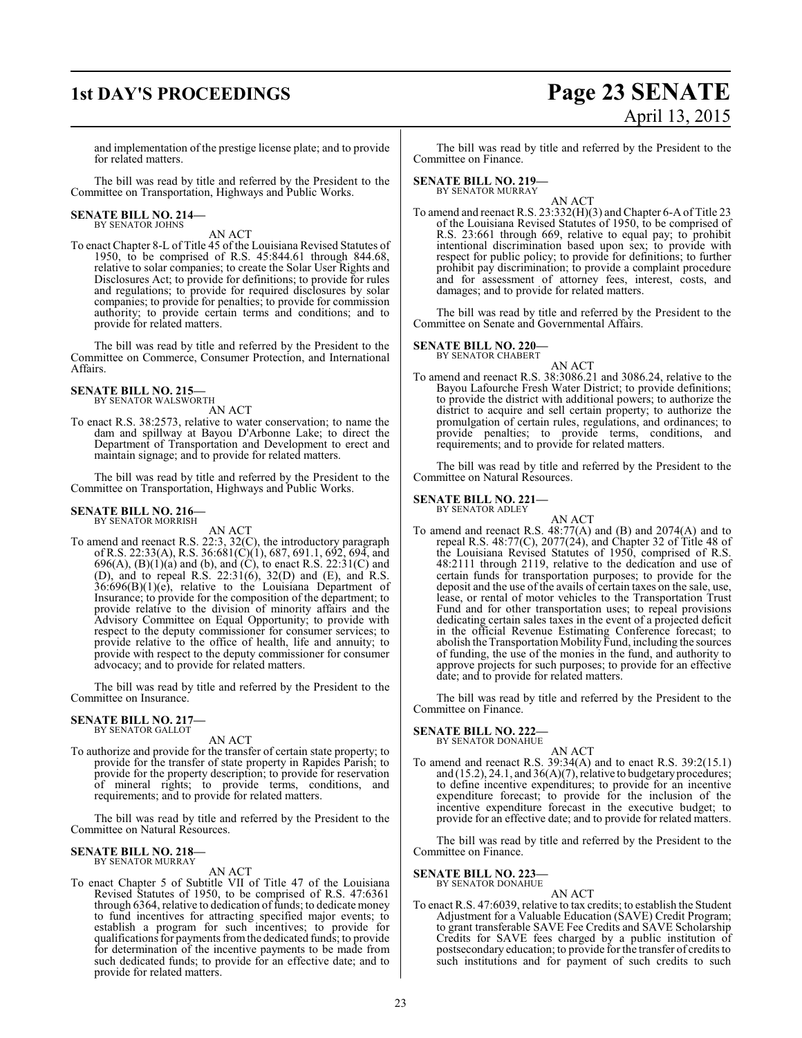and implementation of the prestige license plate; and to provide for related matters.

The bill was read by title and referred by the President to the Committee on Transportation, Highways and Public Works.

**SENATE BILL NO. 214—**
BY SENATOR JOHNS

AN ACT

To enact Chapter 8-L of Title 45 of the Louisiana Revised Statutes of 1950, to be comprised of R.S. 45:844.61 through 844.68, relative to solar companies; to create the Solar User Rights and Disclosures Act; to provide for definitions; to provide for rules and regulations; to provide for required disclosures by solar companies; to provide for penalties; to provide for commission authority; to provide certain terms and conditions; and to provide for related matters.

The bill was read by title and referred by the President to the Committee on Commerce, Consumer Protection, and International Affairs.

**SENATE BILL NO. 215—**
BY SENATOR WALSWORTH

AN ACT

To enact R.S. 38:2573, relative to water conservation; to name the dam and spillway at Bayou D'Arbonne Lake; to direct the Department of Transportation and Development to erect and maintain signage; and to provide for related matters.

The bill was read by title and referred by the President to the Committee on Transportation, Highways and Public Works.

**SENATE BILL NO. 216—**
BY SENATOR MORRISH

AN ACT

To amend and reenact R.S. 22:3, 32(C), the introductory paragraph of R.S. 22:33(A), R.S. 36:681(C)(1), 687, 691.1, 692, 694, and 696(A), (B)(1)(a) and (b), and (C), to enact R.S. 22:31(C) and (D), and to repeal R.S. 22:31(6), 32(D) and (E), and R.S. 36:696(B)(1)(e), relative to the Louisiana Department of Insurance; to provide for the composition of the department; to provide relative to the division of minority affairs and the Advisory Committee on Equal Opportunity; to provide with respect to the deputy commissioner for consumer services; to provide relative to the office of health, life and annuity; to provide with respect to the deputy commissioner for consumer advocacy; and to provide for related matters.

The bill was read by title and referred by the President to the Committee on Insurance.

**SENATE BILL NO. 217—**
BY SENATOR GALLOT

AN ACT

To authorize and provide for the transfer of certain state property; to provide for the transfer of state property in Rapides Parish; to provide for the property description; to provide for reservation of mineral rights; to provide terms, conditions, and requirements; and to provide for related matters.

The bill was read by title and referred by the President to the Committee on Natural Resources.

**SENATE BILL NO. 218—**
BY SENATOR MURRAY

AN ACT

To enact Chapter 5 of Subtitle VII of Title 47 of the Louisiana Revised Statutes of 1950, to be comprised of R.S. 47:6361 through 6364, relative to dedication of funds; to dedicate money to fund incentives for attracting specified major events; to establish a program for such incentives; to provide for qualifications for payments from the dedicated funds; to provide for determination of the incentive payments to be made from such dedicated funds; to provide for an effective date; and to provide for related matters.

The bill was read by title and referred by the President to the Committee on Finance.

**SENATE BILL NO. 219—**
BY SENATOR MURRAY

AN ACT

To amend and reenact R.S. 23:332(H)(3) and Chapter 6-A of Title 23 of the Louisiana Revised Statutes of 1950, to be comprised of R.S. 23:661 through 669, relative to equal pay; to prohibit intentional discrimination based upon sex; to provide with respect for public policy; to provide for definitions; to further prohibit pay discrimination; to provide a complaint procedure and for assessment of attorney fees, interest, costs, and damages; and to provide for related matters.

The bill was read by title and referred by the President to the Committee on Senate and Governmental Affairs.

**SENATE BILL NO. 220—**
BY SENATOR CHABERT

AN ACT

To amend and reenact R.S. 38:3086.21 and 3086.24, relative to the Bayou Lafourche Fresh Water District; to provide definitions; to provide the district with additional powers; to authorize the district to acquire and sell certain property; to authorize the promulgation of certain rules, regulations, and ordinances; to provide penalties; to provide terms, conditions, and requirements; and to provide for related matters.

The bill was read by title and referred by the President to the Committee on Natural Resources.

**SENATE BILL NO. 221—**
BY SENATOR ADLEY

AN ACT

To amend and reenact R.S. 48:77(A) and (B) and 2074(A) and to repeal R.S. 48:77(C), 2077(24), and Chapter 32 of Title 48 of the Louisiana Revised Statutes of 1950, comprised of R.S. 48:2111 through 2119, relative to the dedication and use of certain funds for transportation purposes; to provide for the deposit and the use of the avails of certain taxes on the sale, use, lease, or rental of motor vehicles to the Transportation Trust Fund and for other transportation uses; to repeal provisions dedicating certain sales taxes in the event of a projected deficit in the official Revenue Estimating Conference forecast; to abolish the Transportation Mobility Fund, including the sources of funding, the use of the monies in the fund, and authority to approve projects for such purposes; to provide for an effective date; and to provide for related matters.

The bill was read by title and referred by the President to the Committee on Finance.

**SENATE BILL NO. 222—**
BY SENATOR DONAHUE

AN ACT

To amend and reenact R.S. 39:34(A) and to enact R.S. 39:2(15.1) and (15.2), 24.1, and 36(A)(7), relative to budgetary procedures; to define incentive expenditures; to provide for an incentive expenditure forecast; to provide for the inclusion of the incentive expenditure forecast in the executive budget; to provide for an effective date; and to provide for related matters.

The bill was read by title and referred by the President to the Committee on Finance.

**SENATE BILL NO. 223—**
BY SENATOR DONAHUE

AN ACT

To enact R.S. 47:6039, relative to tax credits; to establish the Student Adjustment for a Valuable Education (SAVE) Credit Program; to grant transferable SAVE Fee Credits and SAVE Scholarship Credits for SAVE fees charged by a public institution of postsecondary education; to provide for the transfer of credits to such institutions and for payment of such credits to such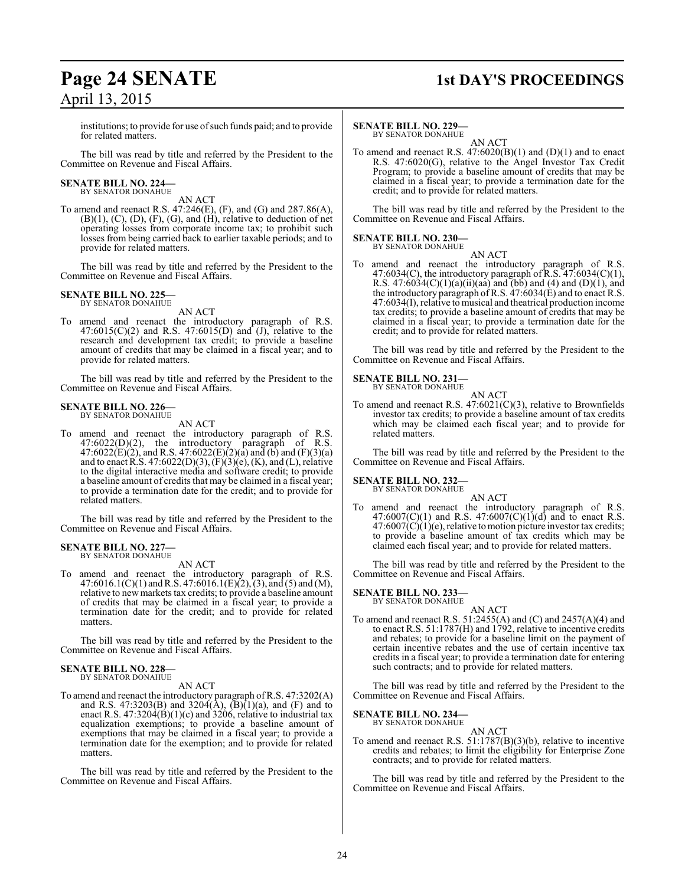institutions; to provide for use of such funds paid; and to provide for related matters.

The bill was read by title and referred by the President to the Committee on Revenue and Fiscal Affairs.

**SENATE BILL NO. 224—**
BY SENATOR DONAHUE

AN ACT

To amend and reenact R.S. 47:246(E), (F), and (G) and 287.86(A), (B)(1), (C), (D), (F), (G), and (H), relative to deduction of net operating losses from corporate income tax; to prohibit such losses from being carried back to earlier taxable periods; and to provide for related matters.

The bill was read by title and referred by the President to the Committee on Revenue and Fiscal Affairs.

**SENATE BILL NO. 225—**
BY SENATOR DONAHUE

AN ACT

To amend and reenact the introductory paragraph of R.S. 47:6015(C)(2) and R.S. 47:6015(D) and (J), relative to the research and development tax credit; to provide a baseline amount of credits that may be claimed in a fiscal year; and to provide for related matters.

The bill was read by title and referred by the President to the Committee on Revenue and Fiscal Affairs.

**SENATE BILL NO. 226—**
BY SENATOR DONAHUE

AN ACT

To amend and reenact the introductory paragraph of R.S. 47:6022(D)(2), the introductory paragraph of R.S. 47:6022(E)(2), and R.S. 47:6022(E)(2)(a) and (b) and (F)(3)(a) and to enact R.S. 47:6022(D)(3), (F)(3)(e), (K), and (L), relative to the digital interactive media and software credit; to provide a baseline amount of credits that may be claimed in a fiscal year; to provide a termination date for the credit; and to provide for related matters.

The bill was read by title and referred by the President to the Committee on Revenue and Fiscal Affairs.

**SENATE BILL NO. 227—**
BY SENATOR DONAHUE

AN ACT

To amend and reenact the introductory paragraph of R.S. 47:6016.1(C)(1) and R.S. 47:6016.1(E)(2), (3), and (5) and (M), relative to new markets tax credits; to provide a baseline amount of credits that may be claimed in a fiscal year; to provide a termination date for the credit; and to provide for related matters.

The bill was read by title and referred by the President to the Committee on Revenue and Fiscal Affairs.

**SENATE BILL NO. 228—**
BY SENATOR DONAHUE

AN ACT

To amend and reenact the introductory paragraph of R.S. 47:3202(A) and R.S. 47:3203(B) and 3204(A), (B)(1)(a), and (F) and to enact R.S. 47:3204(B)(1)(c) and 3206, relative to industrial tax equalization exemptions; to provide a baseline amount of exemptions that may be claimed in a fiscal year; to provide a termination date for the exemption; and to provide for related matters.

The bill was read by title and referred by the President to the Committee on Revenue and Fiscal Affairs.

**SENATE BILL NO. 229—**
BY SENATOR DONAHUE

AN ACT

To amend and reenact R.S. 47:6020(B)(1) and (D)(1) and to enact R.S. 47:6020(G), relative to the Angel Investor Tax Credit Program; to provide a baseline amount of credits that may be claimed in a fiscal year; to provide a termination date for the credit; and to provide for related matters.

The bill was read by title and referred by the President to the Committee on Revenue and Fiscal Affairs.

**SENATE BILL NO. 230—**
BY SENATOR DONAHUE

AN ACT

To amend and reenact the introductory paragraph of R.S. 47:6034(C), the introductory paragraph of R.S. 47:6034(C)(1), R.S. 47:6034(C)(1)(a)(ii)(aa) and (bb) and (4) and (D)(1), and the introductory paragraph of R.S. 47:6034(E) and to enact R.S. 47:6034(I), relative to musical and theatrical production income tax credits; to provide a baseline amount of credits that may be claimed in a fiscal year; to provide a termination date for the credit; and to provide for related matters.

The bill was read by title and referred by the President to the Committee on Revenue and Fiscal Affairs.

**SENATE BILL NO. 231—**
BY SENATOR DONAHUE

AN ACT

To amend and reenact R.S. 47:6021(C)(3), relative to Brownfields investor tax credits; to provide a baseline amount of tax credits which may be claimed each fiscal year; and to provide for related matters.

The bill was read by title and referred by the President to the Committee on Revenue and Fiscal Affairs.

**SENATE BILL NO. 232—**
BY SENATOR DONAHUE

AN ACT

To amend and reenact the introductory paragraph of R.S. 47:6007(C)(1) and R.S. 47:6007(C)(1)(d) and to enact R.S. 47:6007(C)(1)(e), relative to motion picture investor tax credits; to provide a baseline amount of tax credits which may be claimed each fiscal year; and to provide for related matters.

The bill was read by title and referred by the President to the Committee on Revenue and Fiscal Affairs.

**SENATE BILL NO. 233—**
BY SENATOR DONAHUE

AN ACT

To amend and reenact R.S. 51:2455(A) and (C) and 2457(A)(4) and to enact R.S. 51:1787(H) and 1792, relative to incentive credits and rebates; to provide for a baseline limit on the payment of certain incentive rebates and the use of certain incentive tax credits in a fiscal year; to provide a termination date for entering such contracts; and to provide for related matters.

The bill was read by title and referred by the President to the Committee on Revenue and Fiscal Affairs.

**SENATE BILL NO. 234—**
BY SENATOR DONAHUE

AN ACT

To amend and reenact R.S. 51:1787(B)(3)(b), relative to incentive credits and rebates; to limit the eligibility for Enterprise Zone contracts; and to provide for related matters.

The bill was read by title and referred by the President to the Committee on Revenue and Fiscal Affairs.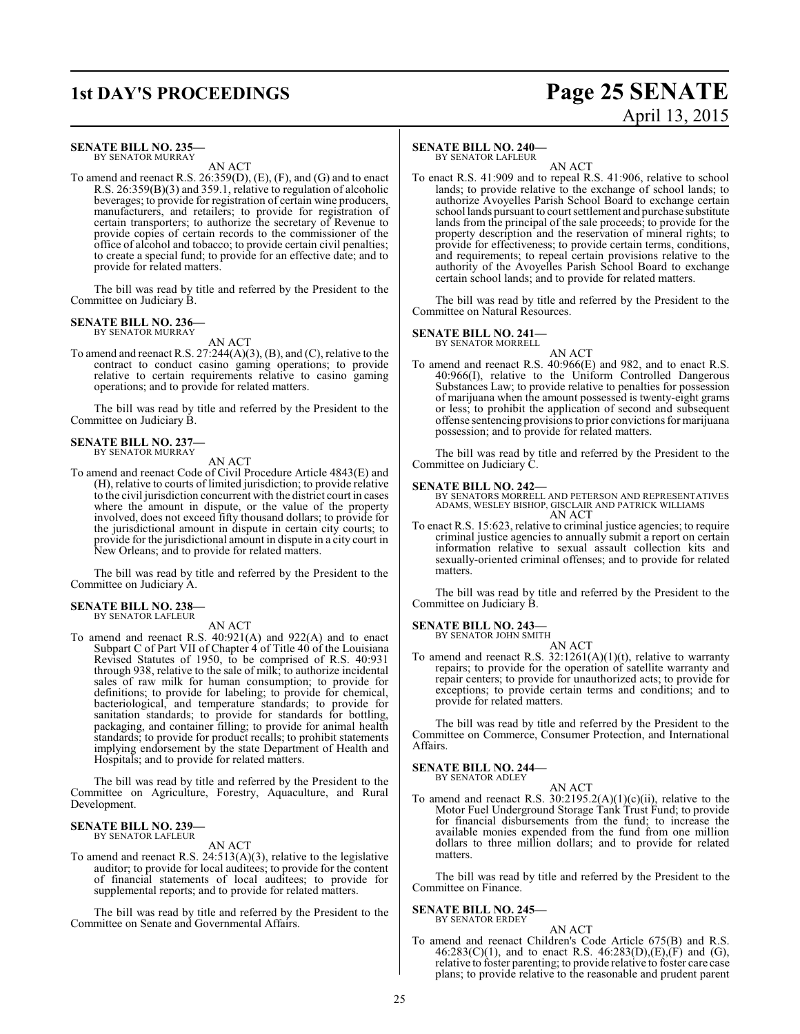**SENATE BILL NO. 235—**
BY SENATOR MURRAY

AN ACT

To amend and reenact R.S. 26:359(D), (E), (F), and (G) and to enact R.S. 26:359(B)(3) and 359.1, relative to regulation of alcoholic beverages; to provide for registration of certain wine producers, manufacturers, and retailers; to provide for registration of certain transporters; to authorize the secretary of Revenue to provide copies of certain records to the commissioner of the office of alcohol and tobacco; to provide certain civil penalties; to create a special fund; to provide for an effective date; and to provide for related matters.

The bill was read by title and referred by the President to the Committee on Judiciary B.

**SENATE BILL NO. 236—**
BY SENATOR MURRAY

AN ACT

To amend and reenact R.S. 27:244(A)(3), (B), and (C), relative to the contract to conduct casino gaming operations; to provide relative to certain requirements relative to casino gaming operations; and to provide for related matters.

The bill was read by title and referred by the President to the Committee on Judiciary B.

**SENATE BILL NO. 237—**
BY SENATOR MURRAY

AN ACT

To amend and reenact Code of Civil Procedure Article 4843(E) and (H), relative to courts of limited jurisdiction; to provide relative to the civil jurisdiction concurrent with the district court in cases where the amount in dispute, or the value of the property involved, does not exceed fifty thousand dollars; to provide for the jurisdictional amount in dispute in certain city courts; to provide for the jurisdictional amount in dispute in a city court in New Orleans; and to provide for related matters.

The bill was read by title and referred by the President to the Committee on Judiciary A.

**SENATE BILL NO. 238—**
BY SENATOR LAFLEUR

AN ACT

To amend and reenact R.S. 40:921(A) and 922(A) and to enact Subpart C of Part VII of Chapter 4 of Title 40 of the Louisiana Revised Statutes of 1950, to be comprised of R.S. 40:931 through 938, relative to the sale of milk; to authorize incidental sales of raw milk for human consumption; to provide for definitions; to provide for labeling; to provide for chemical, bacteriological, and temperature standards; to provide for sanitation standards; to provide for standards for bottling, packaging, and container filling; to provide for animal health standards; to provide for product recalls; to prohibit statements implying endorsement by the state Department of Health and Hospitals; and to provide for related matters.

The bill was read by title and referred by the President to the Committee on Agriculture, Forestry, Aquaculture, and Rural Development.

**SENATE BILL NO. 239—**
BY SENATOR LAFLEUR

AN ACT

To amend and reenact R.S. 24:513(A)(3), relative to the legislative auditor; to provide for local auditees; to provide for the content of financial statements of local auditees; to provide for supplemental reports; and to provide for related matters.

The bill was read by title and referred by the President to the Committee on Senate and Governmental Affairs.

**SENATE BILL NO. 240—**
BY SENATOR LAFLEUR

AN ACT

To enact R.S. 41:909 and to repeal R.S. 41:906, relative to school lands; to provide relative to the exchange of school lands; to authorize Avoyelles Parish School Board to exchange certain school lands pursuant to court settlement and purchase substitute lands from the principal of the sale proceeds; to provide for the property description and the reservation of mineral rights; to provide for effectiveness; to provide certain terms, conditions, and requirements; to repeal certain provisions relative to the authority of the Avoyelles Parish School Board to exchange certain school lands; and to provide for related matters.

The bill was read by title and referred by the President to the Committee on Natural Resources.

**SENATE BILL NO. 241—**
BY SENATOR MORRELL

AN ACT

To amend and reenact R.S. 40:966(E) and 982, and to enact R.S. 40:966(I), relative to the Uniform Controlled Dangerous Substances Law; to provide relative to penalties for possession of marijuana when the amount possessed is twenty-eight grams or less; to prohibit the application of second and subsequent offense sentencing provisions to prior convictions for marijuana possession; and to provide for related matters.

The bill was read by title and referred by the President to the Committee on Judiciary C.

**SENATE BILL NO. 242—**
BY SENATORS MORRELL AND PETERSON AND REPRESENTATIVES ADAMS, WESLEY BISHOP, GISCLAIR AND PATRICK WILLIAMS

AN ACT

To enact R.S. 15:623, relative to criminal justice agencies; to require criminal justice agencies to annually submit a report on certain information relative to sexual assault collection kits and sexually-oriented criminal offenses; and to provide for related matters.

The bill was read by title and referred by the President to the Committee on Judiciary B.

**SENATE BILL NO. 243—**
BY SENATOR JOHN SMITH

AN ACT

To amend and reenact R.S. 32:1261(A)(1)(t), relative to warranty repairs; to provide for the operation of satellite warranty and repair centers; to provide for unauthorized acts; to provide for exceptions; to provide certain terms and conditions; and to provide for related matters.

The bill was read by title and referred by the President to the Committee on Commerce, Consumer Protection, and International Affairs.

**SENATE BILL NO. 244—**
BY SENATOR ADLEY

AN ACT

To amend and reenact R.S. 30:2195.2(A)(1)(c)(ii), relative to the Motor Fuel Underground Storage Tank Trust Fund; to provide for financial disbursements from the fund; to increase the available monies expended from the fund from one million dollars to three million dollars; and to provide for related matters.

The bill was read by title and referred by the President to the Committee on Finance.

**SENATE BILL NO. 245—**
BY SENATOR ERDEY

AN ACT

To amend and reenact Children's Code Article 675(B) and R.S. 46:283(C)(1), and to enact R.S. 46:283(D),(E),(F) and (G), relative to foster parenting; to provide relative to foster care case plans; to provide relative to the reasonable and prudent parent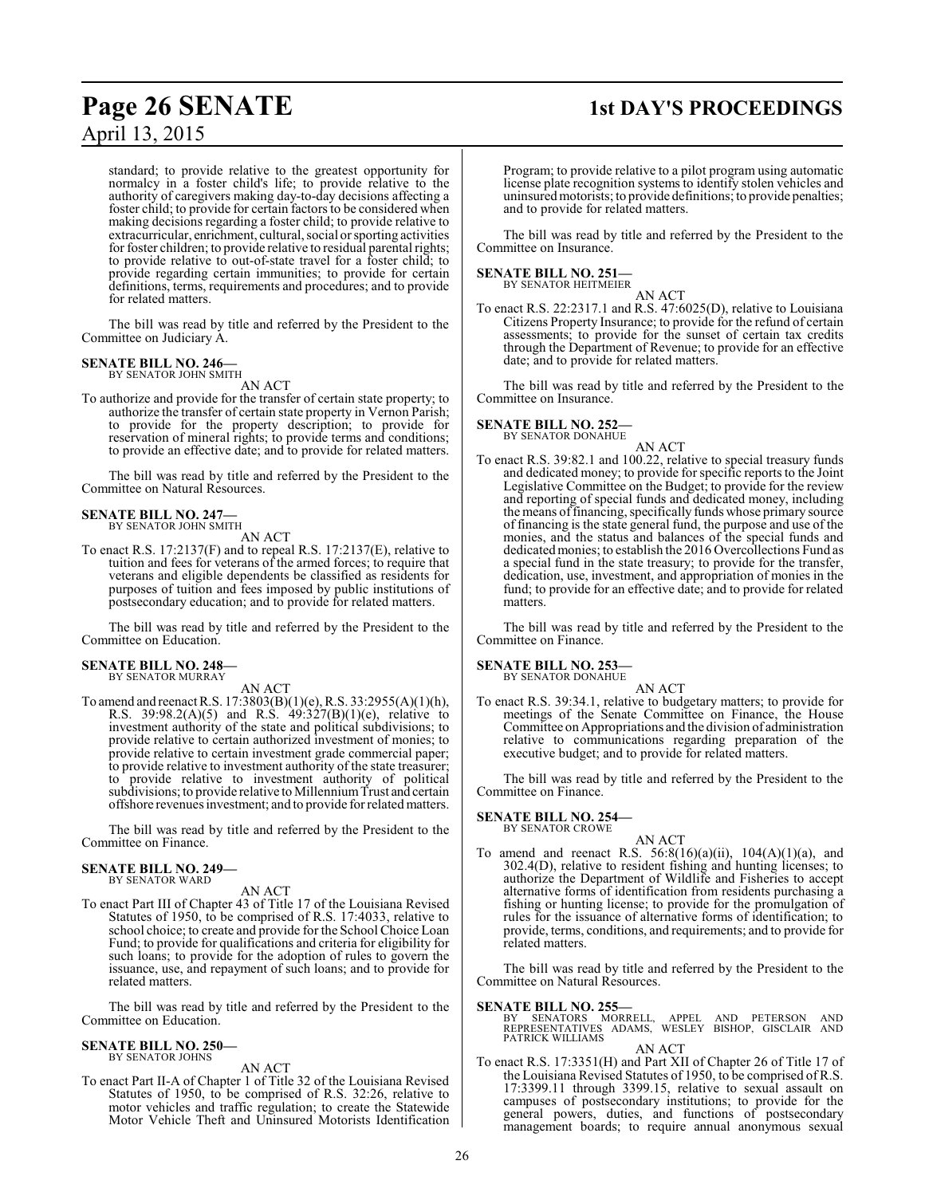standard; to provide relative to the greatest opportunity for normalcy in a foster child's life; to provide relative to the authority of caregivers making day-to-day decisions affecting a foster child; to provide for certain factors to be considered when making decisions regarding a foster child; to provide relative to extracurricular, enrichment, cultural, social or sporting activities for foster children; to provide relative to residual parental rights; to provide relative to out-of-state travel for a foster child; to provide regarding certain immunities; to provide for certain definitions, terms, requirements and procedures; and to provide for related matters.

The bill was read by title and referred by the President to the Committee on Judiciary A.

**SENATE BILL NO. 246—**
BY SENATOR JOHN SMITH

AN ACT

To authorize and provide for the transfer of certain state property; to authorize the transfer of certain state property in Vernon Parish; to provide for the property description; to provide for reservation of mineral rights; to provide terms and conditions; to provide an effective date; and to provide for related matters.

The bill was read by title and referred by the President to the Committee on Natural Resources.

**SENATE BILL NO. 247—**
BY SENATOR JOHN SMITH

AN ACT

To enact R.S. 17:2137(F) and to repeal R.S. 17:2137(E), relative to tuition and fees for veterans of the armed forces; to require that veterans and eligible dependents be classified as residents for purposes of tuition and fees imposed by public institutions of postsecondary education; and to provide for related matters.

The bill was read by title and referred by the President to the Committee on Education.

**SENATE BILL NO. 248—**
BY SENATOR MURRAY

AN ACT

To amend and reenact R.S. 17:3803(B)(1)(e), R.S. 33:2955(A)(1)(h), R.S. 39:98.2(A)(5) and R.S. 49:327(B)(1)(e), relative to investment authority of the state and political subdivisions; to provide relative to certain authorized investment of monies; to provide relative to certain investment grade commercial paper; to provide relative to investment authority of the state treasurer; to provide relative to investment authority of political subdivisions; to provide relative to Millennium Trust and certain offshore revenues investment; and to provide for related matters.

The bill was read by title and referred by the President to the Committee on Finance.

**SENATE BILL NO. 249—**
BY SENATOR WARD

AN ACT

To enact Part III of Chapter 43 of Title 17 of the Louisiana Revised Statutes of 1950, to be comprised of R.S. 17:4033, relative to school choice; to create and provide for the School Choice Loan Fund; to provide for qualifications and criteria for eligibility for such loans; to provide for the adoption of rules to govern the issuance, use, and repayment of such loans; and to provide for related matters.

The bill was read by title and referred by the President to the Committee on Education.

**SENATE BILL NO. 250—**
BY SENATOR JOHNS

AN ACT

To enact Part II-A of Chapter 1 of Title 32 of the Louisiana Revised Statutes of 1950, to be comprised of R.S. 32:26, relative to motor vehicles and traffic regulation; to create the Statewide Motor Vehicle Theft and Uninsured Motorists Identification Program; to provide relative to a pilot program using automatic license plate recognition systems to identify stolen vehicles and uninsured motorists; to provide definitions; to provide penalties; and to provide for related matters.

The bill was read by title and referred by the President to the Committee on Insurance.

**SENATE BILL NO. 251—**
BY SENATOR HEITMEIER

AN ACT

To enact R.S. 22:2317.1 and R.S. 47:6025(D), relative to Louisiana Citizens Property Insurance; to provide for the refund of certain assessments; to provide for the sunset of certain tax credits through the Department of Revenue; to provide for an effective date; and to provide for related matters.

The bill was read by title and referred by the President to the Committee on Insurance.

**SENATE BILL NO. 252—**
BY SENATOR DONAHUE

AN ACT

To enact R.S. 39:82.1 and 100.22, relative to special treasury funds and dedicated money; to provide for specific reports to the Joint Legislative Committee on the Budget; to provide for the review and reporting of special funds and dedicated money, including the means of financing, specifically funds whose primary source of financing is the state general fund, the purpose and use of the monies, and the status and balances of the special funds and dedicated monies; to establish the 2016 Overcollections Fund as a special fund in the state treasury; to provide for the transfer, dedication, use, investment, and appropriation of monies in the fund; to provide for an effective date; and to provide for related matters.

The bill was read by title and referred by the President to the Committee on Finance.

**SENATE BILL NO. 253—**
BY SENATOR DONAHUE

AN ACT

To enact R.S. 39:34.1, relative to budgetary matters; to provide for meetings of the Senate Committee on Finance, the House Committee on Appropriations and the division of administration relative to communications regarding preparation of the executive budget; and to provide for related matters.

The bill was read by title and referred by the President to the Committee on Finance.

**SENATE BILL NO. 254—**
BY SENATOR CROWE

AN ACT

To amend and reenact R.S. 56:8(16)(a)(ii), 104(A)(1)(a), and 302.4(D), relative to resident fishing and hunting licenses; to authorize the Department of Wildlife and Fisheries to accept alternative forms of identification from residents purchasing a fishing or hunting license; to provide for the promulgation of rules for the issuance of alternative forms of identification; to provide, terms, conditions, and requirements; and to provide for related matters.

The bill was read by title and referred by the President to the Committee on Natural Resources.

**SENATE BILL NO. 255—**
BY SENATORS MORRELL, APPEL AND PETERSON AND REPRESENTATIVES ADAMS, WESLEY BISHOP, GISCLAIR AND PATRICK WILLIAMS

AN ACT

To enact R.S. 17:3351(H) and Part XII of Chapter 26 of Title 17 of the Louisiana Revised Statutes of 1950, to be comprised of R.S. 17:3399.11 through 3399.15, relative to sexual assault on campuses of postsecondary institutions; to provide for the general powers, duties, and functions of postsecondary management boards; to require annual anonymous sexual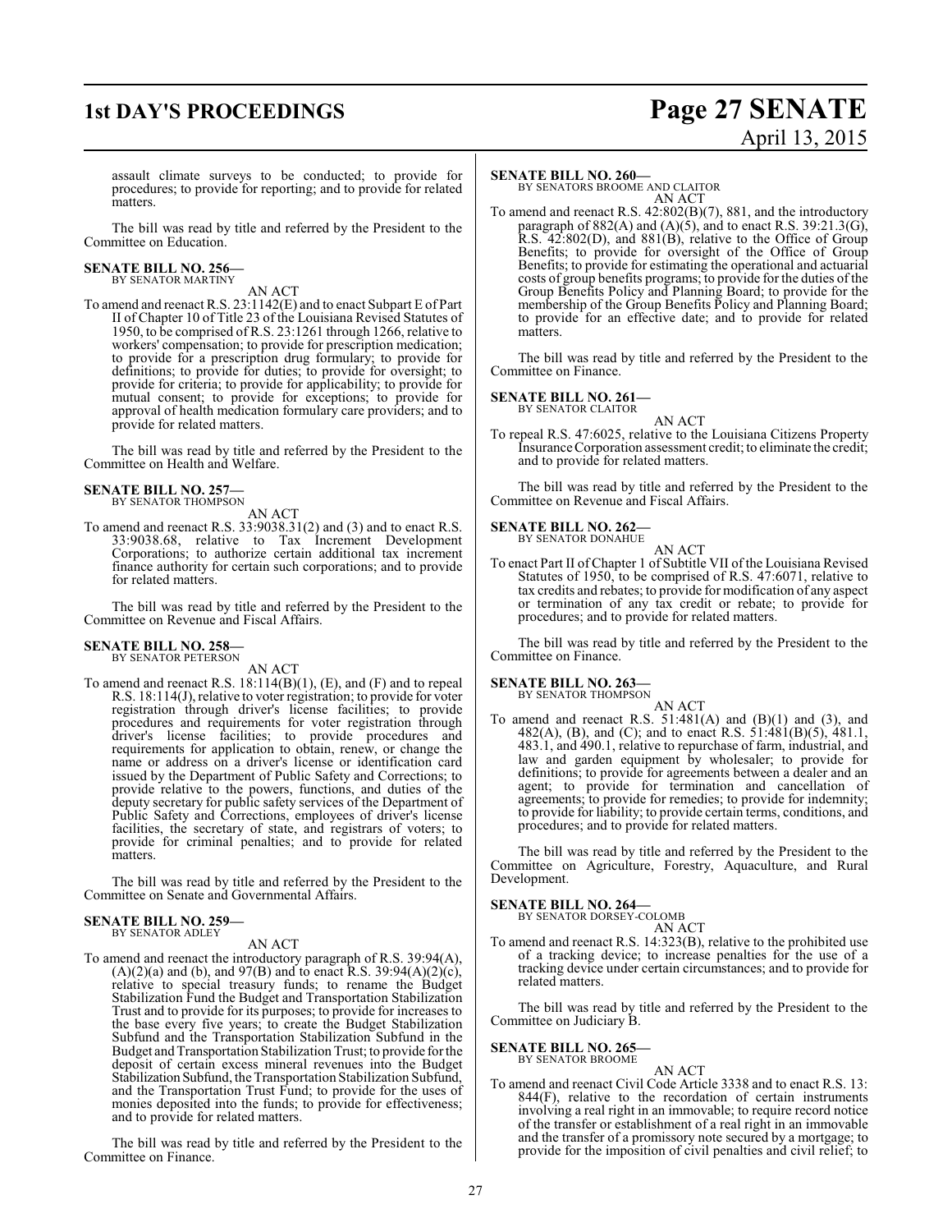assault climate surveys to be conducted; to provide for procedures; to provide for reporting; and to provide for related matters.

The bill was read by title and referred by the President to the Committee on Education.

**SENATE BILL NO. 256—**
BY SENATOR MARTINY

AN ACT

To amend and reenact R.S. 23:1142(E) and to enact Subpart E of Part II of Chapter 10 of Title 23 of the Louisiana Revised Statutes of 1950, to be comprised of R.S. 23:1261 through 1266, relative to workers' compensation; to provide for prescription medication; to provide for a prescription drug formulary; to provide for definitions; to provide for duties; to provide for oversight; to provide for criteria; to provide for applicability; to provide for mutual consent; to provide for exceptions; to provide for approval of health medication formulary care providers; and to provide for related matters.

The bill was read by title and referred by the President to the Committee on Health and Welfare.

**SENATE BILL NO. 257—**
BY SENATOR THOMPSON

AN ACT

To amend and reenact R.S. 33:9038.31(2) and (3) and to enact R.S. 33:9038.68, relative to Tax Increment Development Corporations; to authorize certain additional tax increment finance authority for certain such corporations; and to provide for related matters.

The bill was read by title and referred by the President to the Committee on Revenue and Fiscal Affairs.

**SENATE BILL NO. 258—**
BY SENATOR PETERSON

AN ACT

To amend and reenact R.S. 18:114(B)(1), (E), and (F) and to repeal R.S. 18:114(J), relative to voter registration; to provide for voter registration through driver's license facilities; to provide procedures and requirements for voter registration through driver's license facilities; to provide procedures and requirements for application to obtain, renew, or change the name or address on a driver's license or identification card issued by the Department of Public Safety and Corrections; to provide relative to the powers, functions, and duties of the deputy secretary for public safety services of the Department of Public Safety and Corrections, employees of driver's license facilities, the secretary of state, and registrars of voters; to provide for criminal penalties; and to provide for related matters.

The bill was read by title and referred by the President to the Committee on Senate and Governmental Affairs.

**SENATE BILL NO. 259—**
BY SENATOR ADLEY

AN ACT

To amend and reenact the introductory paragraph of R.S. 39:94(A), (A)(2)(a) and (b), and 97(B) and to enact R.S. 39:94(A)(2)(c), relative to special treasury funds; to rename the Budget Stabilization Fund the Budget and Transportation Stabilization Trust and to provide for its purposes; to provide for increases to the base every five years; to create the Budget Stabilization Subfund and the Transportation Stabilization Subfund in the Budget and Transportation Stabilization Trust; to provide for the deposit of certain excess mineral revenues into the Budget Stabilization Subfund, the Transportation Stabilization Subfund, and the Transportation Trust Fund; to provide for the uses of monies deposited into the funds; to provide for effectiveness; and to provide for related matters.

The bill was read by title and referred by the President to the Committee on Finance.

**SENATE BILL NO. 260—**
BY SENATORS BROOME AND CLAITOR

AN ACT

To amend and reenact R.S. 42:802(B)(7), 881, and the introductory paragraph of 882(A) and (A)(5), and to enact R.S. 39:21.3(G), R.S. 42:802(D), and 881(B), relative to the Office of Group Benefits; to provide for oversight of the Office of Group Benefits; to provide for estimating the operational and actuarial costs of group benefits programs; to provide for the duties of the Group Benefits Policy and Planning Board; to provide for the membership of the Group Benefits Policy and Planning Board; to provide for an effective date; and to provide for related matters.

The bill was read by title and referred by the President to the Committee on Finance.

**SENATE BILL NO. 261—**
BY SENATOR CLAITOR

AN ACT

To repeal R.S. 47:6025, relative to the Louisiana Citizens Property Insurance Corporation assessment credit; to eliminate the credit; and to provide for related matters.

The bill was read by title and referred by the President to the Committee on Revenue and Fiscal Affairs.

**SENATE BILL NO. 262—**
BY SENATOR DONAHUE

AN ACT

To enact Part II of Chapter 1 of Subtitle VII of the Louisiana Revised Statutes of 1950, to be comprised of R.S. 47:6071, relative to tax credits and rebates; to provide for modification of any aspect or termination of any tax credit or rebate; to provide for procedures; and to provide for related matters.

The bill was read by title and referred by the President to the Committee on Finance.

**SENATE BILL NO. 263—**
BY SENATOR THOMPSON

AN ACT

To amend and reenact R.S. 51:481(A) and (B)(1) and (3), and 482(A), (B), and (C); and to enact R.S. 51:481(B)(5), 481.1, 483.1, and 490.1, relative to repurchase of farm, industrial, and law and garden equipment by wholesaler; to provide for definitions; to provide for agreements between a dealer and an agent; to provide for termination and cancellation of agreements; to provide for remedies; to provide for indemnity; to provide for liability; to provide certain terms, conditions, and procedures; and to provide for related matters.

The bill was read by title and referred by the President to the Committee on Agriculture, Forestry, Aquaculture, and Rural Development.

**SENATE BILL NO. 264—**
BY SENATOR DORSEY-COLOMB

AN ACT

To amend and reenact R.S. 14:323(B), relative to the prohibited use of a tracking device; to increase penalties for the use of a tracking device under certain circumstances; and to provide for related matters.

The bill was read by title and referred by the President to the Committee on Judiciary B.

**SENATE BILL NO. 265—**
BY SENATOR BROOME

AN ACT

To amend and reenact Civil Code Article 3338 and to enact R.S. 13: 844(F), relative to the recordation of certain instruments involving a real right in an immovable; to require record notice of the transfer or establishment of a real right in an immovable and the transfer of a promissory note secured by a mortgage; to provide for the imposition of civil penalties and civil relief; to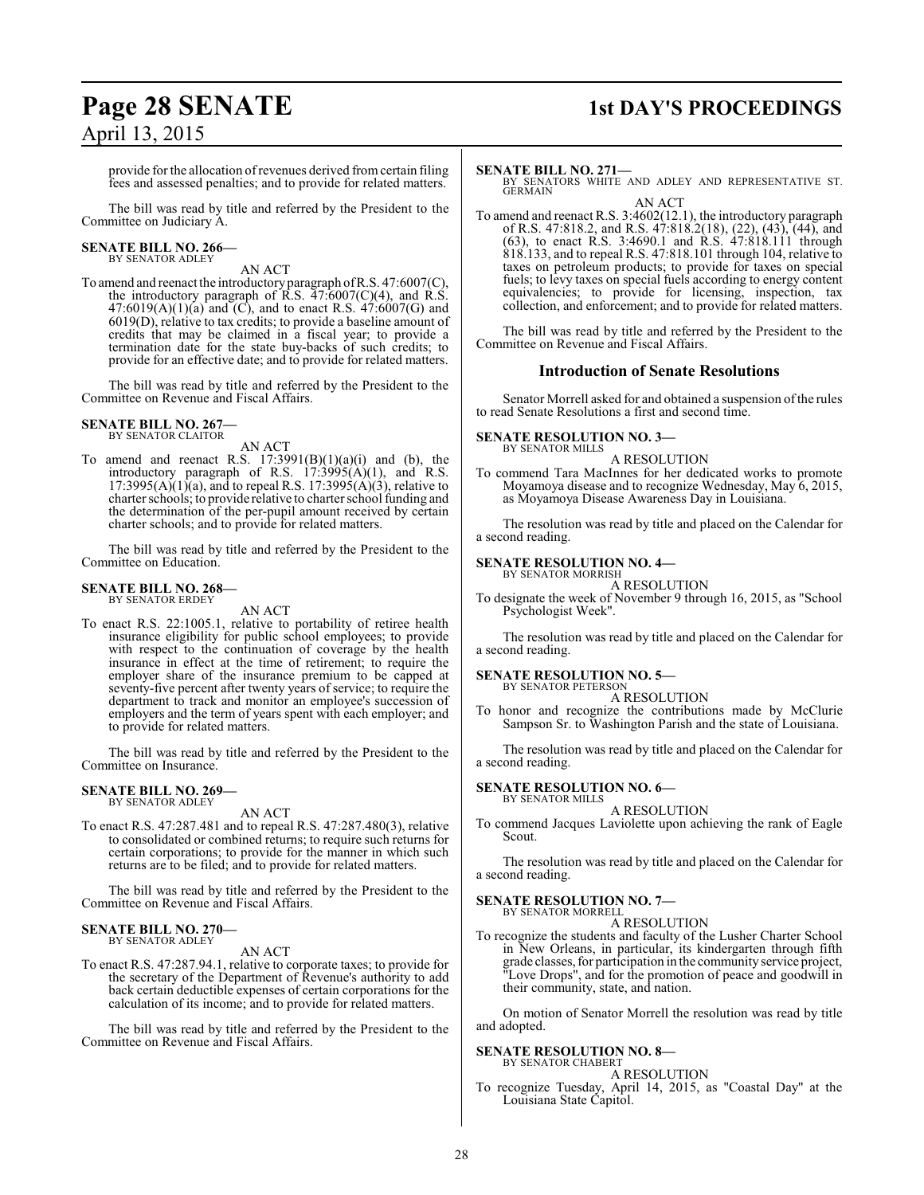provide for the allocation of revenues derived from certain filing fees and assessed penalties; and to provide for related matters.

The bill was read by title and referred by the President to the Committee on Judiciary A.

**SENATE BILL NO. 266—**
BY SENATOR ADLEY

AN ACT

To amend and reenact the introductory paragraph of R.S. 47:6007(C), the introductory paragraph of R.S. 47:6007(C)(4), and R.S. 47:6019(A)(1)(a) and (C), and to enact R.S. 47:6007(G) and 6019(D), relative to tax credits; to provide a baseline amount of credits that may be claimed in a fiscal year; to provide a termination date for the state buy-backs of such credits; to provide for an effective date; and to provide for related matters.

The bill was read by title and referred by the President to the Committee on Revenue and Fiscal Affairs.

**SENATE BILL NO. 267—**
BY SENATOR CLAITOR

AN ACT

To amend and reenact R.S. 17:3991(B)(1)(a)(i) and (b), the introductory paragraph of R.S. 17:3995(A)(1), and R.S. 17:3995(A)(1)(a), and to repeal R.S. 17:3995(A)(3), relative to charter schools; to provide relative to charter school funding and the determination of the per-pupil amount received by certain charter schools; and to provide for related matters.

The bill was read by title and referred by the President to the Committee on Education.

**SENATE BILL NO. 268—**
BY SENATOR ERDEY

AN ACT

To enact R.S. 22:1005.1, relative to portability of retiree health insurance eligibility for public school employees; to provide with respect to the continuation of coverage by the health insurance in effect at the time of retirement; to require the employer share of the insurance premium to be capped at seventy-five percent after twenty years of service; to require the department to track and monitor an employee's succession of employers and the term of years spent with each employer; and to provide for related matters.

The bill was read by title and referred by the President to the Committee on Insurance.

**SENATE BILL NO. 269—**
BY SENATOR ADLEY

AN ACT

To enact R.S. 47:287.481 and to repeal R.S. 47:287.480(3), relative to consolidated or combined returns; to require such returns for certain corporations; to provide for the manner in which such returns are to be filed; and to provide for related matters.

The bill was read by title and referred by the President to the Committee on Revenue and Fiscal Affairs.

**SENATE BILL NO. 270—**
BY SENATOR ADLEY

AN ACT

To enact R.S. 47:287.94.1, relative to corporate taxes; to provide for the secretary of the Department of Revenue's authority to add back certain deductible expenses of certain corporations for the calculation of its income; and to provide for related matters.

The bill was read by title and referred by the President to the Committee on Revenue and Fiscal Affairs.

**SENATE BILL NO. 271—**
BY SENATORS WHITE AND ADLEY AND REPRESENTATIVE ST. GERMAIN

AN ACT

To amend and reenact R.S. 3:4602(12.1), the introductory paragraph of R.S. 47:818.2, and R.S. 47:818.2(18), (22), (43), (44), and (63), to enact R.S. 3:4690.1 and R.S. 47:818.111 through 818.133, and to repeal R.S. 47:818.101 through 104, relative to taxes on petroleum products; to provide for taxes on special fuels; to levy taxes on special fuels according to energy content equivalencies; to provide for licensing, inspection, tax collection, and enforcement; and to provide for related matters.

The bill was read by title and referred by the President to the Committee on Revenue and Fiscal Affairs.

## Introduction of Senate Resolutions

Senator Morrell asked for and obtained a suspension of the rules to read Senate Resolutions a first and second time.

**SENATE RESOLUTION NO. 3—**
BY SENATOR MILLS

A RESOLUTION

To commend Tara MacInnes for her dedicated works to promote Moyamoya disease and to recognize Wednesday, May 6, 2015, as Moyamoya Disease Awareness Day in Louisiana.

The resolution was read by title and placed on the Calendar for a second reading.

**SENATE RESOLUTION NO. 4—**
BY SENATOR MORRISH

A RESOLUTION

To designate the week of November 9 through 16, 2015, as "School Psychologist Week".

The resolution was read by title and placed on the Calendar for a second reading.

**SENATE RESOLUTION NO. 5—**
BY SENATOR PETERSON

A RESOLUTION

To honor and recognize the contributions made by McClurie Sampson Sr. to Washington Parish and the state of Louisiana.

The resolution was read by title and placed on the Calendar for a second reading.

**SENATE RESOLUTION NO. 6—**
BY SENATOR MILLS

A RESOLUTION

To commend Jacques Laviolette upon achieving the rank of Eagle Scout.

The resolution was read by title and placed on the Calendar for a second reading.

**SENATE RESOLUTION NO. 7—**
BY SENATOR MORRELL

A RESOLUTION

To recognize the students and faculty of the Lusher Charter School in New Orleans, in particular, its kindergarten through fifth grade classes, for participation in the community service project, "Love Drops", and for the promotion of peace and goodwill in their community, state, and nation.

On motion of Senator Morrell the resolution was read by title and adopted.

**SENATE RESOLUTION NO. 8—**
BY SENATOR CHABERT

A RESOLUTION

To recognize Tuesday, April 14, 2015, as "Coastal Day" at the Louisiana State Capitol.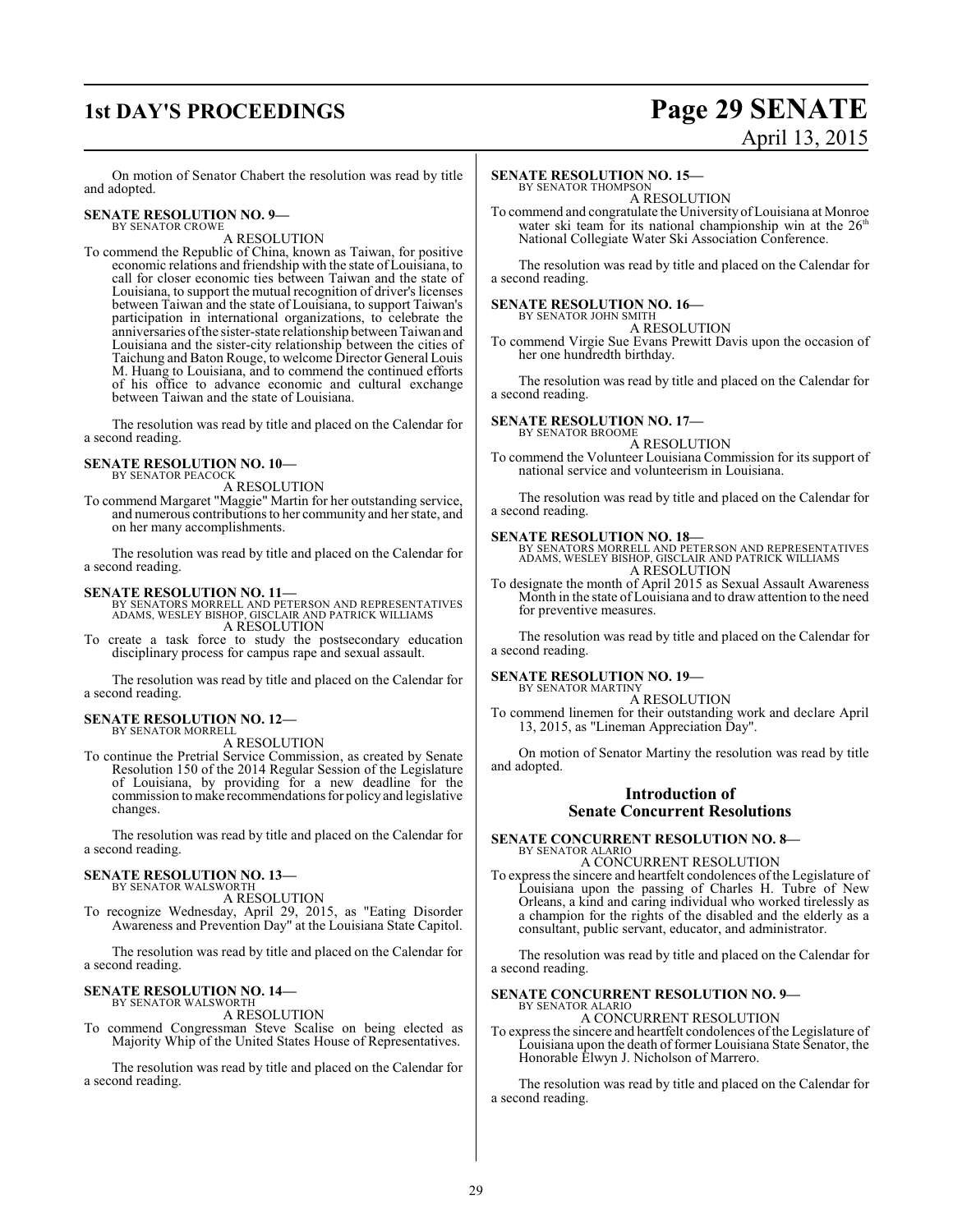On motion of Senator Chabert the resolution was read by title and adopted.

**SENATE RESOLUTION NO. 9—**
BY SENATOR CROWE

A RESOLUTION

To commend the Republic of China, known as Taiwan, for positive economic relations and friendship with the state of Louisiana, to call for closer economic ties between Taiwan and the state of Louisiana, to support the mutual recognition of driver's licenses between Taiwan and the state of Louisiana, to support Taiwan's participation in international organizations, to celebrate the anniversaries of the sister-state relationship between Taiwan and Louisiana and the sister-city relationship between the cities of Taichung and Baton Rouge, to welcome Director General Louis M. Huang to Louisiana, and to commend the continued efforts of his office to advance economic and cultural exchange between Taiwan and the state of Louisiana.

The resolution was read by title and placed on the Calendar for a second reading.

**SENATE RESOLUTION NO. 10—**
BY SENATOR PEACOCK

A RESOLUTION

To commend Margaret "Maggie" Martin for her outstanding service, and numerous contributions to her community and her state, and on her many accomplishments.

The resolution was read by title and placed on the Calendar for a second reading.

**SENATE RESOLUTION NO. 11—**
BY SENATORS MORRELL AND PETERSON AND REPRESENTATIVES ADAMS, WESLEY BISHOP, GISCLAIR AND PATRICK WILLIAMS

A RESOLUTION

To create a task force to study the postsecondary education disciplinary process for campus rape and sexual assault.

The resolution was read by title and placed on the Calendar for a second reading.

**SENATE RESOLUTION NO. 12—**
BY SENATOR MORRELL

A RESOLUTION

To continue the Pretrial Service Commission, as created by Senate Resolution 150 of the 2014 Regular Session of the Legislature of Louisiana, by providing for a new deadline for the commission to make recommendations for policy and legislative changes.

The resolution was read by title and placed on the Calendar for a second reading.

**SENATE RESOLUTION NO. 13—**
BY SENATOR WALSWORTH

A RESOLUTION

To recognize Wednesday, April 29, 2015, as "Eating Disorder Awareness and Prevention Day" at the Louisiana State Capitol.

The resolution was read by title and placed on the Calendar for a second reading.

**SENATE RESOLUTION NO. 14—**
BY SENATOR WALSWORTH

A RESOLUTION

To commend Congressman Steve Scalise on being elected as Majority Whip of the United States House of Representatives.

The resolution was read by title and placed on the Calendar for a second reading.

**SENATE RESOLUTION NO. 15—**
BY SENATOR THOMPSON

A RESOLUTION

To commend and congratulate the University of Louisiana at Monroe water ski team for its national championship win at the 26th National Collegiate Water Ski Association Conference.

The resolution was read by title and placed on the Calendar for a second reading.

**SENATE RESOLUTION NO. 16—**
BY SENATOR JOHN SMITH

A RESOLUTION

To commend Virgie Sue Evans Prewitt Davis upon the occasion of her one hundredth birthday.

The resolution was read by title and placed on the Calendar for a second reading.

**SENATE RESOLUTION NO. 17—**
BY SENATOR BROOME

A RESOLUTION

To commend the Volunteer Louisiana Commission for its support of national service and volunteerism in Louisiana.

The resolution was read by title and placed on the Calendar for a second reading.

**SENATE RESOLUTION NO. 18—**
BY SENATORS MORRELL AND PETERSON AND REPRESENTATIVES ADAMS, WESLEY BISHOP, GISCLAIR AND PATRICK WILLIAMS

A RESOLUTION

To designate the month of April 2015 as Sexual Assault Awareness Month in the state of Louisiana and to draw attention to the need for preventive measures.

The resolution was read by title and placed on the Calendar for a second reading.

**SENATE RESOLUTION NO. 19—**
BY SENATOR MARTINY

A RESOLUTION

To commend linemen for their outstanding work and declare April 13, 2015, as "Lineman Appreciation Day".

On motion of Senator Martiny the resolution was read by title and adopted.

## Introduction of Senate Concurrent Resolutions

**SENATE CONCURRENT RESOLUTION NO. 8—**
BY SENATOR ALARIO

A CONCURRENT RESOLUTION

To express the sincere and heartfelt condolences of the Legislature of Louisiana upon the passing of Charles H. Tubre of New Orleans, a kind and caring individual who worked tirelessly as a champion for the rights of the disabled and the elderly as a consultant, public servant, educator, and administrator.

The resolution was read by title and placed on the Calendar for a second reading.

**SENATE CONCURRENT RESOLUTION NO. 9—**
BY SENATOR ALARIO

A CONCURRENT RESOLUTION

To express the sincere and heartfelt condolences of the Legislature of Louisiana upon the death of former Louisiana State Senator, the Honorable Elwyn J. Nicholson of Marrero.

The resolution was read by title and placed on the Calendar for a second reading.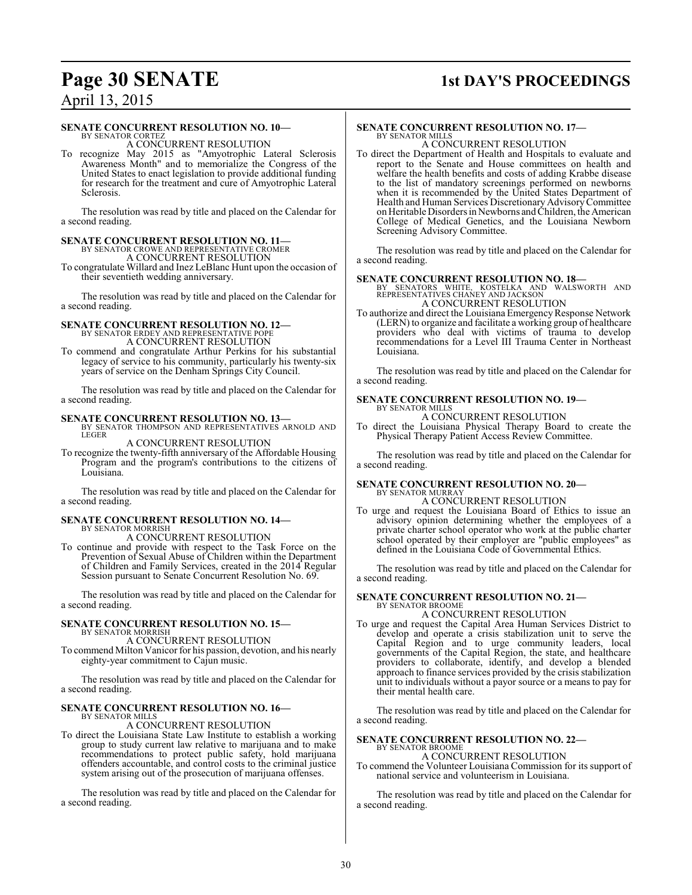**SENATE CONCURRENT RESOLUTION NO. 10—**
BY SENATOR CORTEZ
A CONCURRENT RESOLUTION

To recognize May 2015 as "Amyotrophic Lateral Sclerosis Awareness Month" and to memorialize the Congress of the United States to enact legislation to provide additional funding for research for the treatment and cure of Amyotrophic Lateral Sclerosis.

The resolution was read by title and placed on the Calendar for a second reading.

**SENATE CONCURRENT RESOLUTION NO. 11—**
BY SENATOR CROWE AND REPRESENTATIVE CROMER
A CONCURRENT RESOLUTION

To congratulate Willard and Inez LeBlanc Hunt upon the occasion of their seventieth wedding anniversary.

The resolution was read by title and placed on the Calendar for a second reading.

**SENATE CONCURRENT RESOLUTION NO. 12—**
BY SENATOR ERDEY AND REPRESENTATIVE POPE
A CONCURRENT RESOLUTION

To commend and congratulate Arthur Perkins for his substantial legacy of service to his community, particularly his twenty-six years of service on the Denham Springs City Council.

The resolution was read by title and placed on the Calendar for a second reading.

**SENATE CONCURRENT RESOLUTION NO. 13—**
BY SENATOR THOMPSON AND REPRESENTATIVES ARNOLD AND LEGER
A CONCURRENT RESOLUTION

To recognize the twenty-fifth anniversary of the Affordable Housing Program and the program's contributions to the citizens of Louisiana.

The resolution was read by title and placed on the Calendar for a second reading.

**SENATE CONCURRENT RESOLUTION NO. 14—**
BY SENATOR MORRISH
A CONCURRENT RESOLUTION

To continue and provide with respect to the Task Force on the Prevention of Sexual Abuse of Children within the Department of Children and Family Services, created in the 2014 Regular Session pursuant to Senate Concurrent Resolution No. 69.

The resolution was read by title and placed on the Calendar for a second reading.

**SENATE CONCURRENT RESOLUTION NO. 15—**
BY SENATOR MORRISH
A CONCURRENT RESOLUTION

To commend Milton Vanicor for his passion, devotion, and his nearly eighty-year commitment to Cajun music.

The resolution was read by title and placed on the Calendar for a second reading.

**SENATE CONCURRENT RESOLUTION NO. 16—**
BY SENATOR MILLS
A CONCURRENT RESOLUTION

To direct the Louisiana State Law Institute to establish a working group to study current law relative to marijuana and to make recommendations to protect public safety, hold marijuana offenders accountable, and control costs to the criminal justice system arising out of the prosecution of marijuana offenses.

The resolution was read by title and placed on the Calendar for a second reading.

**SENATE CONCURRENT RESOLUTION NO. 17—**
BY SENATOR MILLS
A CONCURRENT RESOLUTION

To direct the Department of Health and Hospitals to evaluate and report to the Senate and House committees on health and welfare the health benefits and costs of adding Krabbe disease to the list of mandatory screenings performed on newborns when it is recommended by the United States Department of Health and Human Services Discretionary Advisory Committee on Heritable Disorders in Newborns and Children, the American College of Medical Genetics, and the Louisiana Newborn Screening Advisory Committee.

The resolution was read by title and placed on the Calendar for a second reading.

**SENATE CONCURRENT RESOLUTION NO. 18—**
BY SENATORS WHITE, KOSTELKA AND WALSWORTH AND REPRESENTATIVES CHANEY AND JACKSON
A CONCURRENT RESOLUTION

To authorize and direct the Louisiana Emergency Response Network (LERN) to organize and facilitate a working group of healthcare providers who deal with victims of trauma to develop recommendations for a Level III Trauma Center in Northeast Louisiana.

The resolution was read by title and placed on the Calendar for a second reading.

**SENATE CONCURRENT RESOLUTION NO. 19—**
BY SENATOR MILLS
A CONCURRENT RESOLUTION

To direct the Louisiana Physical Therapy Board to create the Physical Therapy Patient Access Review Committee.

The resolution was read by title and placed on the Calendar for a second reading.

**SENATE CONCURRENT RESOLUTION NO. 20—**
BY SENATOR MURRAY
A CONCURRENT RESOLUTION

To urge and request the Louisiana Board of Ethics to issue an advisory opinion determining whether the employees of a private charter school operator who work at the public charter school operated by their employer are "public employees" as defined in the Louisiana Code of Governmental Ethics.

The resolution was read by title and placed on the Calendar for a second reading.

**SENATE CONCURRENT RESOLUTION NO. 21—**
BY SENATOR BROOME
A CONCURRENT RESOLUTION

To urge and request the Capital Area Human Services District to develop and operate a crisis stabilization unit to serve the Capital Region and to urge community leaders, local governments of the Capital Region, the state, and healthcare providers to collaborate, identify, and develop a blended approach to finance services provided by the crisis stabilization unit to individuals without a payor source or a means to pay for their mental health care.

The resolution was read by title and placed on the Calendar for a second reading.

**SENATE CONCURRENT RESOLUTION NO. 22—**
BY SENATOR BROOME
A CONCURRENT RESOLUTION

To commend the Volunteer Louisiana Commission for its support of national service and volunteerism in Louisiana.

The resolution was read by title and placed on the Calendar for a second reading.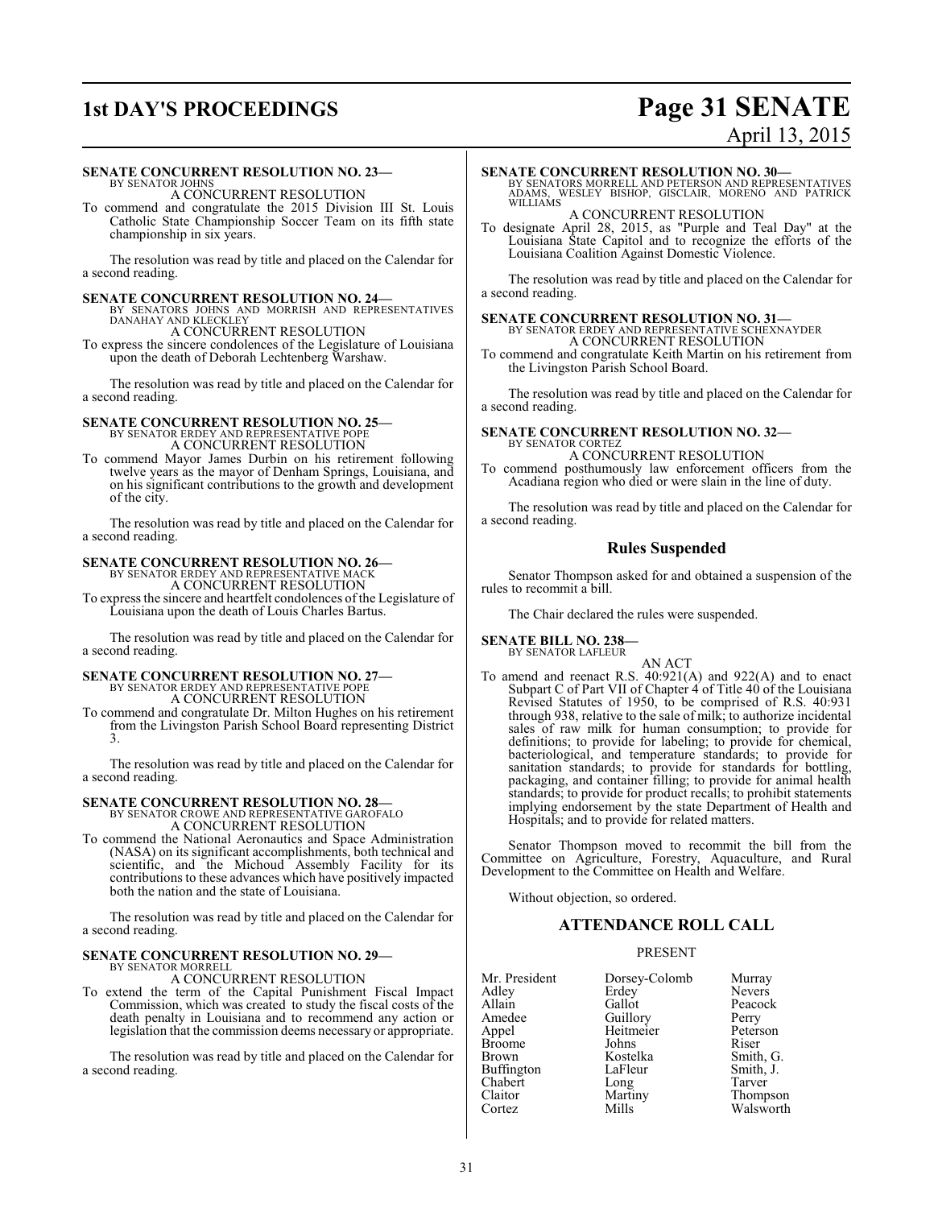**SENATE CONCURRENT RESOLUTION NO. 23—**
BY SENATOR JOHNS

A CONCURRENT RESOLUTION

To commend and congratulate the 2015 Division III St. Louis Catholic State Championship Soccer Team on its fifth state championship in six years.

The resolution was read by title and placed on the Calendar for a second reading.

**SENATE CONCURRENT RESOLUTION NO. 24—**
BY SENATORS JOHNS AND MORRISH AND REPRESENTATIVES DANAHAY AND KLECKLEY

A CONCURRENT RESOLUTION

To express the sincere condolences of the Legislature of Louisiana upon the death of Deborah Lechtenberg Warshaw.

The resolution was read by title and placed on the Calendar for a second reading.

**SENATE CONCURRENT RESOLUTION NO. 25—**
BY SENATOR ERDEY AND REPRESENTATIVE POPE

A CONCURRENT RESOLUTION

To commend Mayor James Durbin on his retirement following twelve years as the mayor of Denham Springs, Louisiana, and on his significant contributions to the growth and development of the city.

The resolution was read by title and placed on the Calendar for a second reading.

**SENATE CONCURRENT RESOLUTION NO. 26—**
BY SENATOR ERDEY AND REPRESENTATIVE MACK

A CONCURRENT RESOLUTION

To express the sincere and heartfelt condolences of the Legislature of Louisiana upon the death of Louis Charles Bartus.

The resolution was read by title and placed on the Calendar for a second reading.

**SENATE CONCURRENT RESOLUTION NO. 27—**
BY SENATOR ERDEY AND REPRESENTATIVE POPE

A CONCURRENT RESOLUTION

To commend and congratulate Dr. Milton Hughes on his retirement from the Livingston Parish School Board representing District 3.

The resolution was read by title and placed on the Calendar for a second reading.

**SENATE CONCURRENT RESOLUTION NO. 28—**
BY SENATOR CROWE AND REPRESENTATIVE GAROFALO

A CONCURRENT RESOLUTION

To commend the National Aeronautics and Space Administration (NASA) on its significant accomplishments, both technical and scientific, and the Michoud Assembly Facility for its contributions to these advances which have positively impacted both the nation and the state of Louisiana.

The resolution was read by title and placed on the Calendar for a second reading.

**SENATE CONCURRENT RESOLUTION NO. 29—**
BY SENATOR MORRELL

A CONCURRENT RESOLUTION

To extend the term of the Capital Punishment Fiscal Impact Commission, which was created to study the fiscal costs of the death penalty in Louisiana and to recommend any action or legislation that the commission deems necessary or appropriate.

The resolution was read by title and placed on the Calendar for a second reading.

**SENATE CONCURRENT RESOLUTION NO. 30—**
BY SENATORS MORRELL AND PETERSON AND REPRESENTATIVES ADAMS, WESLEY BISHOP, GISCLAIR, MORENO AND PATRICK WILLIAMS

A CONCURRENT RESOLUTION

To designate April 28, 2015, as "Purple and Teal Day" at the Louisiana State Capitol and to recognize the efforts of the Louisiana Coalition Against Domestic Violence.

The resolution was read by title and placed on the Calendar for a second reading.

**SENATE CONCURRENT RESOLUTION NO. 31—**
BY SENATOR ERDEY AND REPRESENTATIVE SCHEXNAYDER

A CONCURRENT RESOLUTION

To commend and congratulate Keith Martin on his retirement from the Livingston Parish School Board.

The resolution was read by title and placed on the Calendar for a second reading.

**SENATE CONCURRENT RESOLUTION NO. 32—**
BY SENATOR CORTEZ

A CONCURRENT RESOLUTION

To commend posthumously law enforcement officers from the Acadiana region who died or were slain in the line of duty.

The resolution was read by title and placed on the Calendar for a second reading.

## Rules Suspended

Senator Thompson asked for and obtained a suspension of the rules to recommit a bill.

The Chair declared the rules were suspended.

**SENATE BILL NO. 238—**
BY SENATOR LAFLEUR

AN ACT

To amend and reenact R.S. 40:921(A) and 922(A) and to enact Subpart C of Part VII of Chapter 4 of Title 40 of the Louisiana Revised Statutes of 1950, to be comprised of R.S. 40:931 through 938, relative to the sale of milk; to authorize incidental sales of raw milk for human consumption; to provide for definitions; to provide for labeling; to provide for chemical, bacteriological, and temperature standards; to provide for sanitation standards; to provide for standards for bottling, packaging, and container filling; to provide for animal health standards; to provide for product recalls; to prohibit statements implying endorsement by the state Department of Health and Hospitals; and to provide for related matters.

Senator Thompson moved to recommit the bill from the Committee on Agriculture, Forestry, Aquaculture, and Rural Development to the Committee on Health and Welfare.

Without objection, so ordered.

## ATTENDANCE ROLL CALL

PRESENT

| | | |
|---|---|---|
| Mr. President | Dorsey-Colomb | Murray |
| Adley | Erdey | Nevers |
| Allain | Gallot | Peacock |
| Amedee | Guillory | Perry |
| Appel | Heitmeier | Peterson |
| Broome | Johns | Riser |
| Brown | Kostelka | Smith, G. |
| Buffington | LaFleur | Smith, J. |
| Chabert | Long | Tarver |
| Claitor | Martiny | Thompson |
| Cortez | Mills | Walsworth |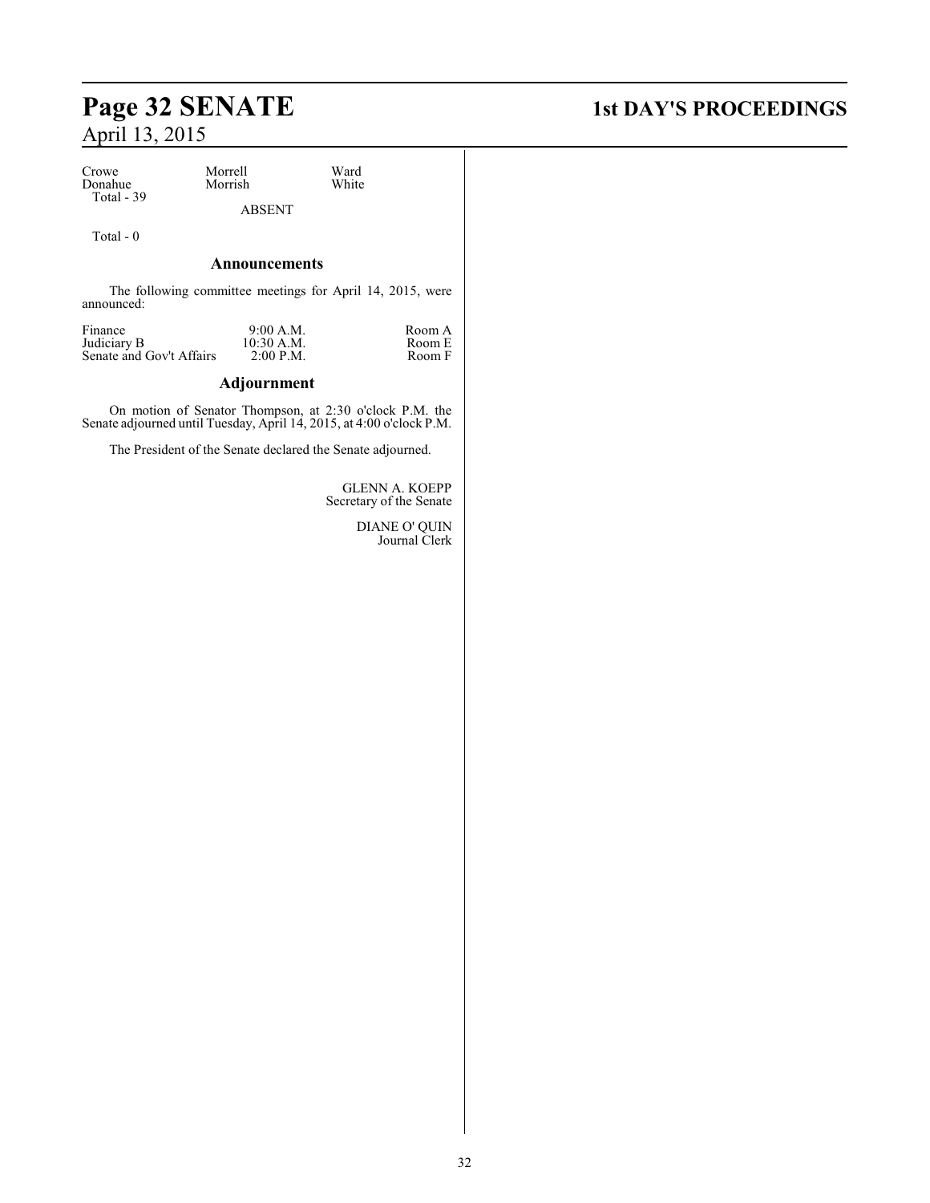| | | |
|---|---|---|
| Crowe | Morrell | Ward |
| Donahue | Morrish | White |

Total - 39

ABSENT

Total - 0

## Announcements

The following committee meetings for April 14, 2015, were announced:

| | | |
|---|---|---|
| Finance | 9:00 A.M. | Room A |
| Judiciary B | 10:30 A.M. | Room E |
| Senate and Gov't Affairs | 2:00 P.M. | Room F |

## Adjournment

On motion of Senator Thompson, at 2:30 o'clock P.M. the Senate adjourned until Tuesday, April 14, 2015, at 4:00 o'clock P.M.

The President of the Senate declared the Senate adjourned.

GLENN A. KOEPP
Secretary of the Senate

DIANE O' QUIN
Journal Clerk